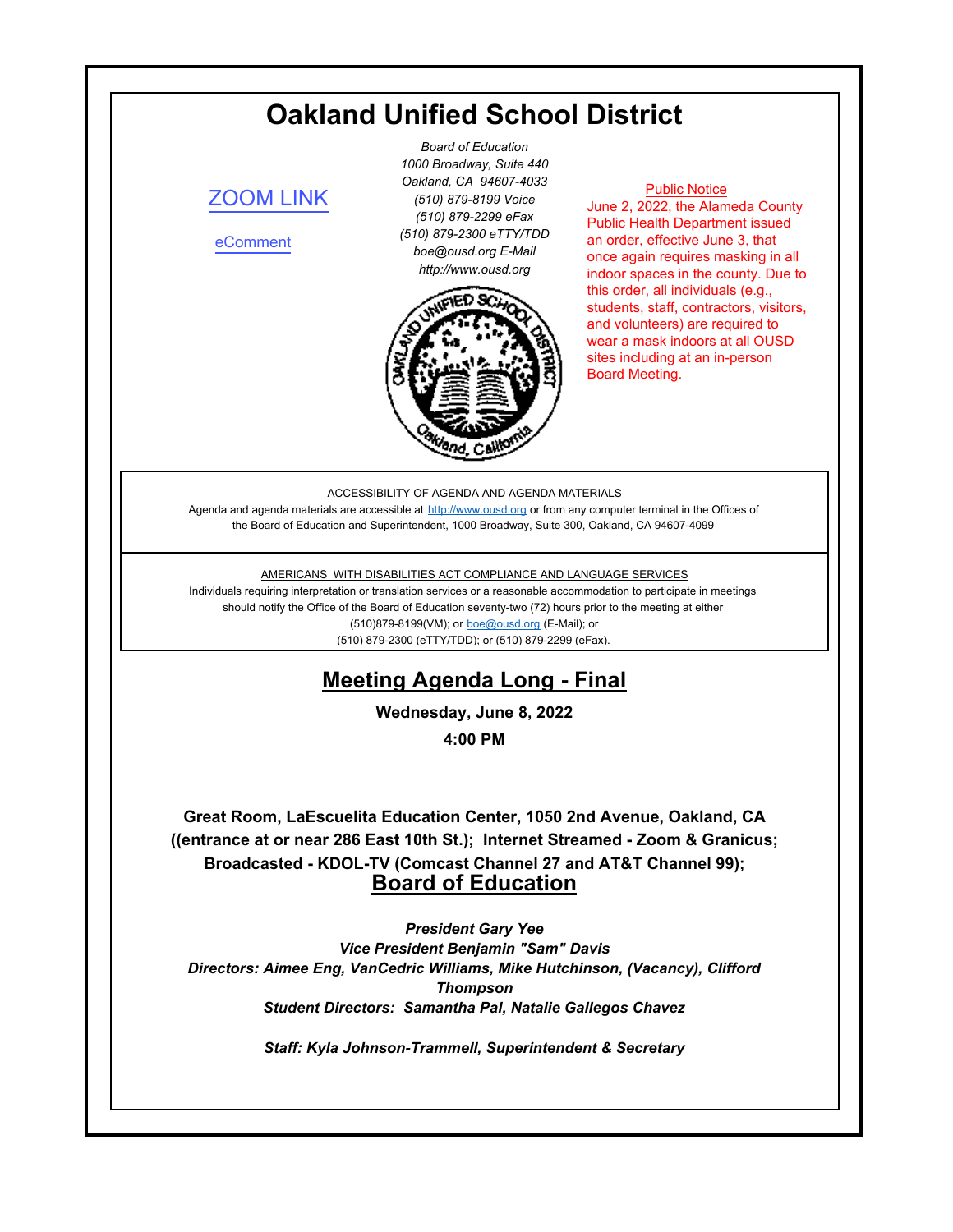# Oakland Unified School District

ZOOM LINK

eComment

*Board of Education*
*1000 Broadway, Suite 440*
*Oakland, CA 94607-4033*
*(510) 879-8199 Voice*
*(510) 879-2299 eFax*
*(510) 879-2300 eTTY/TDD*
*boe@ousd.org E-Mail*
*http://www.ousd.org*

Public Notice
June 2, 2022, the Alameda County Public Health Department issued an order, effective June 3, that once again requires masking in all indoor spaces in the county. Due to this order, all individuals (e.g., students, staff, contractors, visitors, and volunteers) are required to wear a mask indoors at all OUSD sites including at an in-person Board Meeting.

ACCESSIBILITY OF AGENDA AND AGENDA MATERIALS

Agenda and agenda materials are accessible at http://www.ousd.org or from any computer terminal in the Offices of the Board of Education and Superintendent, 1000 Broadway, Suite 300, Oakland, CA 94607-4099

AMERICANS WITH DISABILITIES ACT COMPLIANCE AND LANGUAGE SERVICES

Individuals requiring interpretation or translation services or a reasonable accommodation to participate in meetings should notify the Office of the Board of Education seventy-two (72) hours prior to the meeting at either (510)879-8199(VM); or boe@ousd.org (E-Mail); or (510) 879-2300 (eTTY/TDD); or (510) 879-2299 (eFax).

## Meeting Agenda Long - Final

**Wednesday, June 8, 2022**

**4:00 PM**

**Great Room, LaEscuelita Education Center, 1050 2nd Avenue, Oakland, CA ((entrance at or near 286 East 10th St.); Internet Streamed - Zoom & Granicus; Broadcasted - KDOL-TV (Comcast Channel 27 and AT&T Channel 99);**

## Board of Education

***President Gary Yee***
***Vice President Benjamin "Sam" Davis***
***Directors: Aimee Eng, VanCedric Williams, Mike Hutchinson, (Vacancy), Clifford Thompson***
***Student Directors: Samantha Pal, Natalie Gallegos Chavez***

***Staff: Kyla Johnson-Trammell, Superintendent & Secretary***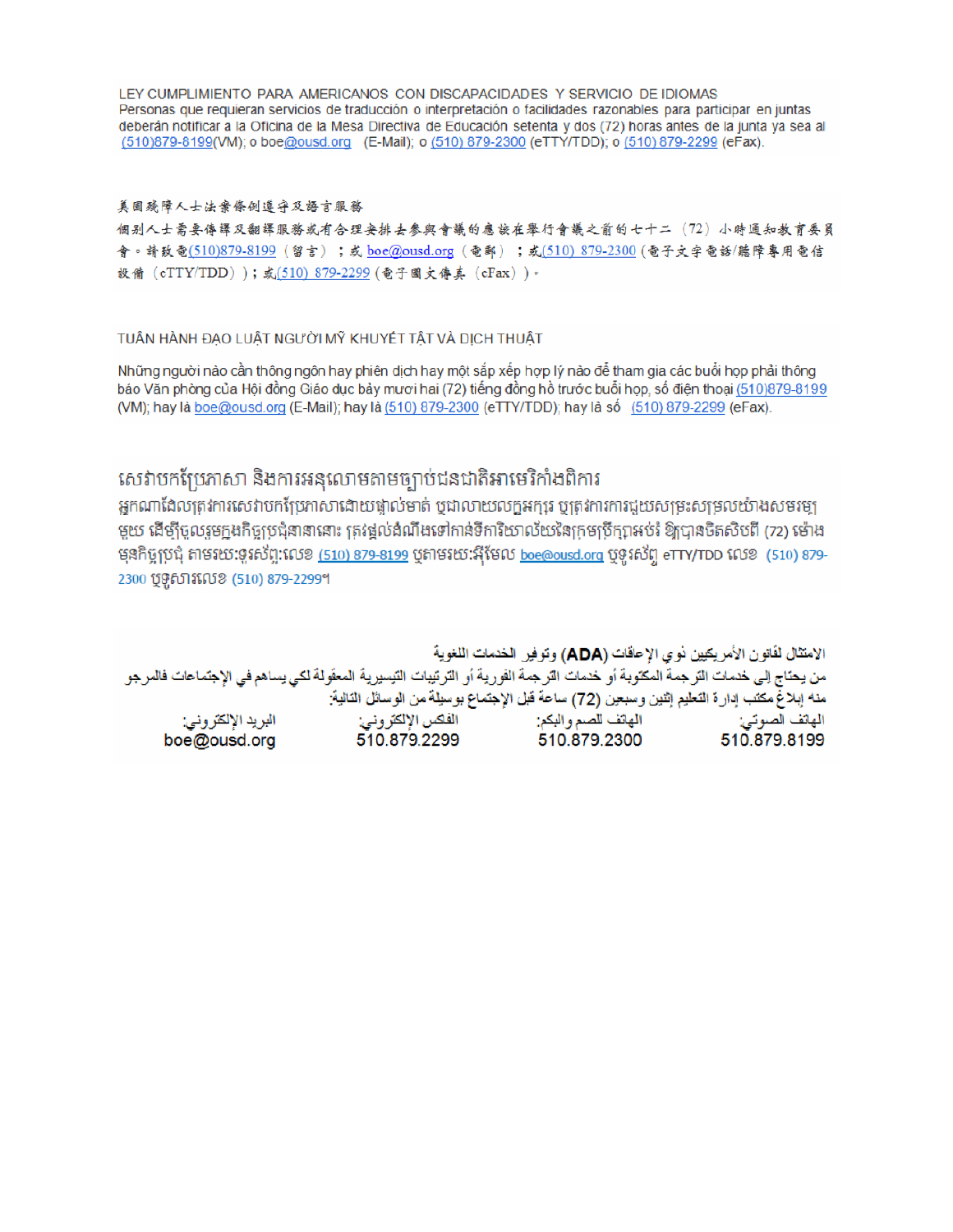LEY CUMPLIMIENTO PARA AMERICANOS CON DISCAPACIDADES Y SERVICIO DE IDIOMAS

Personas que requieran servicios de traducción o interpretación o facilidades razonables para participar en juntas deberán notificar a la Oficina de la Mesa Directiva de Educación setenta y dos (72) horas antes de la junta ya sea al (510)879-8199(VM); o boe@ousd.org (E-Mail); o (510) 879-2300 (eTTY/TDD); o (510) 879-2299 (eFax).

美國殘障人士法案條例遵守及語言服務

個別人士需要傳譯及翻譯服務或有合理安排去參與會議的應該在舉行會議之前的七十二（72）小時通知教育委員會。請致電(510)879-8199（留言）；或 boe@ousd.org（電郵）；或(510) 879-2300（電子文字電話/聽障專用電信設備（eTTY/TDD））；或(510) 879-2299（電子圖文傳真（eFax））。

TUÂN HÀNH ĐẠO LUẬT NGƯỜI MỸ KHUYẾT TẬT VÀ DỊCH THUẬT

Những người nào cần thông ngôn hay phiên dịch hay một sắp xếp hợp lý nào để tham gia các buổi họp phải thông báo Văn phòng của Hội đồng Giáo dục bảy mươi hai (72) tiếng đồng hồ trước buổi họp, số điện thoại (510)879-8199 (VM); hay là boe@ousd.org (E-Mail); hay là (510) 879-2300 (eTTY/TDD); hay là số (510) 879-2299 (eFax).

សេវាបកប្រែភាសា និងការអនុលោមតាមច្បាប់ជនជាតិអាមេរិកាំងពិការ

អ្នកណាដែលត្រូវការសេវាបកប្រែភាសាដោយផ្ទាល់មាត់ ឬជាលាយលក្ខអក្សរ ឬត្រូវការការជួយសម្រះសម្រួលយ៉ាងសមរម្យមួយ ដើម្បីចូលរួមក្នុងកិច្ចប្រជុំនានានោះ ត្រូវផ្តល់ដំណឹងទៅកាន់ទីការិយាល័យនៃក្រុមប្រឹក្សាអប់រំ ឱ្យបានចិតសិបពីរ (72) ម៉ោង មុនកិច្ចប្រជុំ តាមរយៈទូរស័ព្ទ:លេខ (510) 879-8199 ឬតាមរយៈអ៊ីមែល boe@ousd.org ឬទូរស័ព្ទ eTTY/TDD លេខ (510) 879-2300 ឬទូរសារលេខ (510) 879-2299។

الامتثال لقانون الأمريكيين ذوي الإعاقات (ADA) وتوفير الخدمات اللغوية

من يحتاج إلى خدمات الترجمة المكتوبة أو خدمات الترجمة الفورية أو الترتيبات التيسيرية المعقولة لكي يساهم في الإجتماعات فالمرجو منه إبلاغ مكتب إدارة التعليم إثنين وسبعين (72) ساعة قبل الإجتماع بوسيلة من الوسائل التالية:

| الهاتف الصوتي: | الهاتف للصم والبكم: | الفكس الإلكتروني: | البريد الإلكتروني: |
|---|---|---|---|
| 510.879.8199 | 510.879.2300 | 510.879.2299 | boe@ousd.org |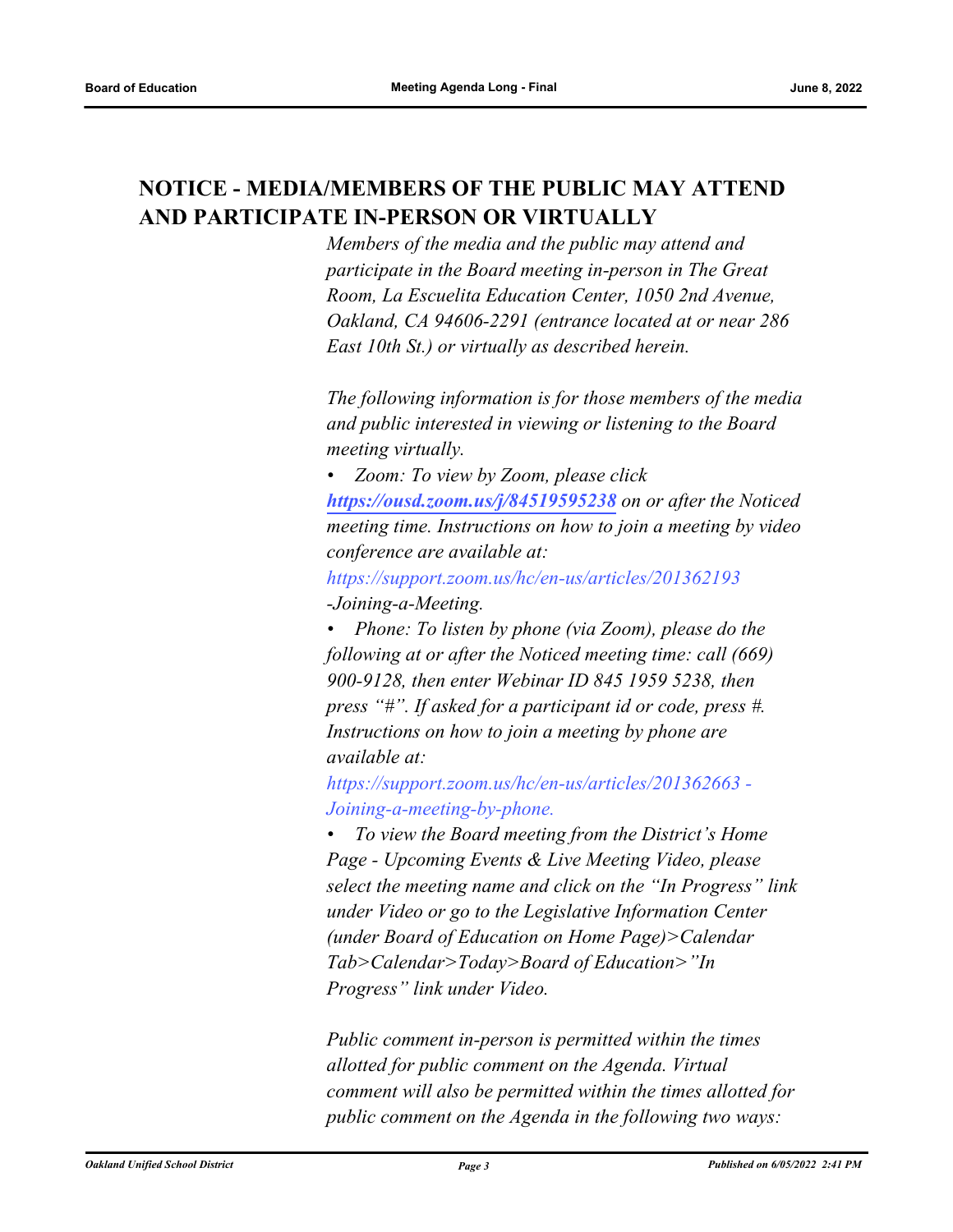## NOTICE - MEDIA/MEMBERS OF THE PUBLIC MAY ATTEND AND PARTICIPATE IN-PERSON OR VIRTUALLY

*Members of the media and the public may attend and participate in the Board meeting in-person in The Great Room, La Escuelita Education Center, 1050 2nd Avenue, Oakland, CA 94606-2291 (entrance located at or near 286 East 10th St.) or virtually as described herein.*

*The following information is for those members of the media and public interested in viewing or listening to the Board meeting virtually.*

- *Zoom: To view by Zoom, please click* ***https://ousd.zoom.us/j/84519595238*** *on or after the Noticed meeting time. Instructions on how to join a meeting by video conference are available at: https://support.zoom.us/hc/en-us/articles/201362193 -Joining-a-Meeting.*
- *Phone: To listen by phone (via Zoom), please do the following at or after the Noticed meeting time: call (669) 900-9128, then enter Webinar ID 845 1959 5238, then press "#". If asked for a participant id or code, press #. Instructions on how to join a meeting by phone are available at: https://support.zoom.us/hc/en-us/articles/201362663 - Joining-a-meeting-by-phone.*
- *To view the Board meeting from the District's Home Page - Upcoming Events & Live Meeting Video, please select the meeting name and click on the "In Progress" link under Video or go to the Legislative Information Center (under Board of Education on Home Page)>Calendar Tab>Calendar>Today>Board of Education>"In Progress" link under Video.*

*Public comment in-person is permitted within the times allotted for public comment on the Agenda. Virtual comment will also be permitted within the times allotted for public comment on the Agenda in the following two ways:*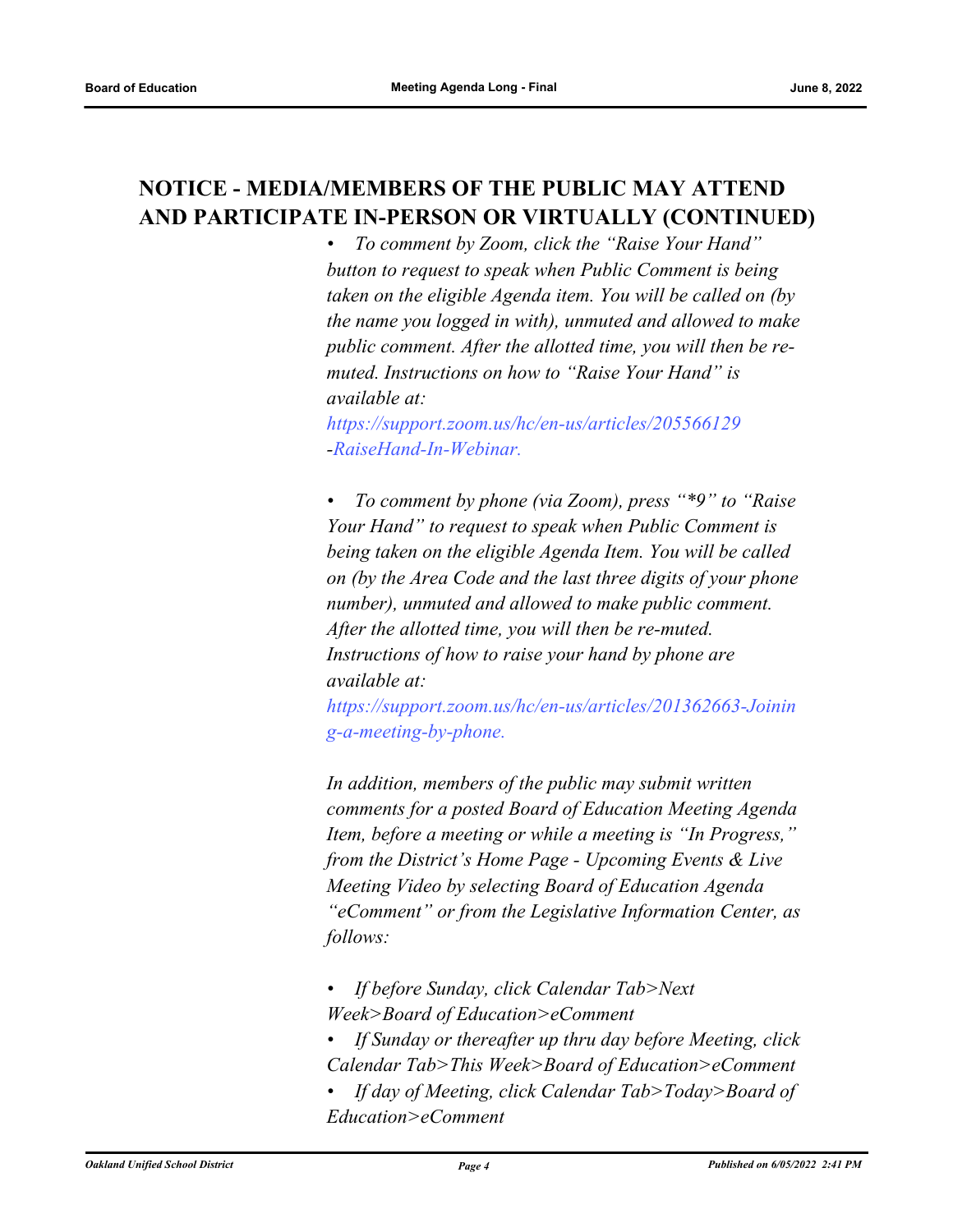## NOTICE - MEDIA/MEMBERS OF THE PUBLIC MAY ATTEND AND PARTICIPATE IN-PERSON OR VIRTUALLY (CONTINUED)

- *To comment by Zoom, click the "Raise Your Hand" button to request to speak when Public Comment is being taken on the eligible Agenda item. You will be called on (by the name you logged in with), unmuted and allowed to make public comment. After the allotted time, you will then be re-muted. Instructions on how to "Raise Your Hand" is available at: https://support.zoom.us/hc/en-us/articles/205566129-RaiseHand-In-Webinar.*

- *To comment by phone (via Zoom), press "*9" to "Raise Your Hand" to request to speak when Public Comment is being taken on the eligible Agenda Item. You will be called on (by the Area Code and the last three digits of your phone number), unmuted and allowed to make public comment. After the allotted time, you will then be re-muted. Instructions of how to raise your hand by phone are available at: https://support.zoom.us/hc/en-us/articles/201362663-Joining-a-meeting-by-phone.*

*In addition, members of the public may submit written comments for a posted Board of Education Meeting Agenda Item, before a meeting or while a meeting is "In Progress," from the District's Home Page - Upcoming Events & Live Meeting Video by selecting Board of Education Agenda "eComment" or from the Legislative Information Center, as follows:*

- *If before Sunday, click Calendar Tab>Next Week>Board of Education>eComment*
- *If Sunday or thereafter up thru day before Meeting, click Calendar Tab>This Week>Board of Education>eComment*
- *If day of Meeting, click Calendar Tab>Today>Board of Education>eComment*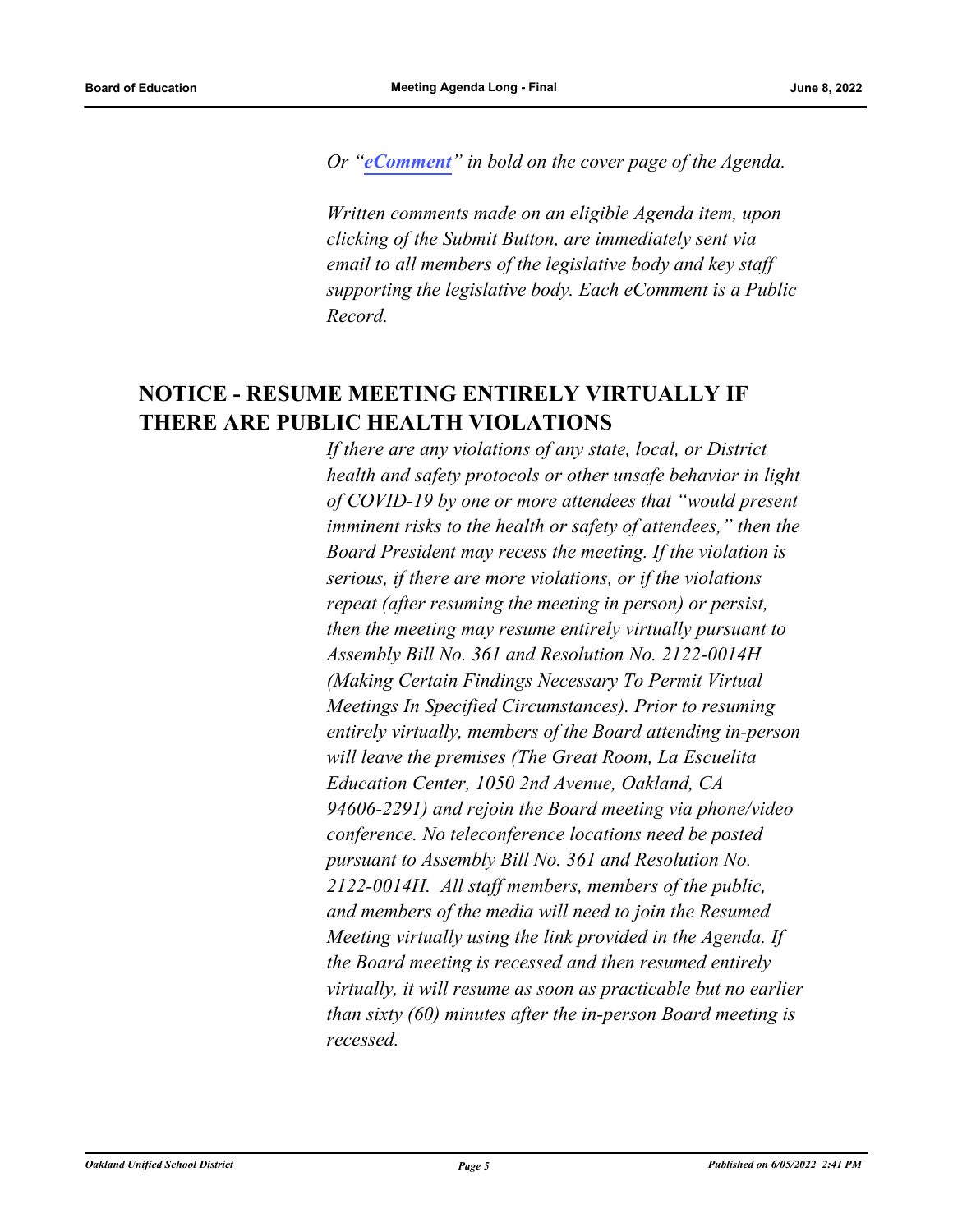*Or "**eComment**" in bold on the cover page of the Agenda.*

*Written comments made on an eligible Agenda item, upon clicking of the Submit Button, are immediately sent via email to all members of the legislative body and key staff supporting the legislative body. Each eComment is a Public Record.*

## NOTICE - RESUME MEETING ENTIRELY VIRTUALLY IF THERE ARE PUBLIC HEALTH VIOLATIONS

*If there are any violations of any state, local, or District health and safety protocols or other unsafe behavior in light of COVID-19 by one or more attendees that "would present imminent risks to the health or safety of attendees," then the Board President may recess the meeting. If the violation is serious, if there are more violations, or if the violations repeat (after resuming the meeting in person) or persist, then the meeting may resume entirely virtually pursuant to Assembly Bill No. 361 and Resolution No. 2122-0014H (Making Certain Findings Necessary To Permit Virtual Meetings In Specified Circumstances). Prior to resuming entirely virtually, members of the Board attending in-person will leave the premises (The Great Room, La Escuelita Education Center, 1050 2nd Avenue, Oakland, CA 94606-2291) and rejoin the Board meeting via phone/video conference. No teleconference locations need be posted pursuant to Assembly Bill No. 361 and Resolution No. 2122-0014H. All staff members, members of the public, and members of the media will need to join the Resumed Meeting virtually using the link provided in the Agenda. If the Board meeting is recessed and then resumed entirely virtually, it will resume as soon as practicable but no earlier than sixty (60) minutes after the in-person Board meeting is recessed.*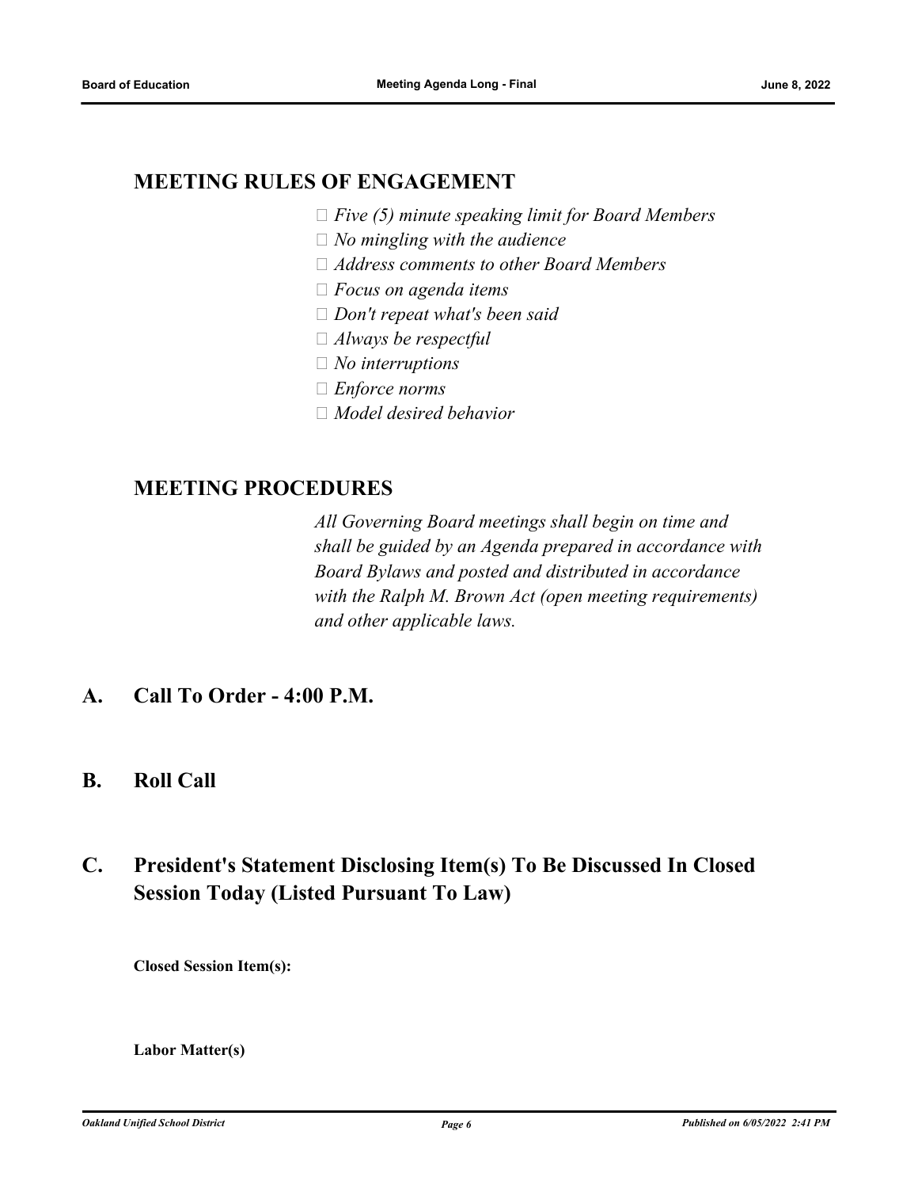## MEETING RULES OF ENGAGEMENT

- *Five (5) minute speaking limit for Board Members*
- *No mingling with the audience*
- *Address comments to other Board Members*
- *Focus on agenda items*
- *Don't repeat what's been said*
- *Always be respectful*
- *No interruptions*
- *Enforce norms*
- *Model desired behavior*

## MEETING PROCEDURES

*All Governing Board meetings shall begin on time and shall be guided by an Agenda prepared in accordance with Board Bylaws and posted and distributed in accordance with the Ralph M. Brown Act (open meeting requirements) and other applicable laws.*

## A. Call To Order - 4:00 P.M.

## B. Roll Call

## C. President's Statement Disclosing Item(s) To Be Discussed In Closed Session Today (Listed Pursuant To Law)

**Closed Session Item(s):**

**Labor Matter(s)**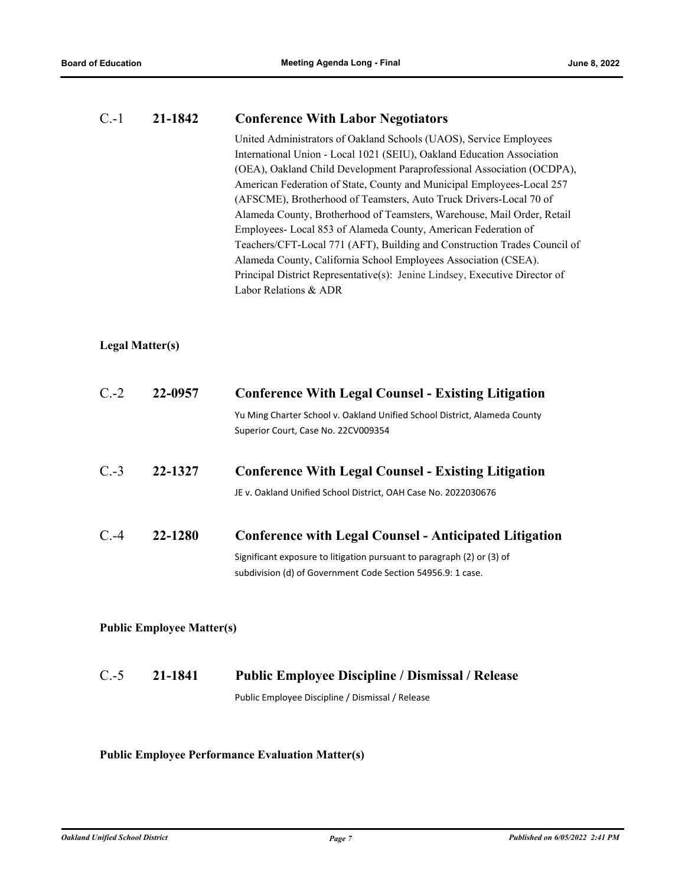### C.-1 21-1842 Conference With Labor Negotiators

United Administrators of Oakland Schools (UAOS), Service Employees International Union - Local 1021 (SEIU), Oakland Education Association (OEA), Oakland Child Development Paraprofessional Association (OCDPA), American Federation of State, County and Municipal Employees-Local 257 (AFSCME), Brotherhood of Teamsters, Auto Truck Drivers-Local 70 of Alameda County, Brotherhood of Teamsters, Warehouse, Mail Order, Retail Employees- Local 853 of Alameda County, American Federation of Teachers/CFT-Local 771 (AFT), Building and Construction Trades Council of Alameda County, California School Employees Association (CSEA). Principal District Representative(s): Jenine Lindsey, Executive Director of Labor Relations & ADR

**Legal Matter(s)**

### C.-2 22-0957 Conference With Legal Counsel - Existing Litigation

Yu Ming Charter School v. Oakland Unified School District, Alameda County Superior Court, Case No. 22CV009354

### C.-3 22-1327 Conference With Legal Counsel - Existing Litigation

JE v. Oakland Unified School District, OAH Case No. 2022030676

### C.-4 22-1280 Conference with Legal Counsel - Anticipated Litigation

Significant exposure to litigation pursuant to paragraph (2) or (3) of subdivision (d) of Government Code Section 54956.9: 1 case.

**Public Employee Matter(s)**

### C.-5 21-1841 Public Employee Discipline / Dismissal / Release

Public Employee Discipline / Dismissal / Release

**Public Employee Performance Evaluation Matter(s)**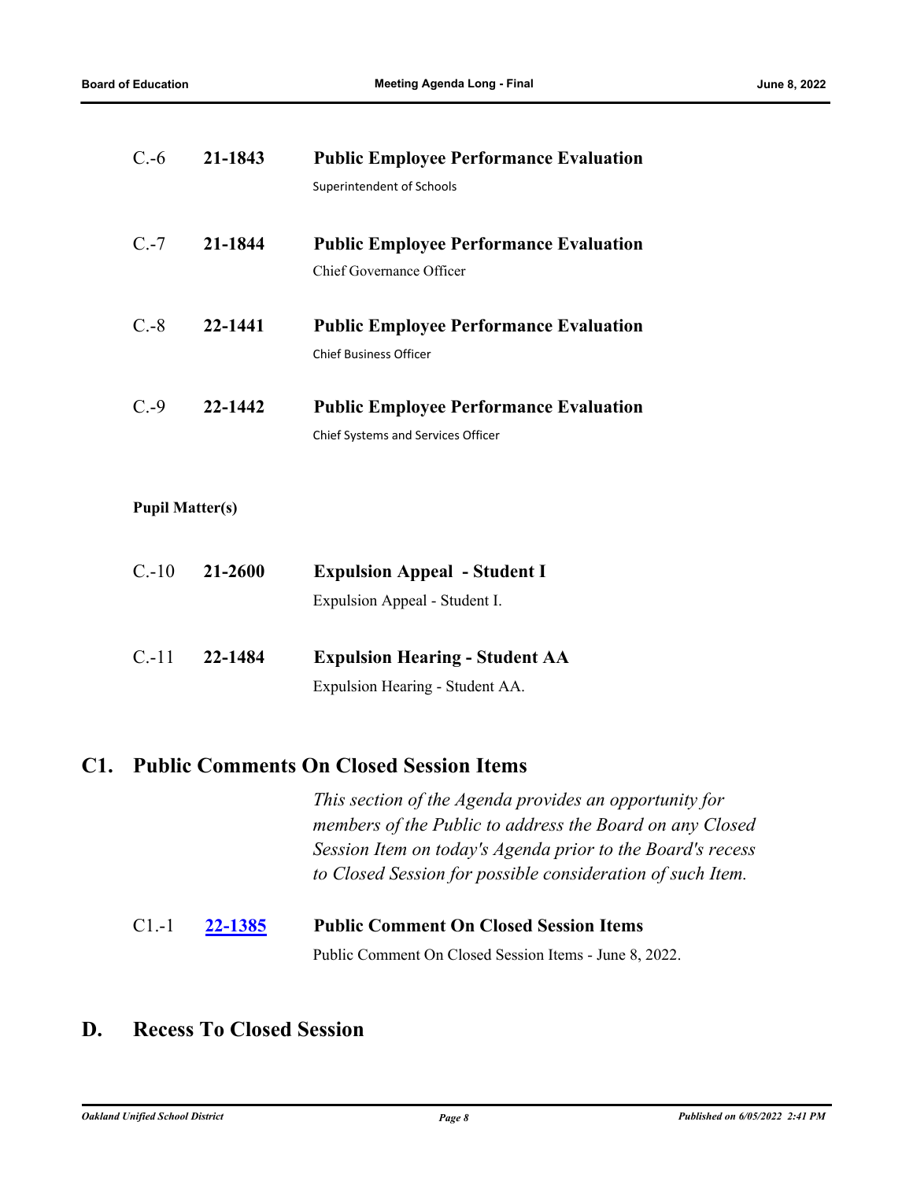C.-6 **21-1843** **Public Employee Performance Evaluation**

Superintendent of Schools

C.-7 **21-1844** **Public Employee Performance Evaluation**

Chief Governance Officer

C.-8 **22-1441** **Public Employee Performance Evaluation**

Chief Business Officer

C.-9 **22-1442** **Public Employee Performance Evaluation**

Chief Systems and Services Officer

**Pupil Matter(s)**

C.-10 **21-2600** **Expulsion Appeal - Student I**

Expulsion Appeal - Student I.

C.-11 **22-1484** **Expulsion Hearing - Student AA**

Expulsion Hearing - Student AA.

## C1. Public Comments On Closed Session Items

*This section of the Agenda provides an opportunity for members of the Public to address the Board on any Closed Session Item on today's Agenda prior to the Board's recess to Closed Session for possible consideration of such Item.*

C1.-1 **22-1385** **Public Comment On Closed Session Items**

Public Comment On Closed Session Items - June 8, 2022.

## D. Recess To Closed Session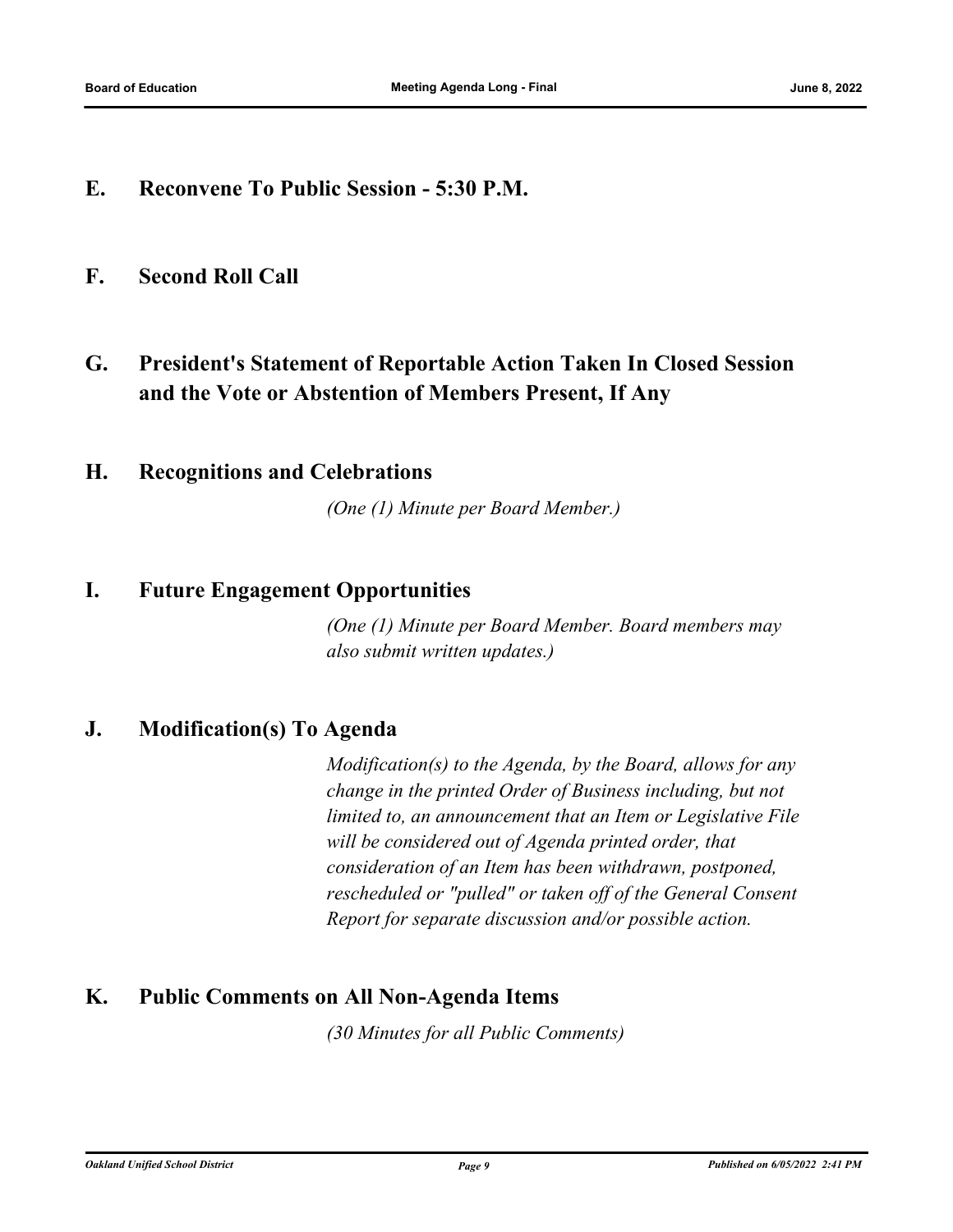## E. Reconvene To Public Session - 5:30 P.M.

## F. Second Roll Call

## G. President's Statement of Reportable Action Taken In Closed Session and the Vote or Abstention of Members Present, If Any

## H. Recognitions and Celebrations

*(One (1) Minute per Board Member.)*

## I. Future Engagement Opportunities

*(One (1) Minute per Board Member. Board members may also submit written updates.)*

## J. Modification(s) To Agenda

*Modification(s) to the Agenda, by the Board, allows for any change in the printed Order of Business including, but not limited to, an announcement that an Item or Legislative File will be considered out of Agenda printed order, that consideration of an Item has been withdrawn, postponed, rescheduled or "pulled" or taken off of the General Consent Report for separate discussion and/or possible action.*

## K. Public Comments on All Non-Agenda Items

*(30 Minutes for all Public Comments)*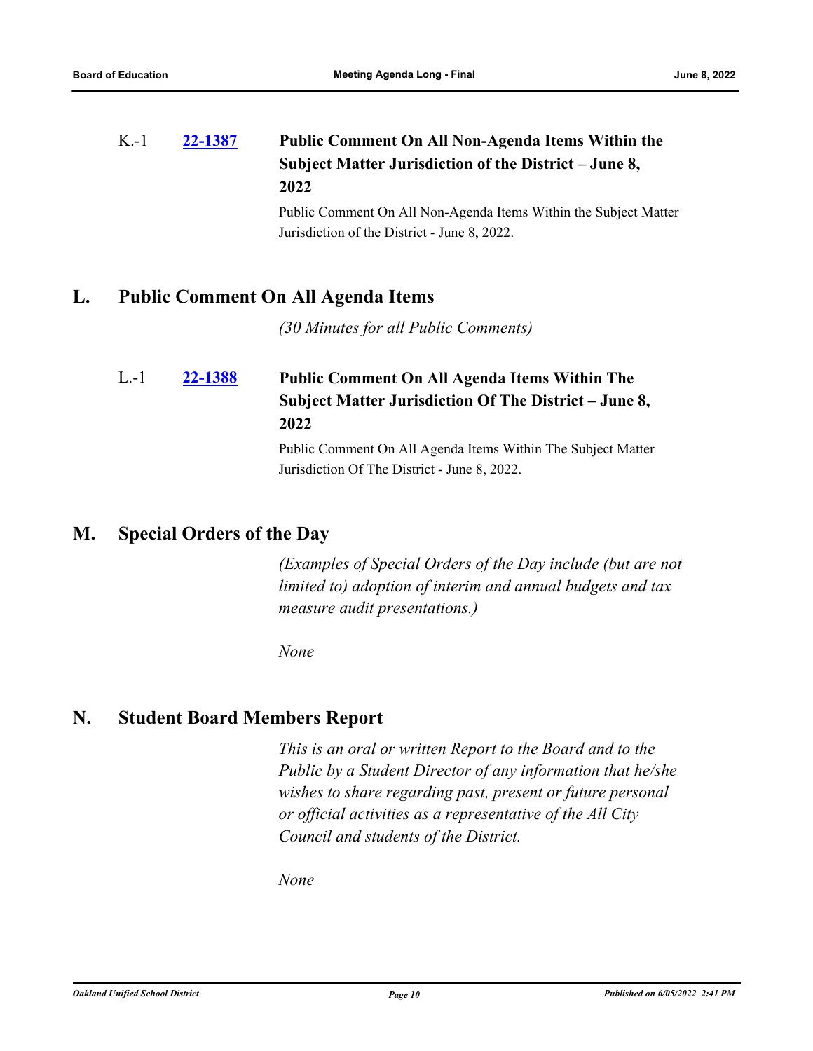K.-1 **[22-1387]** **Public Comment On All Non-Agenda Items Within the Subject Matter Jurisdiction of the District – June 8, 2022**

Public Comment On All Non-Agenda Items Within the Subject Matter Jurisdiction of the District - June 8, 2022.

## L. Public Comment On All Agenda Items

*(30 Minutes for all Public Comments)*

L.-1 **[22-1388]** **Public Comment On All Agenda Items Within The Subject Matter Jurisdiction Of The District – June 8, 2022**

Public Comment On All Agenda Items Within The Subject Matter Jurisdiction Of The District - June 8, 2022.

## M. Special Orders of the Day

*(Examples of Special Orders of the Day include (but are not limited to) adoption of interim and annual budgets and tax measure audit presentations.)*

*None*

## N. Student Board Members Report

*This is an oral or written Report to the Board and to the Public by a Student Director of any information that he/she wishes to share regarding past, present or future personal or official activities as a representative of the All City Council and students of the District.*

*None*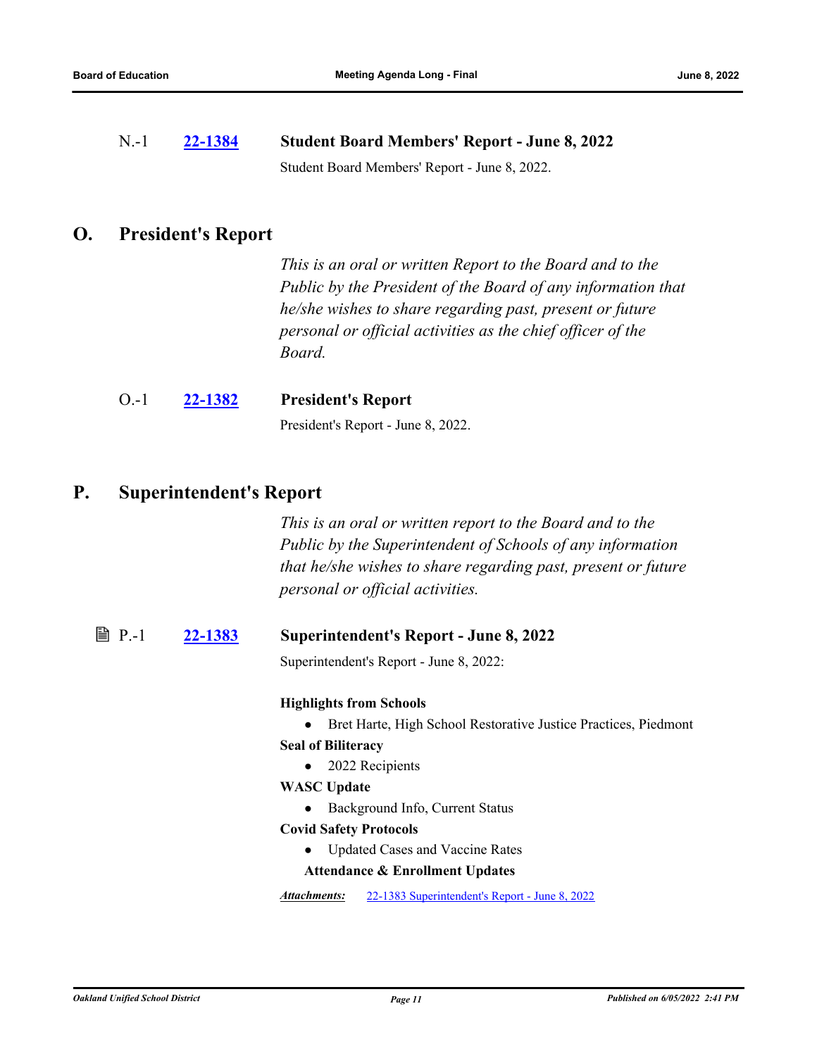N.-1 **22-1384** **Student Board Members' Report - June 8, 2022**

Student Board Members' Report - June 8, 2022.

## O. President's Report

*This is an oral or written Report to the Board and to the Public by the President of the Board of any information that he/she wishes to share regarding past, present or future personal or official activities as the chief officer of the Board.*

O.-1 **22-1382** **President's Report**

President's Report - June 8, 2022.

## P. Superintendent's Report

*This is an oral or written report to the Board and to the Public by the Superintendent of Schools of any information that he/she wishes to share regarding past, present or future personal or official activities.*

P.-1 **22-1383** **Superintendent's Report - June 8, 2022**

Superintendent's Report - June 8, 2022:

**Highlights from Schools**

- Bret Harte, High School Restorative Justice Practices, Piedmont

**Seal of Biliteracy**

- 2022 Recipients

**WASC Update**

- Background Info, Current Status

**Covid Safety Protocols**

- Updated Cases and Vaccine Rates

**Attendance & Enrollment Updates**

***Attachments:*** 22-1383 Superintendent's Report - June 8, 2022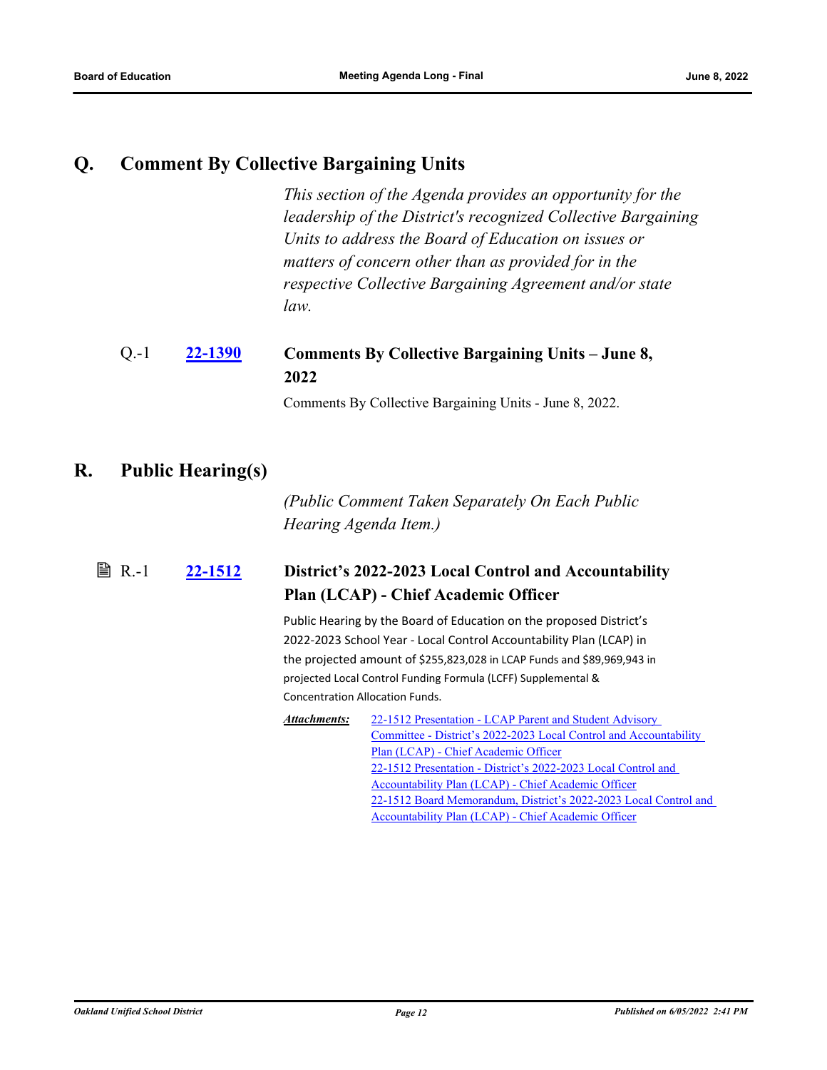## Q. Comment By Collective Bargaining Units

*This section of the Agenda provides an opportunity for the leadership of the District's recognized Collective Bargaining Units to address the Board of Education on issues or matters of concern other than as provided for in the respective Collective Bargaining Agreement and/or state law.*

Q.-1 **22-1390** **Comments By Collective Bargaining Units – June 8, 2022**

Comments By Collective Bargaining Units - June 8, 2022.

## R. Public Hearing(s)

*(Public Comment Taken Separately On Each Public Hearing Agenda Item.)*

R.-1 **22-1512** **District's 2022-2023 Local Control and Accountability Plan (LCAP) - Chief Academic Officer**

Public Hearing by the Board of Education on the proposed District's 2022-2023 School Year - Local Control Accountability Plan (LCAP) in the projected amount of $255,823,028 in LCAP Funds and $89,969,943 in projected Local Control Funding Formula (LCFF) Supplemental & Concentration Allocation Funds.

***Attachments:***
22-1512 Presentation - LCAP Parent and Student Advisory Committee - District's 2022-2023 Local Control and Accountability Plan (LCAP) - Chief Academic Officer
22-1512 Presentation - District's 2022-2023 Local Control and Accountability Plan (LCAP) - Chief Academic Officer
22-1512 Board Memorandum, District's 2022-2023 Local Control and Accountability Plan (LCAP) - Chief Academic Officer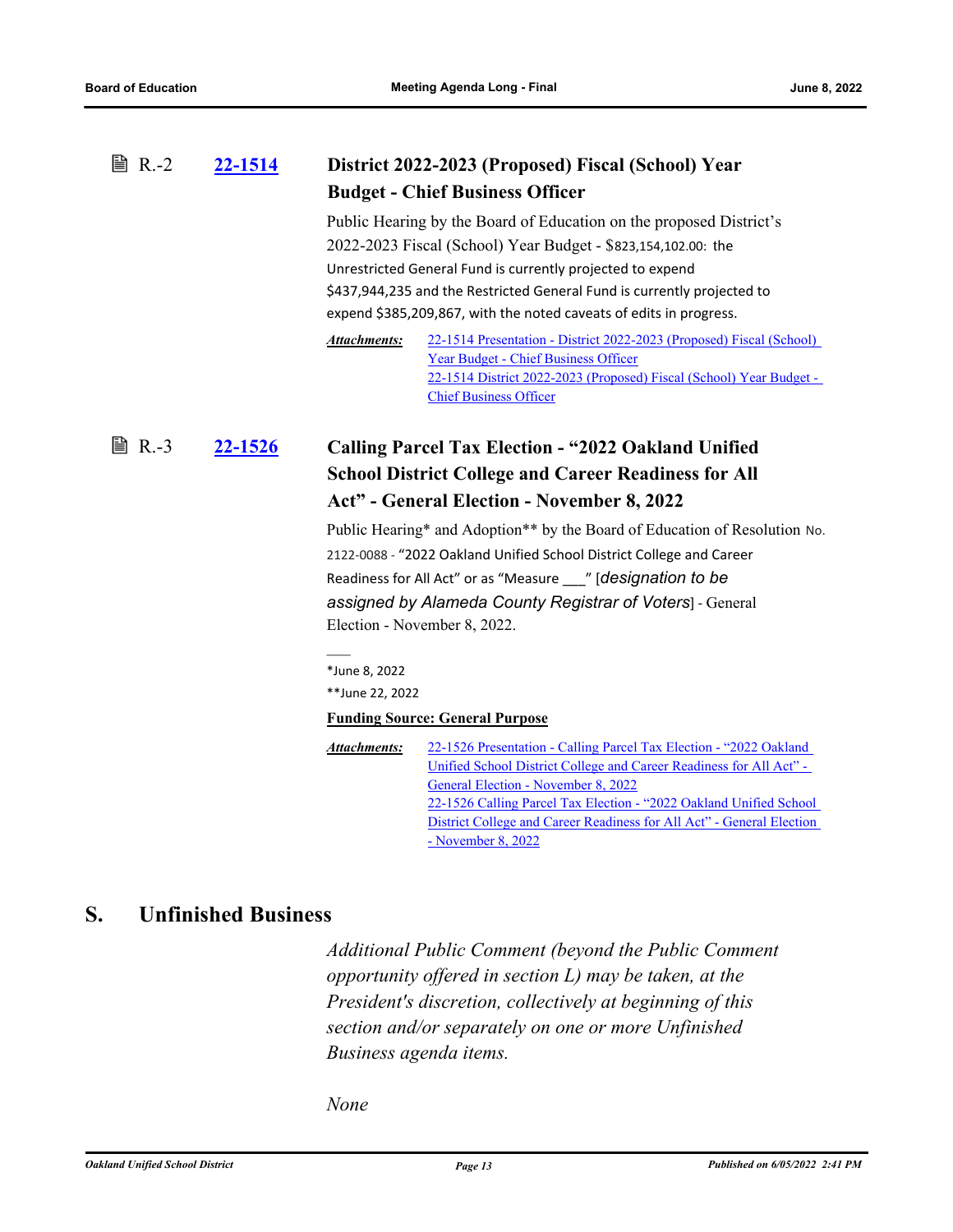R.-2 **22-1514** **District 2022-2023 (Proposed) Fiscal (School) Year Budget - Chief Business Officer**

Public Hearing by the Board of Education on the proposed District's 2022-2023 Fiscal (School) Year Budget - $823,154,102.00: the Unrestricted General Fund is currently projected to expend $437,944,235 and the Restricted General Fund is currently projected to expend $385,209,867, with the noted caveats of edits in progress.

***Attachments:*** 22-1514 Presentation - District 2022-2023 (Proposed) Fiscal (School) Year Budget - Chief Business Officer
22-1514 District 2022-2023 (Proposed) Fiscal (School) Year Budget - Chief Business Officer

R.-3 **22-1526** **Calling Parcel Tax Election - "2022 Oakland Unified School District College and Career Readiness for All Act" - General Election - November 8, 2022**

Public Hearing* and Adoption** by the Board of Education of Resolution No. 2122-0088 - "2022 Oakland Unified School District College and Career Readiness for All Act" or as "Measure ___" [*designation to be assigned by Alameda County Registrar of Voters*] - General Election - November 8, 2022.

___
*June 8, 2022
**June 22, 2022

**Funding Source: General Purpose**

***Attachments:*** 22-1526 Presentation - Calling Parcel Tax Election - "2022 Oakland Unified School District College and Career Readiness for All Act" - General Election - November 8, 2022
22-1526 Calling Parcel Tax Election - "2022 Oakland Unified School District College and Career Readiness for All Act" - General Election - November 8, 2022

## S. Unfinished Business

*Additional Public Comment (beyond the Public Comment opportunity offered in section L) may be taken, at the President's discretion, collectively at beginning of this section and/or separately on one or more Unfinished Business agenda items.*

*None*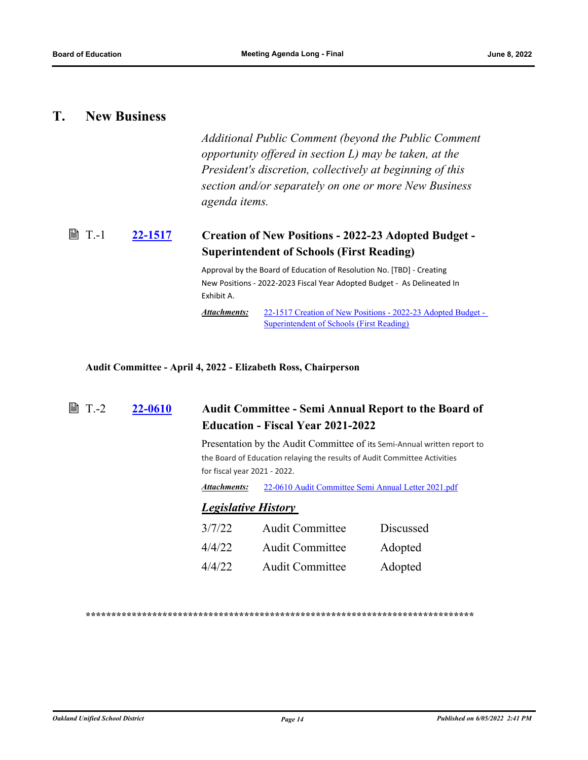## T. New Business

*Additional Public Comment (beyond the Public Comment opportunity offered in section L) may be taken, at the President's discretion, collectively at beginning of this section and/or separately on one or more New Business agenda items.*

### T.-1 [22-1517](22-1517) Creation of New Positions - 2022-23 Adopted Budget - Superintendent of Schools (First Reading)

Approval by the Board of Education of Resolution No. [TBD] - Creating New Positions - 2022-2023 Fiscal Year Adopted Budget - As Delineated In Exhibit A.

***Attachments:*** 22-1517 Creation of New Positions - 2022-23 Adopted Budget - Superintendent of Schools (First Reading)

**Audit Committee - April 4, 2022 - Elizabeth Ross, Chairperson**

### T.-2 [22-0610](22-0610) Audit Committee - Semi Annual Report to the Board of Education - Fiscal Year 2021-2022

Presentation by the Audit Committee of its Semi-Annual written report to the Board of Education relaying the results of Audit Committee Activities for fiscal year 2021 - 2022.

***Attachments:*** 22-0610 Audit Committee Semi Annual Letter 2021.pdf

***Legislative History***

| | | |
|---|---|---|
| 3/7/22 | Audit Committee | Discussed |
| 4/4/22 | Audit Committee | Adopted |
| 4/4/22 | Audit Committee | Adopted |

******************************************************************************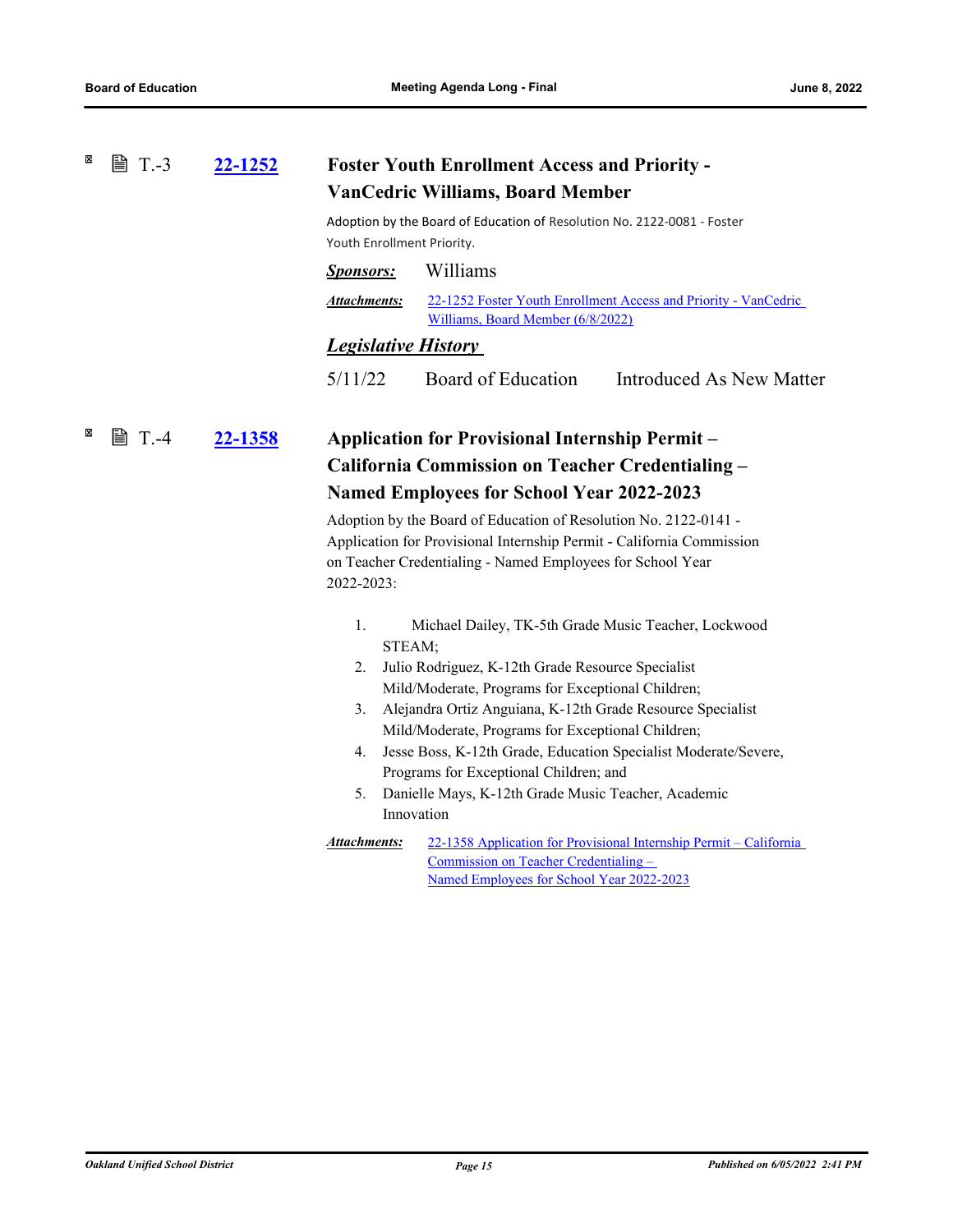### T.-3 22-1252 Foster Youth Enrollment Access and Priority - VanCedric Williams, Board Member

Adoption by the Board of Education of Resolution No. 2122-0081 - Foster Youth Enrollment Priority.

***Sponsors:*** Williams

***Attachments:*** 22-1252 Foster Youth Enrollment Access and Priority - VanCedric Williams, Board Member (6/8/2022)

***Legislative History***

| | | |
|---|---|---|
| 5/11/22 | Board of Education | Introduced As New Matter |

### T.-4 22-1358 Application for Provisional Internship Permit – California Commission on Teacher Credentialing – Named Employees for School Year 2022-2023

Adoption by the Board of Education of Resolution No. 2122-0141 - Application for Provisional Internship Permit - California Commission on Teacher Credentialing - Named Employees for School Year 2022-2023:

1. Michael Dailey, TK-5th Grade Music Teacher, Lockwood STEAM;
2. Julio Rodriguez, K-12th Grade Resource Specialist Mild/Moderate, Programs for Exceptional Children;
3. Alejandra Ortiz Anguiana, K-12th Grade Resource Specialist Mild/Moderate, Programs for Exceptional Children;
4. Jesse Boss, K-12th Grade, Education Specialist Moderate/Severe, Programs for Exceptional Children; and
5. Danielle Mays, K-12th Grade Music Teacher, Academic Innovation

***Attachments:*** 22-1358 Application for Provisional Internship Permit – California Commission on Teacher Credentialing – Named Employees for School Year 2022-2023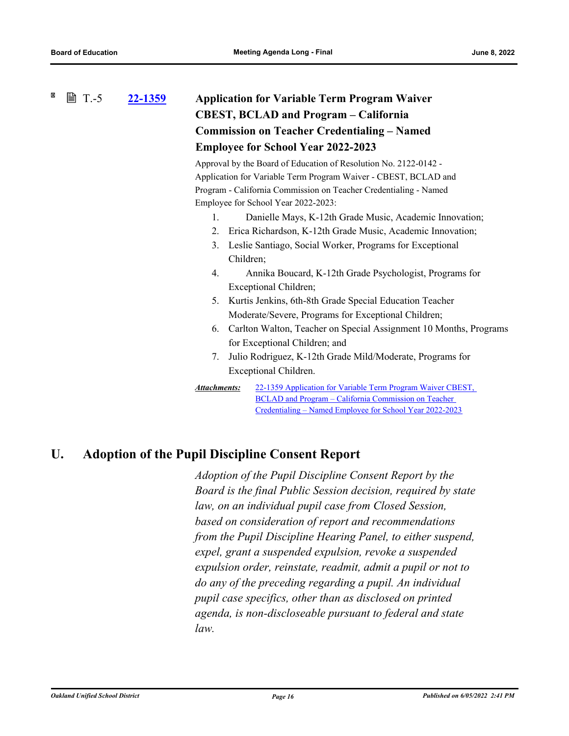T.-5 **22-1359** **Application for Variable Term Program Waiver CBEST, BCLAD and Program – California Commission on Teacher Credentialing – Named Employee for School Year 2022-2023**

Approval by the Board of Education of Resolution No. 2122-0142 - Application for Variable Term Program Waiver - CBEST, BCLAD and Program - California Commission on Teacher Credentialing - Named Employee for School Year 2022-2023:

1. Danielle Mays, K-12th Grade Music, Academic Innovation;
2. Erica Richardson, K-12th Grade Music, Academic Innovation;
3. Leslie Santiago, Social Worker, Programs for Exceptional Children;
4. Annika Boucard, K-12th Grade Psychologist, Programs for Exceptional Children;
5. Kurtis Jenkins, 6th-8th Grade Special Education Teacher Moderate/Severe, Programs for Exceptional Children;
6. Carlton Walton, Teacher on Special Assignment 10 Months, Programs for Exceptional Children; and
7. Julio Rodriguez, K-12th Grade Mild/Moderate, Programs for Exceptional Children.

***Attachments:*** 22-1359 Application for Variable Term Program Waiver CBEST, BCLAD and Program – California Commission on Teacher Credentialing – Named Employee for School Year 2022-2023

## U. Adoption of the Pupil Discipline Consent Report

*Adoption of the Pupil Discipline Consent Report by the Board is the final Public Session decision, required by state law, on an individual pupil case from Closed Session, based on consideration of report and recommendations from the Pupil Discipline Hearing Panel, to either suspend, expel, grant a suspended expulsion, revoke a suspended expulsion order, reinstate, readmit, admit a pupil or not to do any of the preceding regarding a pupil. An individual pupil case specifics, other than as disclosed on printed agenda, is non-discloseable pursuant to federal and state law.*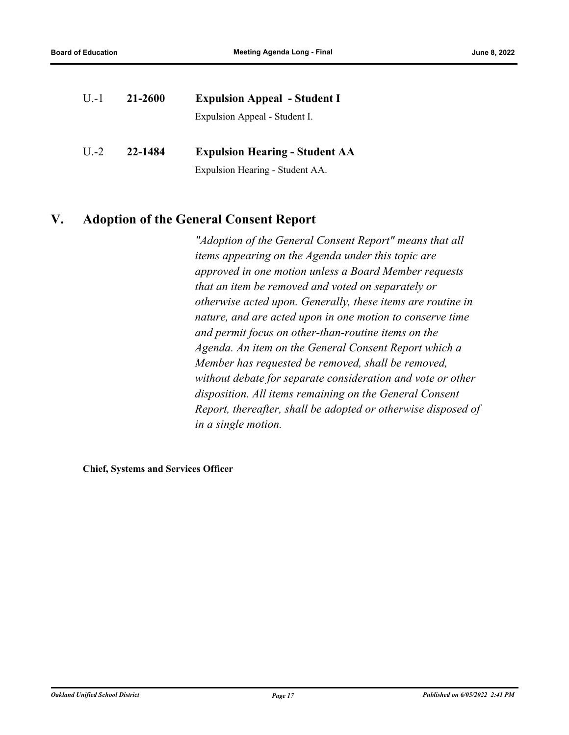U.-1 **21-2600** **Expulsion Appeal - Student I**

Expulsion Appeal - Student I.

U.-2 **22-1484** **Expulsion Hearing - Student AA**

Expulsion Hearing - Student AA.

## V. Adoption of the General Consent Report

*"Adoption of the General Consent Report" means that all items appearing on the Agenda under this topic are approved in one motion unless a Board Member requests that an item be removed and voted on separately or otherwise acted upon. Generally, these items are routine in nature, and are acted upon in one motion to conserve time and permit focus on other-than-routine items on the Agenda. An item on the General Consent Report which a Member has requested be removed, shall be removed, without debate for separate consideration and vote or other disposition. All items remaining on the General Consent Report, thereafter, shall be adopted or otherwise disposed of in a single motion.*

**Chief, Systems and Services Officer**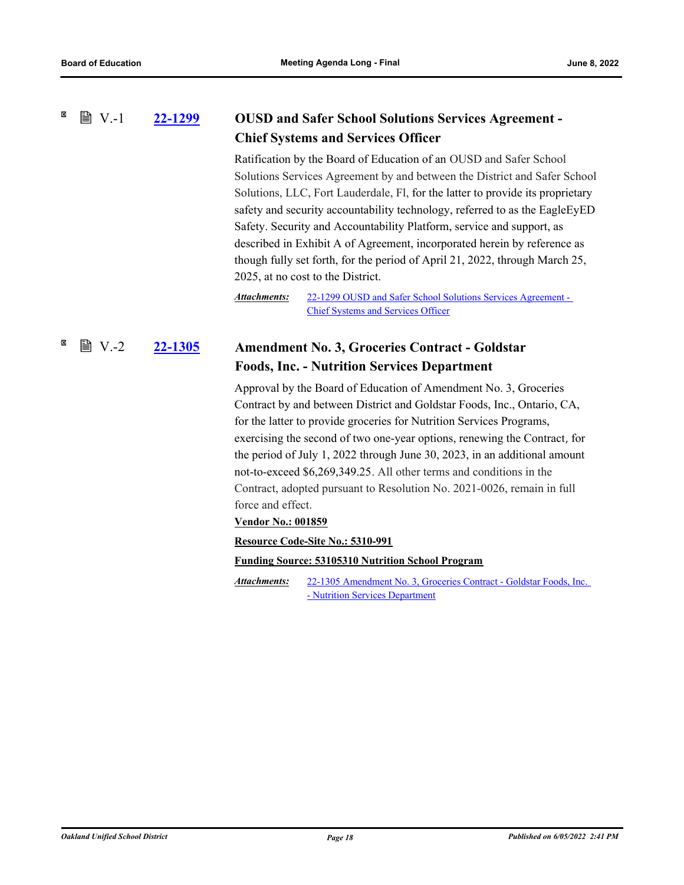V.-1 **22-1299** **OUSD and Safer School Solutions Services Agreement - Chief Systems and Services Officer**

Ratification by the Board of Education of an OUSD and Safer School Solutions Services Agreement by and between the District and Safer School Solutions, LLC, Fort Lauderdale, Fl, for the latter to provide its proprietary safety and security accountability technology, referred to as the EagleEyED Safety. Security and Accountability Platform, service and support, as described in Exhibit A of Agreement, incorporated herein by reference as though fully set forth, for the period of April 21, 2022, through March 25, 2025, at no cost to the District.

***Attachments:*** 22-1299 OUSD and Safer School Solutions Services Agreement - Chief Systems and Services Officer

V.-2 **22-1305** **Amendment No. 3, Groceries Contract - Goldstar Foods, Inc. - Nutrition Services Department**

Approval by the Board of Education of Amendment No. 3, Groceries Contract by and between District and Goldstar Foods, Inc., Ontario, CA, for the latter to provide groceries for Nutrition Services Programs, exercising the second of two one-year options, renewing the Contract, for the period of July 1, 2022 through June 30, 2023, in an additional amount not-to-exceed $6,269,349.25. All other terms and conditions in the Contract, adopted pursuant to Resolution No. 2021-0026, remain in full force and effect.

**Vendor No.: 001859**

**Resource Code-Site No.: 5310-991**

**Funding Source: 53105310 Nutrition School Program**

***Attachments:*** 22-1305 Amendment No. 3, Groceries Contract - Goldstar Foods, Inc. - Nutrition Services Department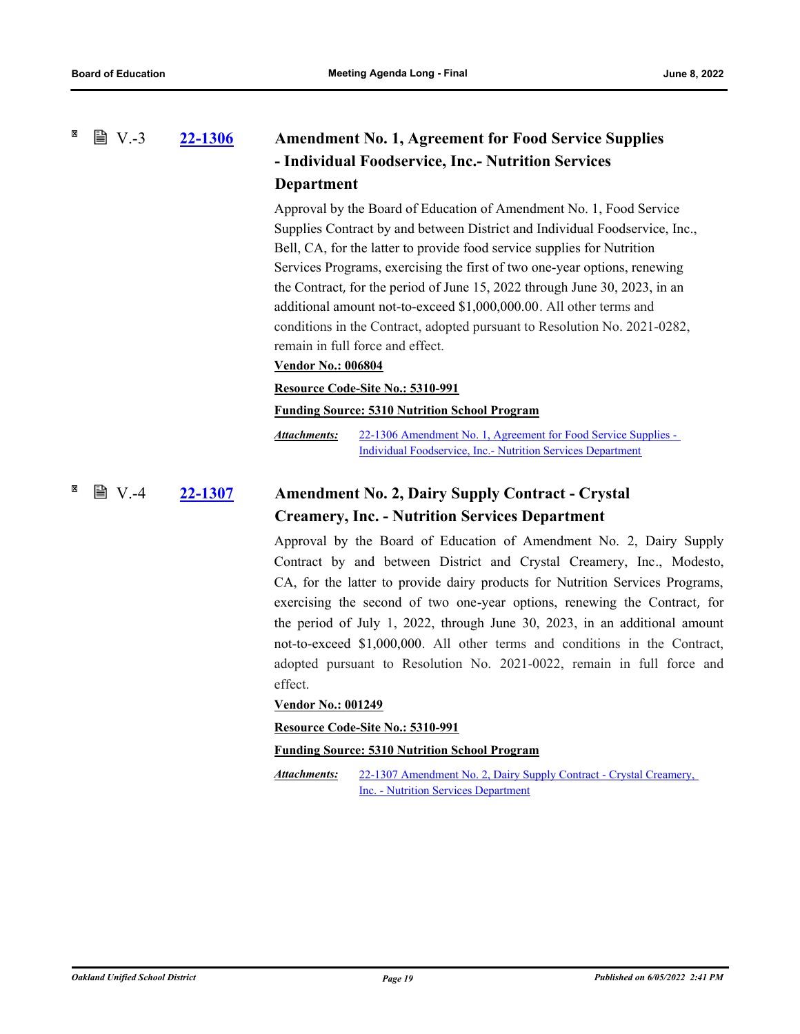### V.-3 [22-1306](22-1306) Amendment No. 1, Agreement for Food Service Supplies - Individual Foodservice, Inc.- Nutrition Services Department

Approval by the Board of Education of Amendment No. 1, Food Service Supplies Contract by and between District and Individual Foodservice, Inc., Bell, CA, for the latter to provide food service supplies for Nutrition Services Programs, exercising the first of two one-year options, renewing the Contract, for the period of June 15, 2022 through June 30, 2023, in an additional amount not-to-exceed $1,000,000.00. All other terms and conditions in the Contract, adopted pursuant to Resolution No. 2021-0282, remain in full force and effect.

**Vendor No.: 006804**

**Resource Code-Site No.: 5310-991**

**Funding Source: 5310 Nutrition School Program**

***Attachments:*** 22-1306 Amendment No. 1, Agreement for Food Service Supplies - Individual Foodservice, Inc.- Nutrition Services Department

### V.-4 [22-1307](22-1307) Amendment No. 2, Dairy Supply Contract - Crystal Creamery, Inc. - Nutrition Services Department

Approval by the Board of Education of Amendment No. 2, Dairy Supply Contract by and between District and Crystal Creamery, Inc., Modesto, CA, for the latter to provide dairy products for Nutrition Services Programs, exercising the second of two one-year options, renewing the Contract, for the period of July 1, 2022, through June 30, 2023, in an additional amount not-to-exceed $1,000,000. All other terms and conditions in the Contract, adopted pursuant to Resolution No. 2021-0022, remain in full force and effect.

**Vendor No.: 001249**

**Resource Code-Site No.: 5310-991**

**Funding Source: 5310 Nutrition School Program**

***Attachments:*** 22-1307 Amendment No. 2, Dairy Supply Contract - Crystal Creamery, Inc. - Nutrition Services Department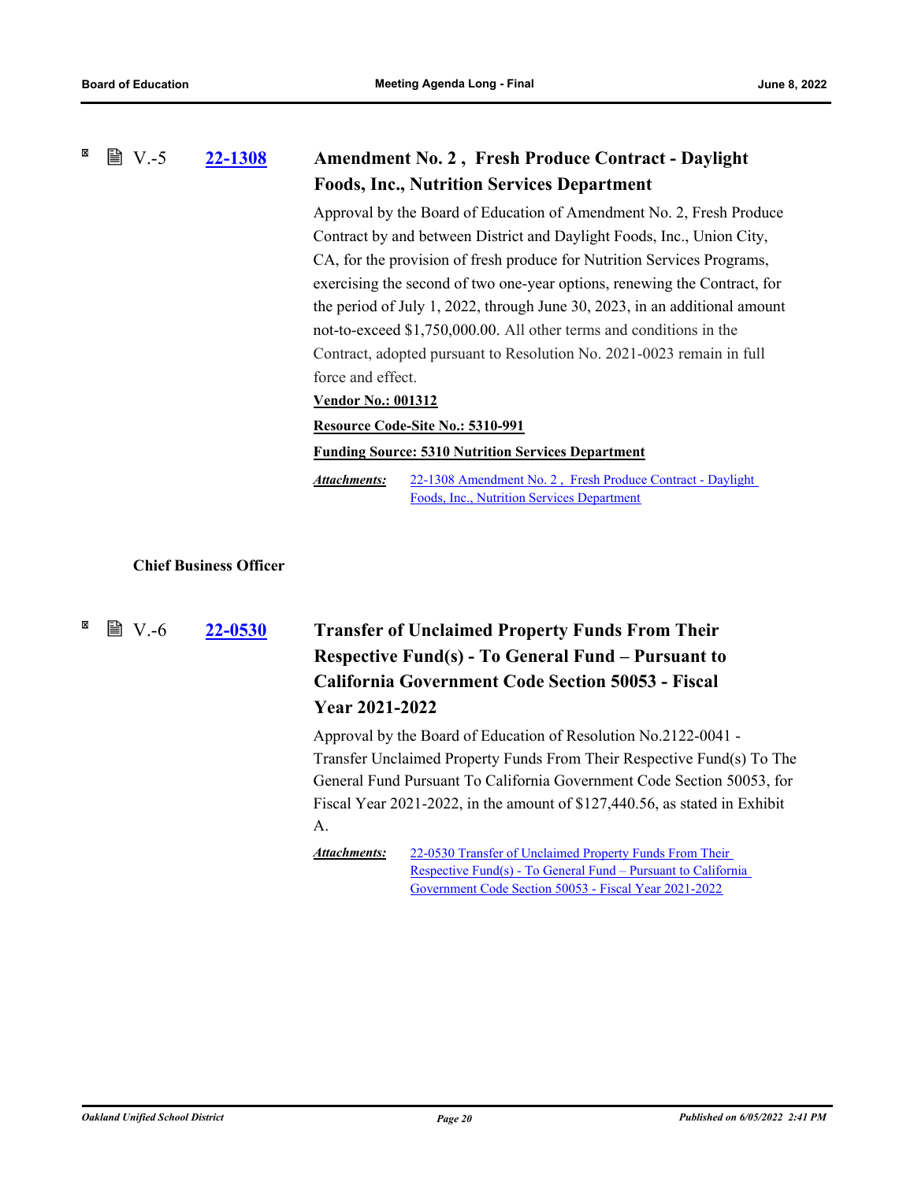V.-5 **22-1308**

### Amendment No. 2 , Fresh Produce Contract - Daylight Foods, Inc., Nutrition Services Department

Approval by the Board of Education of Amendment No. 2, Fresh Produce Contract by and between District and Daylight Foods, Inc., Union City, CA, for the provision of fresh produce for Nutrition Services Programs, exercising the second of two one-year options, renewing the Contract, for the period of July 1, 2022, through June 30, 2023, in an additional amount not-to-exceed $1,750,000.00. All other terms and conditions in the Contract, adopted pursuant to Resolution No. 2021-0023 remain in full force and effect.

**Vendor No.: 001312**

**Resource Code-Site No.: 5310-991**

**Funding Source: 5310 Nutrition Services Department**

***Attachments:*** 22-1308 Amendment No. 2 , Fresh Produce Contract - Daylight Foods, Inc., Nutrition Services Department

**Chief Business Officer**

V.-6 **22-0530**

### Transfer of Unclaimed Property Funds From Their Respective Fund(s) - To General Fund – Pursuant to California Government Code Section 50053 - Fiscal Year 2021-2022

Approval by the Board of Education of Resolution No.2122-0041 - Transfer Unclaimed Property Funds From Their Respective Fund(s) To The General Fund Pursuant To California Government Code Section 50053, for Fiscal Year 2021-2022, in the amount of $127,440.56, as stated in Exhibit A.

***Attachments:*** 22-0530 Transfer of Unclaimed Property Funds From Their Respective Fund(s) - To General Fund – Pursuant to California Government Code Section 50053 - Fiscal Year 2021-2022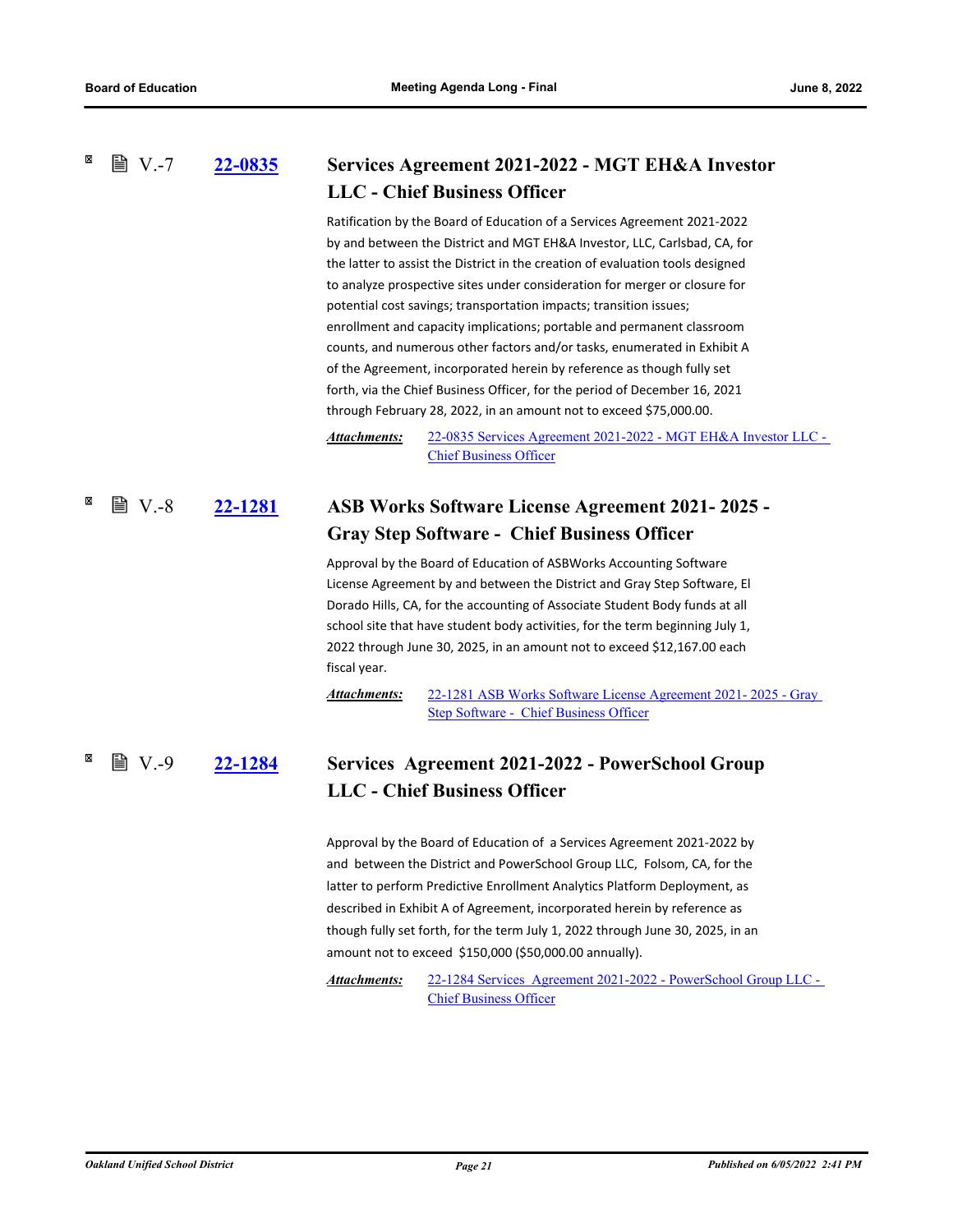### V.-7 [22-0835](22-0835) Services Agreement 2021-2022 - MGT EH&A Investor LLC - Chief Business Officer

Ratification by the Board of Education of a Services Agreement 2021-2022 by and between the District and MGT EH&A Investor, LLC, Carlsbad, CA, for the latter to assist the District in the creation of evaluation tools designed to analyze prospective sites under consideration for merger or closure for potential cost savings; transportation impacts; transition issues; enrollment and capacity implications; portable and permanent classroom counts, and numerous other factors and/or tasks, enumerated in Exhibit A of the Agreement, incorporated herein by reference as though fully set forth, via the Chief Business Officer, for the period of December 16, 2021 through February 28, 2022, in an amount not to exceed $75,000.00.

***Attachments:*** 22-0835 Services Agreement 2021-2022 - MGT EH&A Investor LLC - Chief Business Officer

### V.-8 [22-1281](22-1281) ASB Works Software License Agreement 2021- 2025 - Gray Step Software - Chief Business Officer

Approval by the Board of Education of ASBWorks Accounting Software License Agreement by and between the District and Gray Step Software, El Dorado Hills, CA, for the accounting of Associate Student Body funds at all school site that have student body activities, for the term beginning July 1, 2022 through June 30, 2025, in an amount not to exceed $12,167.00 each fiscal year.

***Attachments:*** 22-1281 ASB Works Software License Agreement 2021- 2025 - Gray Step Software - Chief Business Officer

### V.-9 [22-1284](22-1284) Services Agreement 2021-2022 - PowerSchool Group LLC - Chief Business Officer

Approval by the Board of Education of a Services Agreement 2021-2022 by and between the District and PowerSchool Group LLC, Folsom, CA, for the latter to perform Predictive Enrollment Analytics Platform Deployment, as described in Exhibit A of Agreement, incorporated herein by reference as though fully set forth, for the term July 1, 2022 through June 30, 2025, in an amount not to exceed $150,000 ($50,000.00 annually).

***Attachments:*** 22-1284 Services Agreement 2021-2022 - PowerSchool Group LLC - Chief Business Officer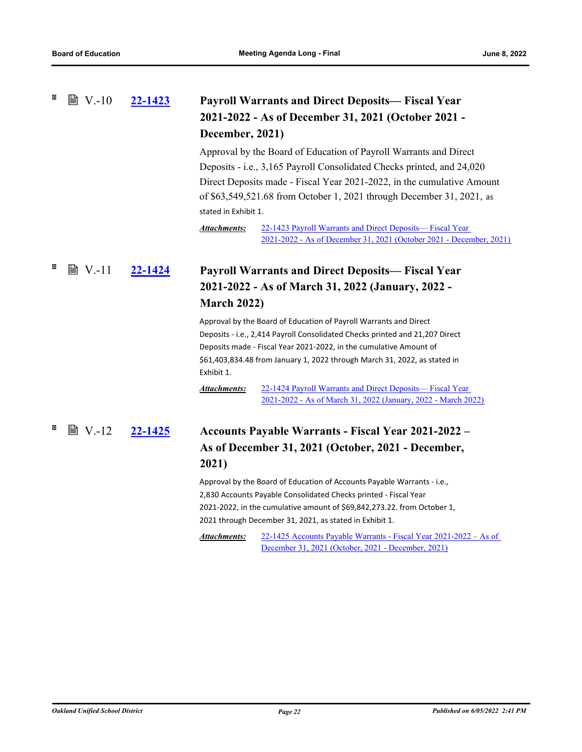V.-10 **22-1423**

### Payroll Warrants and Direct Deposits— Fiscal Year 2021-2022 - As of December 31, 2021 (October 2021 - December, 2021)

Approval by the Board of Education of Payroll Warrants and Direct Deposits - i.e., 3,165 Payroll Consolidated Checks printed, and 24,020 Direct Deposits made - Fiscal Year 2021-2022, in the cumulative Amount of $63,549,521.68 from October 1, 2021 through December 31, 2021, as stated in Exhibit 1.

***Attachments:*** 22-1423 Payroll Warrants and Direct Deposits— Fiscal Year 2021-2022 - As of December 31, 2021 (October 2021 - December, 2021)

V.-11 **22-1424**

### Payroll Warrants and Direct Deposits— Fiscal Year 2021-2022 - As of March 31, 2022 (January, 2022 - March 2022)

Approval by the Board of Education of Payroll Warrants and Direct Deposits - i.e., 2,414 Payroll Consolidated Checks printed and 21,207 Direct Deposits made - Fiscal Year 2021-2022, in the cumulative Amount of $61,403,834.48 from January 1, 2022 through March 31, 2022, as stated in Exhibit 1.

***Attachments:*** 22-1424 Payroll Warrants and Direct Deposits— Fiscal Year 2021-2022 - As of March 31, 2022 (January, 2022 - March 2022)

V.-12 **22-1425**

### Accounts Payable Warrants - Fiscal Year 2021-2022 – As of December 31, 2021 (October, 2021 - December, 2021)

Approval by the Board of Education of Accounts Payable Warrants - i.e., 2,830 Accounts Payable Consolidated Checks printed - Fiscal Year 2021-2022, in the cumulative amount of $69,842,273.22. from October 1, 2021 through December 31, 2021, as stated in Exhibit 1.

***Attachments:*** 22-1425 Accounts Payable Warrants - Fiscal Year 2021-2022 – As of December 31, 2021 (October, 2021 - December, 2021)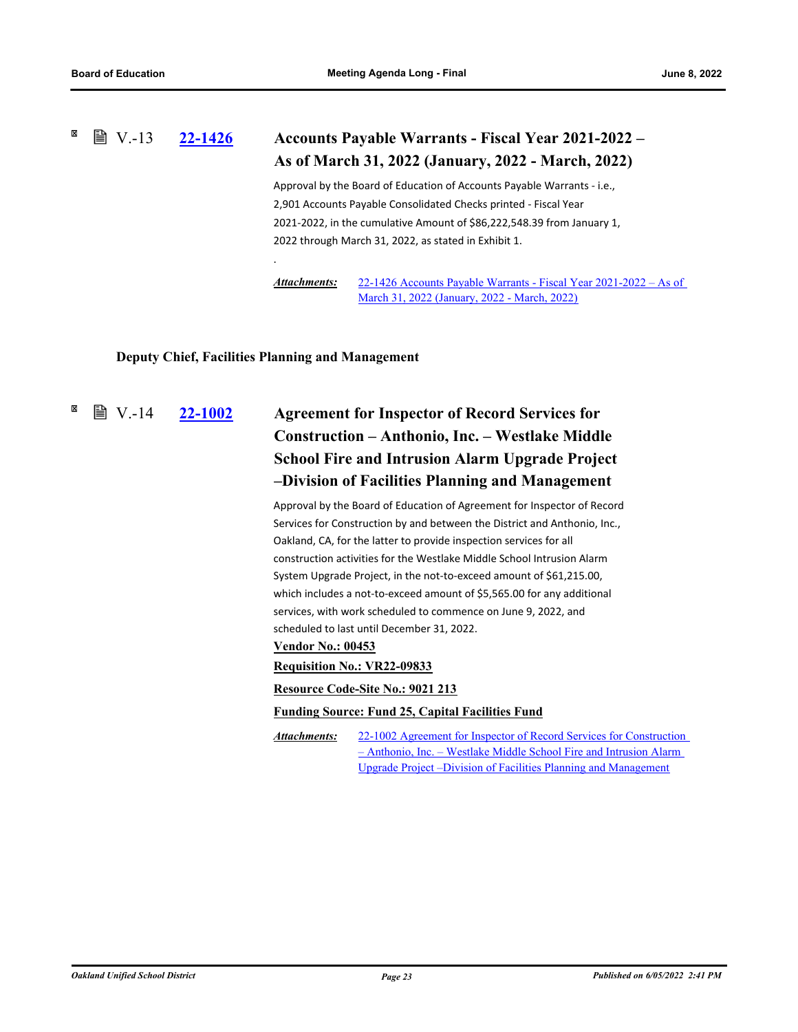### V.-13 22-1426 Accounts Payable Warrants - Fiscal Year 2021-2022 – As of March 31, 2022 (January, 2022 - March, 2022)

Approval by the Board of Education of Accounts Payable Warrants - i.e., 2,901 Accounts Payable Consolidated Checks printed - Fiscal Year 2021-2022, in the cumulative Amount of $86,222,548.39 from January 1, 2022 through March 31, 2022, as stated in Exhibit 1.

.

*Attachments:* 22-1426 Accounts Payable Warrants - Fiscal Year 2021-2022 – As of March 31, 2022 (January, 2022 - March, 2022)

## Deputy Chief, Facilities Planning and Management

### V.-14 22-1002 Agreement for Inspector of Record Services for Construction – Anthonio, Inc. – Westlake Middle School Fire and Intrusion Alarm Upgrade Project –Division of Facilities Planning and Management

Approval by the Board of Education of Agreement for Inspector of Record Services for Construction by and between the District and Anthonio, Inc., Oakland, CA, for the latter to provide inspection services for all construction activities for the Westlake Middle School Intrusion Alarm System Upgrade Project, in the not-to-exceed amount of $61,215.00, which includes a not-to-exceed amount of $5,565.00 for any additional services, with work scheduled to commence on June 9, 2022, and scheduled to last until December 31, 2022.

**Vendor No.: 00453**

**Requisition No.: VR22-09833**

**Resource Code-Site No.: 9021 213**

**Funding Source: Fund 25, Capital Facilities Fund**

*Attachments:* 22-1002 Agreement for Inspector of Record Services for Construction – Anthonio, Inc. – Westlake Middle School Fire and Intrusion Alarm Upgrade Project –Division of Facilities Planning and Management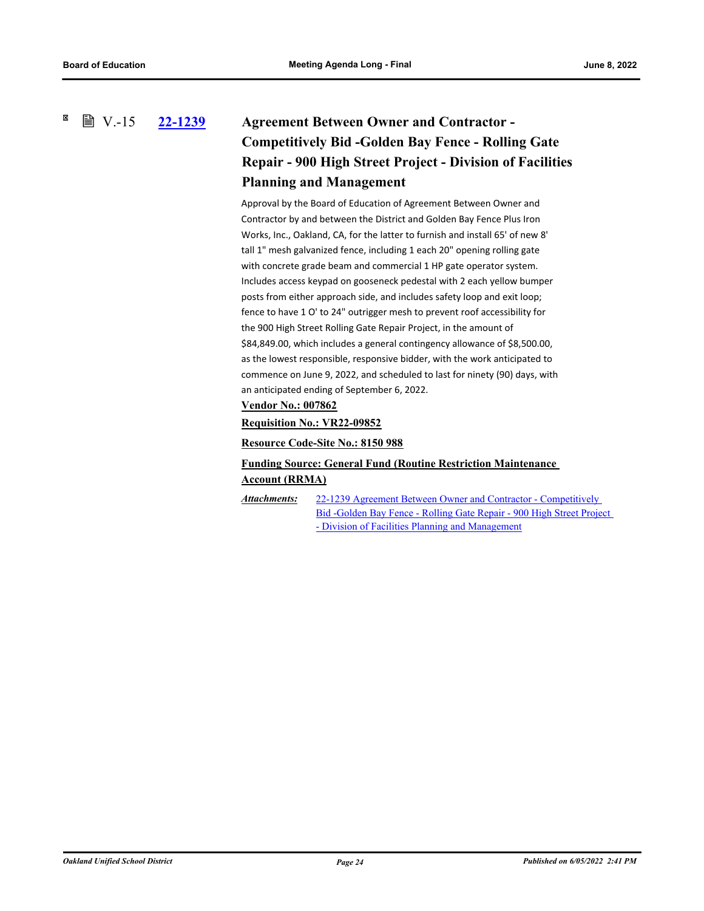V.-15 **22-1239** **Agreement Between Owner and Contractor - Competitively Bid -Golden Bay Fence - Rolling Gate Repair - 900 High Street Project - Division of Facilities Planning and Management**

Approval by the Board of Education of Agreement Between Owner and Contractor by and between the District and Golden Bay Fence Plus Iron Works, Inc., Oakland, CA, for the latter to furnish and install 65' of new 8' tall 1" mesh galvanized fence, including 1 each 20" opening rolling gate with concrete grade beam and commercial 1 HP gate operator system. Includes access keypad on gooseneck pedestal with 2 each yellow bumper posts from either approach side, and includes safety loop and exit loop; fence to have 1 O' to 24" outrigger mesh to prevent roof accessibility for the 900 High Street Rolling Gate Repair Project, in the amount of $84,849.00, which includes a general contingency allowance of $8,500.00, as the lowest responsible, responsive bidder, with the work anticipated to commence on June 9, 2022, and scheduled to last for ninety (90) days, with an anticipated ending of September 6, 2022.

**Vendor No.: 007862**

**Requisition No.: VR22-09852**

**Resource Code-Site No.: 8150 988**

**Funding Source: General Fund (Routine Restriction Maintenance Account (RRMA)**

*Attachments:* 22-1239 Agreement Between Owner and Contractor - Competitively Bid -Golden Bay Fence - Rolling Gate Repair - 900 High Street Project - Division of Facilities Planning and Management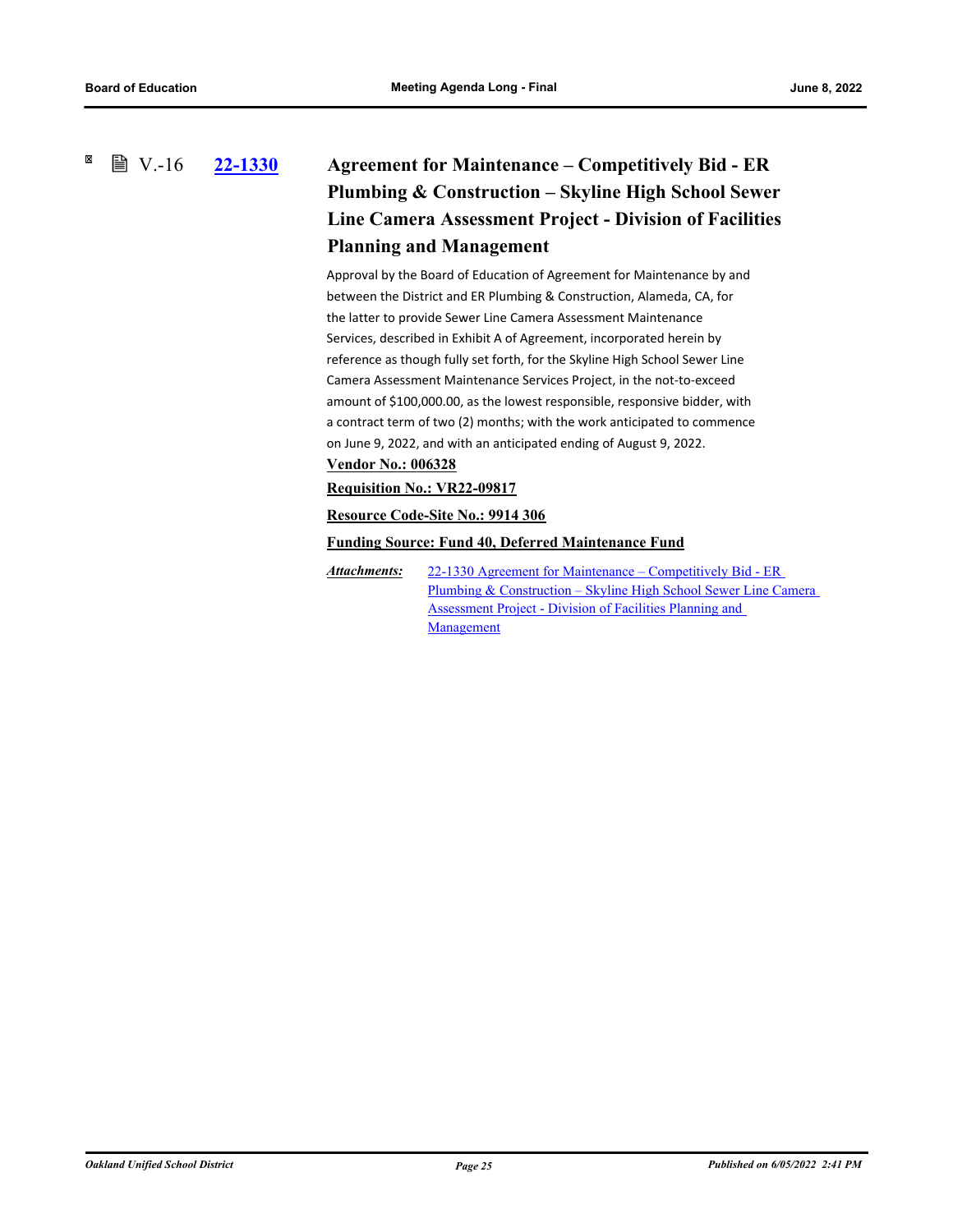V.-16 **22-1330**

## Agreement for Maintenance – Competitively Bid - ER Plumbing & Construction – Skyline High School Sewer Line Camera Assessment Project - Division of Facilities Planning and Management

Approval by the Board of Education of Agreement for Maintenance by and between the District and ER Plumbing & Construction, Alameda, CA, for the latter to provide Sewer Line Camera Assessment Maintenance Services, described in Exhibit A of Agreement, incorporated herein by reference as though fully set forth, for the Skyline High School Sewer Line Camera Assessment Maintenance Services Project, in the not-to-exceed amount of $100,000.00, as the lowest responsible, responsive bidder, with a contract term of two (2) months; with the work anticipated to commence on June 9, 2022, and with an anticipated ending of August 9, 2022.

**Vendor No.: 006328**

**Requisition No.: VR22-09817**

**Resource Code-Site No.: 9914 306**

**Funding Source: Fund 40, Deferred Maintenance Fund**

***Attachments:*** 22-1330 Agreement for Maintenance – Competitively Bid - ER Plumbing & Construction – Skyline High School Sewer Line Camera Assessment Project - Division of Facilities Planning and Management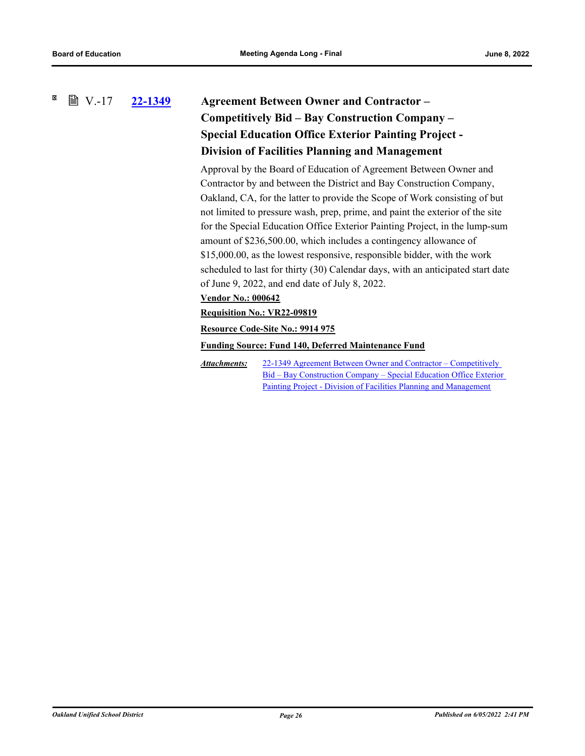V.-17 **22-1349**

### Agreement Between Owner and Contractor – Competitively Bid – Bay Construction Company – Special Education Office Exterior Painting Project - Division of Facilities Planning and Management

Approval by the Board of Education of Agreement Between Owner and Contractor by and between the District and Bay Construction Company, Oakland, CA, for the latter to provide the Scope of Work consisting of but not limited to pressure wash, prep, prime, and paint the exterior of the site for the Special Education Office Exterior Painting Project, in the lump-sum amount of $236,500.00, which includes a contingency allowance of $15,000.00, as the lowest responsive, responsible bidder, with the work scheduled to last for thirty (30) Calendar days, with an anticipated start date of June 9, 2022, and end date of July 8, 2022.

**Vendor No.: 000642**

**Requisition No.: VR22-09819**

**Resource Code-Site No.: 9914 975**

**Funding Source: Fund 140, Deferred Maintenance Fund**

***Attachments:*** 22-1349 Agreement Between Owner and Contractor – Competitively Bid – Bay Construction Company – Special Education Office Exterior Painting Project - Division of Facilities Planning and Management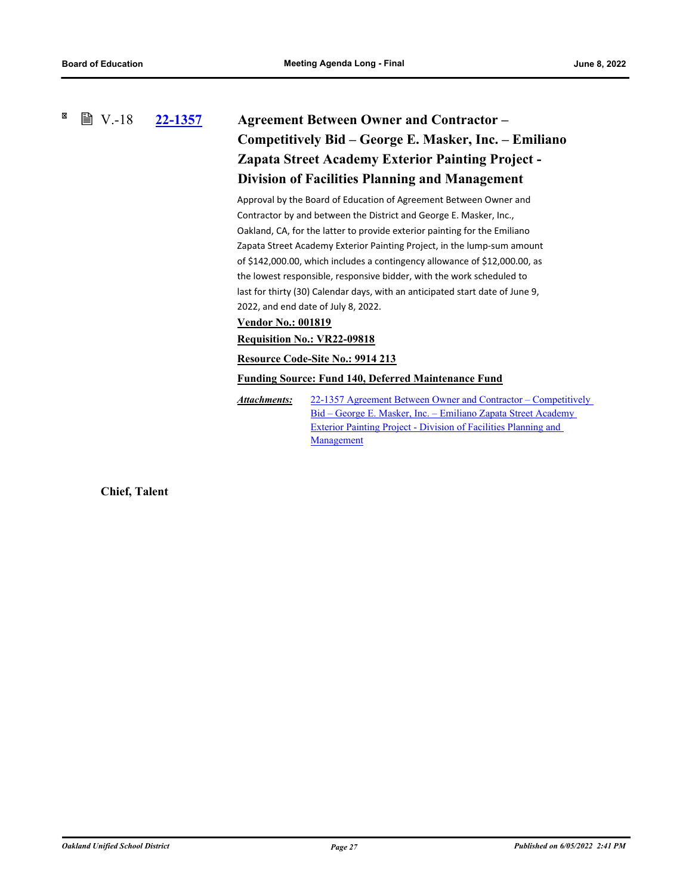V.-18 **22-1357** **Agreement Between Owner and Contractor – Competitively Bid – George E. Masker, Inc. – Emiliano Zapata Street Academy Exterior Painting Project - Division of Facilities Planning and Management**

Approval by the Board of Education of Agreement Between Owner and Contractor by and between the District and George E. Masker, Inc., Oakland, CA, for the latter to provide exterior painting for the Emiliano Zapata Street Academy Exterior Painting Project, in the lump-sum amount of $142,000.00, which includes a contingency allowance of $12,000.00, as the lowest responsible, responsive bidder, with the work scheduled to last for thirty (30) Calendar days, with an anticipated start date of June 9, 2022, and end date of July 8, 2022.

**Vendor No.: 001819**

**Requisition No.: VR22-09818**

**Resource Code-Site No.: 9914 213**

**Funding Source: Fund 140, Deferred Maintenance Fund**

***Attachments:*** 22-1357 Agreement Between Owner and Contractor – Competitively Bid – George E. Masker, Inc. – Emiliano Zapata Street Academy Exterior Painting Project - Division of Facilities Planning and Management

**Chief, Talent**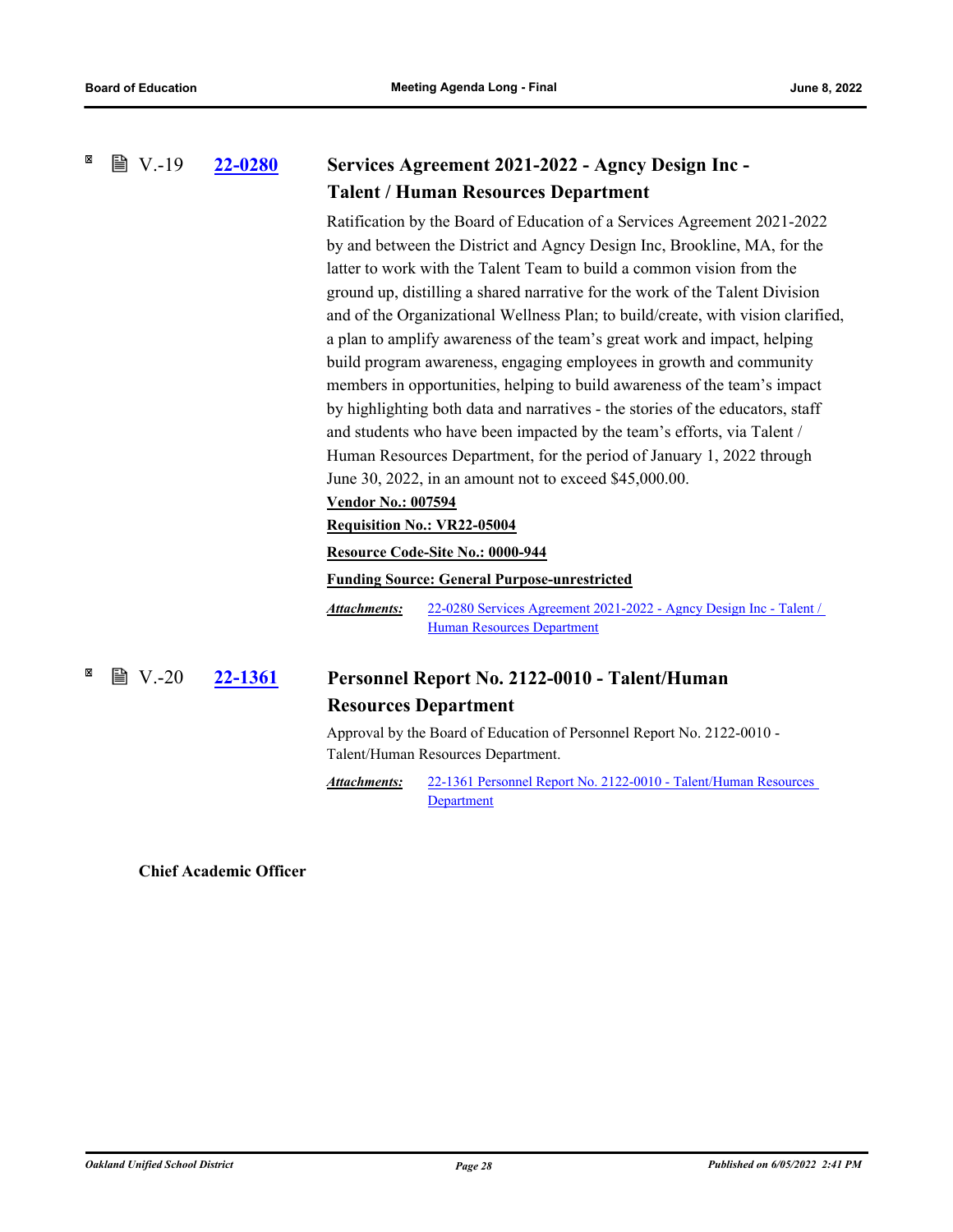### V.-19 [22-0280](22-0280) Services Agreement 2021-2022 - Agncy Design Inc - Talent / Human Resources Department

Ratification by the Board of Education of a Services Agreement 2021-2022 by and between the District and Agncy Design Inc, Brookline, MA, for the latter to work with the Talent Team to build a common vision from the ground up, distilling a shared narrative for the work of the Talent Division and of the Organizational Wellness Plan; to build/create, with vision clarified, a plan to amplify awareness of the team's great work and impact, helping build program awareness, engaging employees in growth and community members in opportunities, helping to build awareness of the team's impact by highlighting both data and narratives - the stories of the educators, staff and students who have been impacted by the team's efforts, via Talent / Human Resources Department, for the period of January 1, 2022 through June 30, 2022, in an amount not to exceed $45,000.00.

**Vendor No.: 007594**

**Requisition No.: VR22-05004**

**Resource Code-Site No.: 0000-944**

**Funding Source: General Purpose-unrestricted**

***Attachments:*** 22-0280 Services Agreement 2021-2022 - Agncy Design Inc - Talent / Human Resources Department

### V.-20 [22-1361](22-1361) Personnel Report No. 2122-0010 - Talent/Human Resources Department

Approval by the Board of Education of Personnel Report No. 2122-0010 - Talent/Human Resources Department.

***Attachments:*** 22-1361 Personnel Report No. 2122-0010 - Talent/Human Resources Department

**Chief Academic Officer**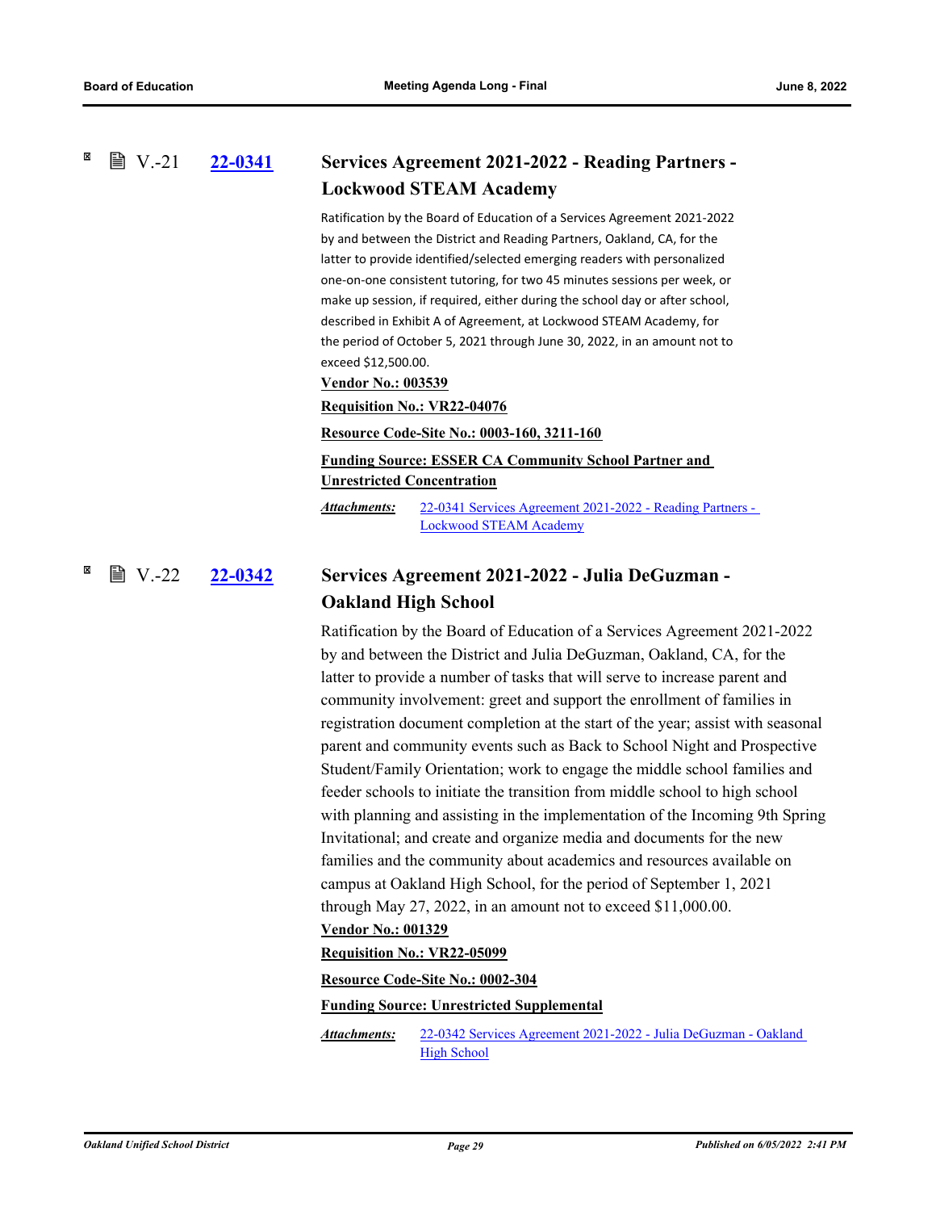## V.-21 22-0341 Services Agreement 2021-2022 - Reading Partners - Lockwood STEAM Academy

Ratification by the Board of Education of a Services Agreement 2021-2022 by and between the District and Reading Partners, Oakland, CA, for the latter to provide identified/selected emerging readers with personalized one-on-one consistent tutoring, for two 45 minutes sessions per week, or make up session, if required, either during the school day or after school, described in Exhibit A of Agreement, at Lockwood STEAM Academy, for the period of October 5, 2021 through June 30, 2022, in an amount not to exceed $12,500.00.

**Vendor No.: 003539**

**Requisition No.: VR22-04076**

**Resource Code-Site No.: 0003-160, 3211-160**

**Funding Source: ESSER CA Community School Partner and Unrestricted Concentration**

*Attachments:* 22-0341 Services Agreement 2021-2022 - Reading Partners - Lockwood STEAM Academy

## V.-22 22-0342 Services Agreement 2021-2022 - Julia DeGuzman - Oakland High School

Ratification by the Board of Education of a Services Agreement 2021-2022 by and between the District and Julia DeGuzman, Oakland, CA, for the latter to provide a number of tasks that will serve to increase parent and community involvement: greet and support the enrollment of families in registration document completion at the start of the year; assist with seasonal parent and community events such as Back to School Night and Prospective Student/Family Orientation; work to engage the middle school families and feeder schools to initiate the transition from middle school to high school with planning and assisting in the implementation of the Incoming 9th Spring Invitational; and create and organize media and documents for the new families and the community about academics and resources available on campus at Oakland High School, for the period of September 1, 2021 through May 27, 2022, in an amount not to exceed $11,000.00.

**Vendor No.: 001329**

**Requisition No.: VR22-05099**

**Resource Code-Site No.: 0002-304**

**Funding Source: Unrestricted Supplemental**

*Attachments:* 22-0342 Services Agreement 2021-2022 - Julia DeGuzman - Oakland High School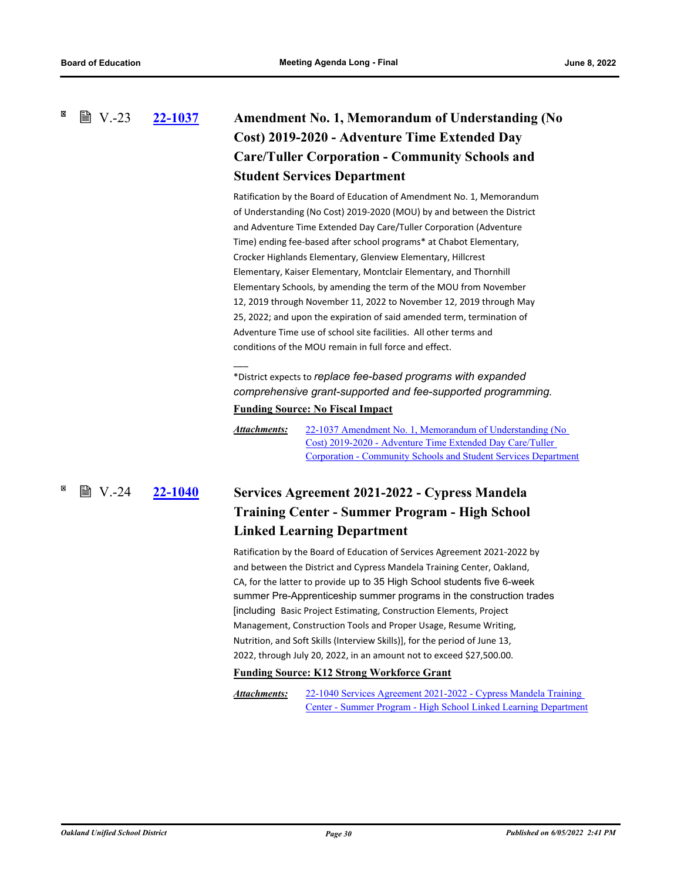## V.-23 [22-1037](#) Amendment No. 1, Memorandum of Understanding (No Cost) 2019-2020 - Adventure Time Extended Day Care/Tuller Corporation - Community Schools and Student Services Department

Ratification by the Board of Education of Amendment No. 1, Memorandum of Understanding (No Cost) 2019-2020 (MOU) by and between the District and Adventure Time Extended Day Care/Tuller Corporation (Adventure Time) ending fee-based after school programs* at Chabot Elementary, Crocker Highlands Elementary, Glenview Elementary, Hillcrest Elementary, Kaiser Elementary, Montclair Elementary, and Thornhill Elementary Schools, by amending the term of the MOU from November 12, 2019 through November 11, 2022 to November 12, 2019 through May 25, 2022; and upon the expiration of said amended term, termination of Adventure Time use of school site facilities. All other terms and conditions of the MOU remain in full force and effect.

___

*District expects to *replace fee-based programs with expanded comprehensive grant-supported and fee-supported programming.*

**Funding Source: No Fiscal Impact**

***Attachments:*** 22-1037 Amendment No. 1, Memorandum of Understanding (No Cost) 2019-2020 - Adventure Time Extended Day Care/Tuller Corporation - Community Schools and Student Services Department

## V.-24 [22-1040](#) Services Agreement 2021-2022 - Cypress Mandela Training Center - Summer Program - High School Linked Learning Department

Ratification by the Board of Education of Services Agreement 2021-2022 by and between the District and Cypress Mandela Training Center, Oakland, CA, for the latter to provide up to 35 High School students five 6-week summer Pre-Apprenticeship summer programs in the construction trades [including Basic Project Estimating, Construction Elements, Project Management, Construction Tools and Proper Usage, Resume Writing, Nutrition, and Soft Skills (Interview Skills)], for the period of June 13, 2022, through July 20, 2022, in an amount not to exceed $27,500.00.

**Funding Source: K12 Strong Workforce Grant**

***Attachments:*** 22-1040 Services Agreement 2021-2022 - Cypress Mandela Training Center - Summer Program - High School Linked Learning Department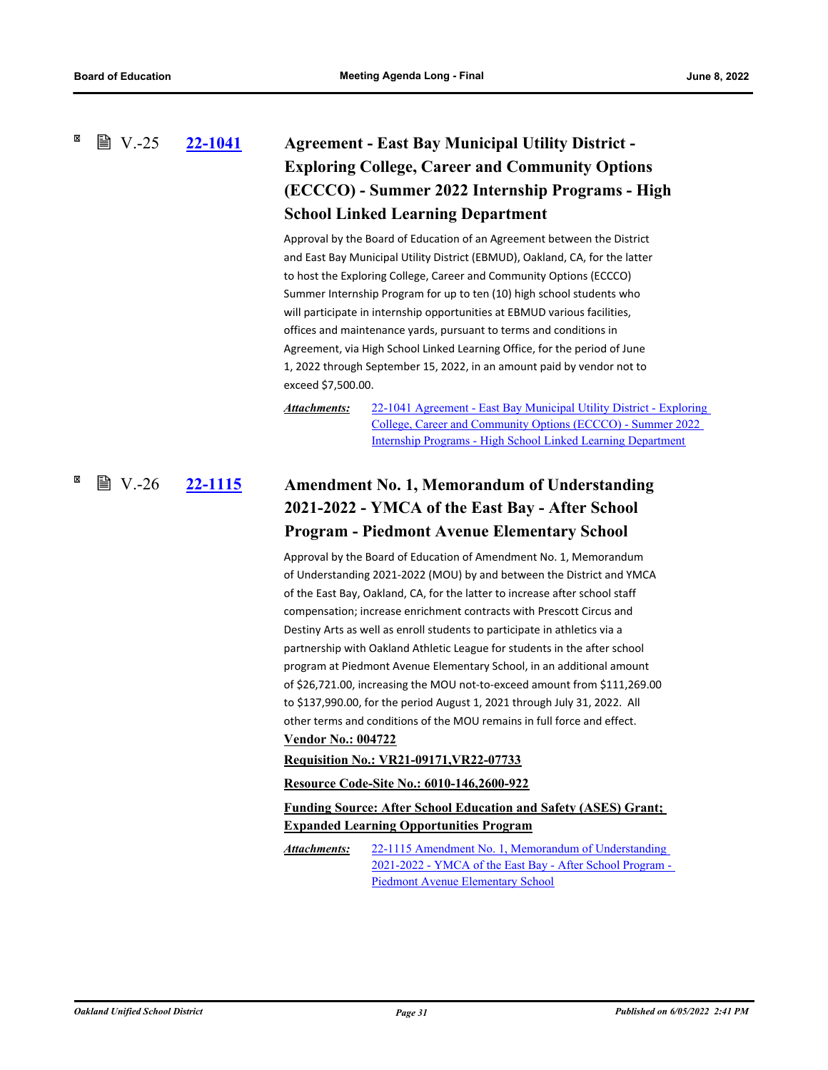### V.-25 22-1041 Agreement - East Bay Municipal Utility District - Exploring College, Career and Community Options (ECCCO) - Summer 2022 Internship Programs - High School Linked Learning Department

Approval by the Board of Education of an Agreement between the District and East Bay Municipal Utility District (EBMUD), Oakland, CA, for the latter to host the Exploring College, Career and Community Options (ECCCO) Summer Internship Program for up to ten (10) high school students who will participate in internship opportunities at EBMUD various facilities, offices and maintenance yards, pursuant to terms and conditions in Agreement, via High School Linked Learning Office, for the period of June 1, 2022 through September 15, 2022, in an amount paid by vendor not to exceed $7,500.00.

***Attachments:*** 22-1041 Agreement - East Bay Municipal Utility District - Exploring College, Career and Community Options (ECCCO) - Summer 2022 Internship Programs - High School Linked Learning Department

### V.-26 22-1115 Amendment No. 1, Memorandum of Understanding 2021-2022 - YMCA of the East Bay - After School Program - Piedmont Avenue Elementary School

Approval by the Board of Education of Amendment No. 1, Memorandum of Understanding 2021-2022 (MOU) by and between the District and YMCA of the East Bay, Oakland, CA, for the latter to increase after school staff compensation; increase enrichment contracts with Prescott Circus and Destiny Arts as well as enroll students to participate in athletics via a partnership with Oakland Athletic League for students in the after school program at Piedmont Avenue Elementary School, in an additional amount of $26,721.00, increasing the MOU not-to-exceed amount from $111,269.00 to $137,990.00, for the period August 1, 2021 through July 31, 2022. All other terms and conditions of the MOU remains in full force and effect.

**Vendor No.: 004722**

**Requisition No.: VR21-09171,VR22-07733**

**Resource Code-Site No.: 6010-146,2600-922**

**Funding Source: After School Education and Safety (ASES) Grant; Expanded Learning Opportunities Program**

***Attachments:*** 22-1115 Amendment No. 1, Memorandum of Understanding 2021-2022 - YMCA of the East Bay - After School Program - Piedmont Avenue Elementary School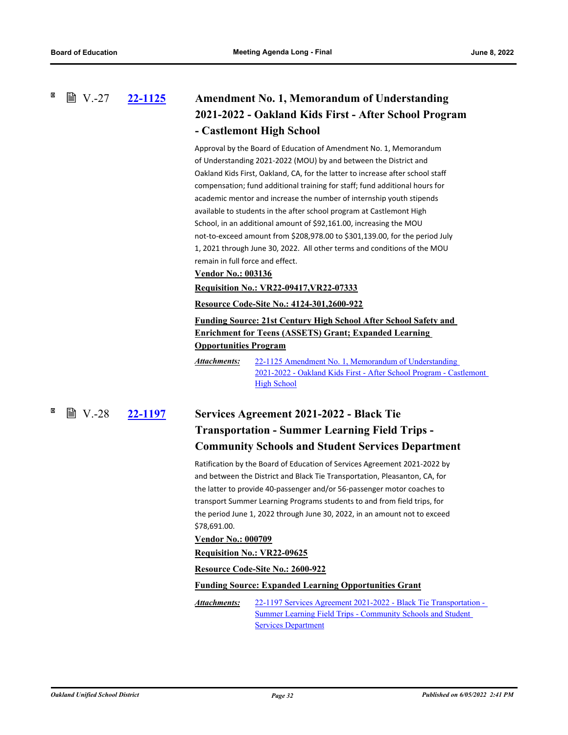## V.-27 [22-1125](#) Amendment No. 1, Memorandum of Understanding 2021-2022 - Oakland Kids First - After School Program - Castlemont High School

Approval by the Board of Education of Amendment No. 1, Memorandum of Understanding 2021-2022 (MOU) by and between the District and Oakland Kids First, Oakland, CA, for the latter to increase after school staff compensation; fund additional training for staff; fund additional hours for academic mentor and increase the number of internship youth stipends available to students in the after school program at Castlemont High School, in an additional amount of $92,161.00, increasing the MOU not-to-exceed amount from $208,978.00 to $301,139.00, for the period July 1, 2021 through June 30, 2022. All other terms and conditions of the MOU remain in full force and effect.

**Vendor No.: 003136**

**Requisition No.: VR22-09417,VR22-07333**

**Resource Code-Site No.: 4124-301,2600-922**

**Funding Source: 21st Century High School After School Safety and Enrichment for Teens (ASSETS) Grant; Expanded Learning Opportunities Program**

***Attachments:*** 22-1125 Amendment No. 1, Memorandum of Understanding 2021-2022 - Oakland Kids First - After School Program - Castlemont High School

## V.-28 [22-1197](#) Services Agreement 2021-2022 - Black Tie Transportation - Summer Learning Field Trips - Community Schools and Student Services Department

Ratification by the Board of Education of Services Agreement 2021-2022 by and between the District and Black Tie Transportation, Pleasanton, CA, for the latter to provide 40-passenger and/or 56-passenger motor coaches to transport Summer Learning Programs students to and from field trips, for the period June 1, 2022 through June 30, 2022, in an amount not to exceed $78,691.00.

**Vendor No.: 000709**

**Requisition No.: VR22-09625**

**Resource Code-Site No.: 2600-922**

**Funding Source: Expanded Learning Opportunities Grant**

***Attachments:*** 22-1197 Services Agreement 2021-2022 - Black Tie Transportation - Summer Learning Field Trips - Community Schools and Student Services Department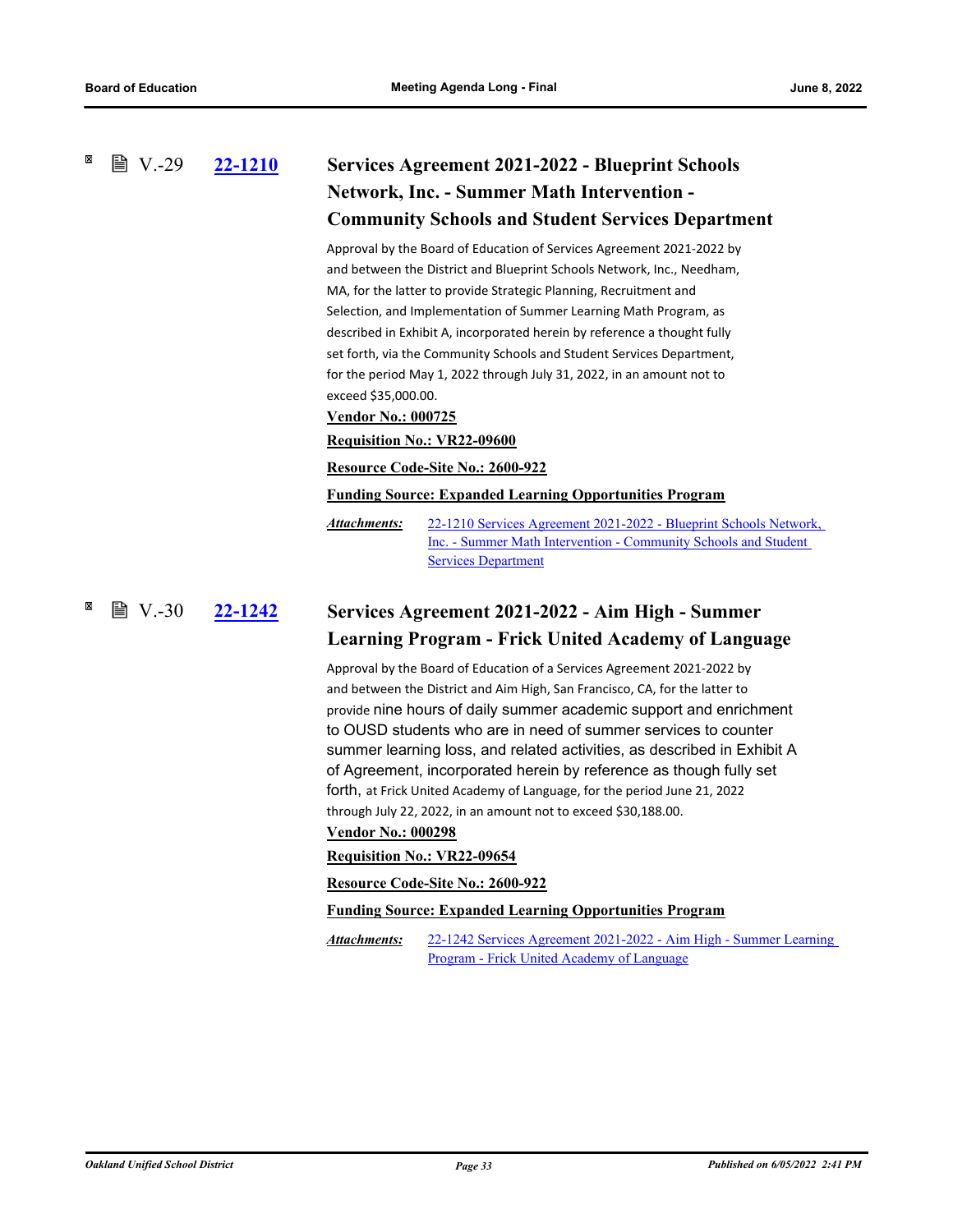V.-29 **22-1210**

### Services Agreement 2021-2022 - Blueprint Schools Network, Inc. - Summer Math Intervention - Community Schools and Student Services Department

Approval by the Board of Education of Services Agreement 2021-2022 by and between the District and Blueprint Schools Network, Inc., Needham, MA, for the latter to provide Strategic Planning, Recruitment and Selection, and Implementation of Summer Learning Math Program, as described in Exhibit A, incorporated herein by reference a thought fully set forth, via the Community Schools and Student Services Department, for the period May 1, 2022 through July 31, 2022, in an amount not to exceed $35,000.00.

**Vendor No.: 000725**

**Requisition No.: VR22-09600**

**Resource Code-Site No.: 2600-922**

**Funding Source: Expanded Learning Opportunities Program**

***Attachments:*** 22-1210 Services Agreement 2021-2022 - Blueprint Schools Network, Inc. - Summer Math Intervention - Community Schools and Student Services Department

V.-30 **22-1242**

### Services Agreement 2021-2022 - Aim High - Summer Learning Program - Frick United Academy of Language

Approval by the Board of Education of a Services Agreement 2021-2022 by and between the District and Aim High, San Francisco, CA, for the latter to provide nine hours of daily summer academic support and enrichment to OUSD students who are in need of summer services to counter summer learning loss, and related activities, as described in Exhibit A of Agreement, incorporated herein by reference as though fully set forth, at Frick United Academy of Language, for the period June 21, 2022 through July 22, 2022, in an amount not to exceed $30,188.00.

**Vendor No.: 000298**

**Requisition No.: VR22-09654**

**Resource Code-Site No.: 2600-922**

**Funding Source: Expanded Learning Opportunities Program**

***Attachments:*** 22-1242 Services Agreement 2021-2022 - Aim High - Summer Learning Program - Frick United Academy of Language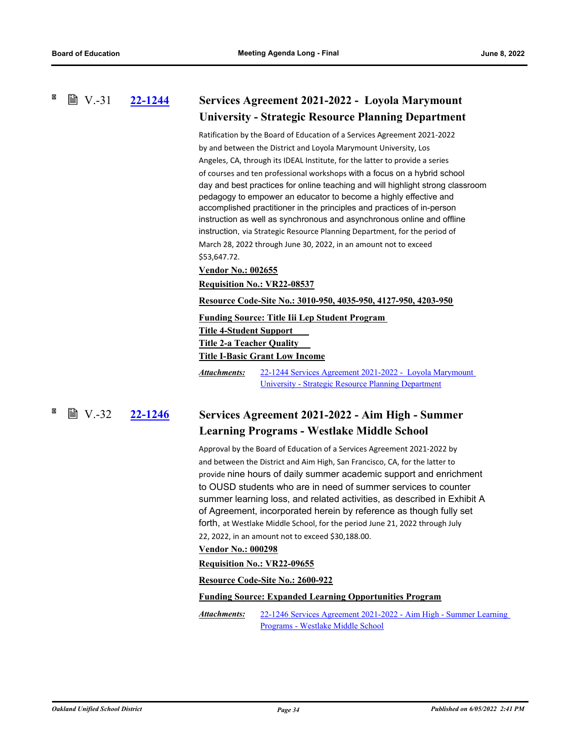V.-31 **22-1244**

## Services Agreement 2021-2022 - Loyola Marymount University - Strategic Resource Planning Department

Ratification by the Board of Education of a Services Agreement 2021-2022 by and between the District and Loyola Marymount University, Los Angeles, CA, through its IDEAL Institute, for the latter to provide a series of courses and ten professional workshops with a focus on a hybrid school day and best practices for online teaching and will highlight strong classroom pedagogy to empower an educator to become a highly effective and accomplished practitioner in the principles and practices of in-person instruction as well as synchronous and asynchronous online and offline instruction, via Strategic Resource Planning Department, for the period of March 28, 2022 through June 30, 2022, in an amount not to exceed $53,647.72.

**Vendor No.: 002655**

**Requisition No.: VR22-08537**

**Resource Code-Site No.: 3010-950, 4035-950, 4127-950, 4203-950**

**Funding Source: Title Iii Lep Student Program**
**Title 4-Student Support**
**Title 2-a Teacher Quality**
**Title I-Basic Grant Low Income**

*Attachments:* 22-1244 Services Agreement 2021-2022 - Loyola Marymount University - Strategic Resource Planning Department

V.-32 **22-1246**

## Services Agreement 2021-2022 - Aim High - Summer Learning Programs - Westlake Middle School

Approval by the Board of Education of a Services Agreement 2021-2022 by and between the District and Aim High, San Francisco, CA, for the latter to provide nine hours of daily summer academic support and enrichment to OUSD students who are in need of summer services to counter summer learning loss, and related activities, as described in Exhibit A of Agreement, incorporated herein by reference as though fully set forth, at Westlake Middle School, for the period June 21, 2022 through July 22, 2022, in an amount not to exceed $30,188.00.

**Vendor No.: 000298**

**Requisition No.: VR22-09655**

**Resource Code-Site No.: 2600-922**

**Funding Source: Expanded Learning Opportunities Program**

*Attachments:* 22-1246 Services Agreement 2021-2022 - Aim High - Summer Learning Programs - Westlake Middle School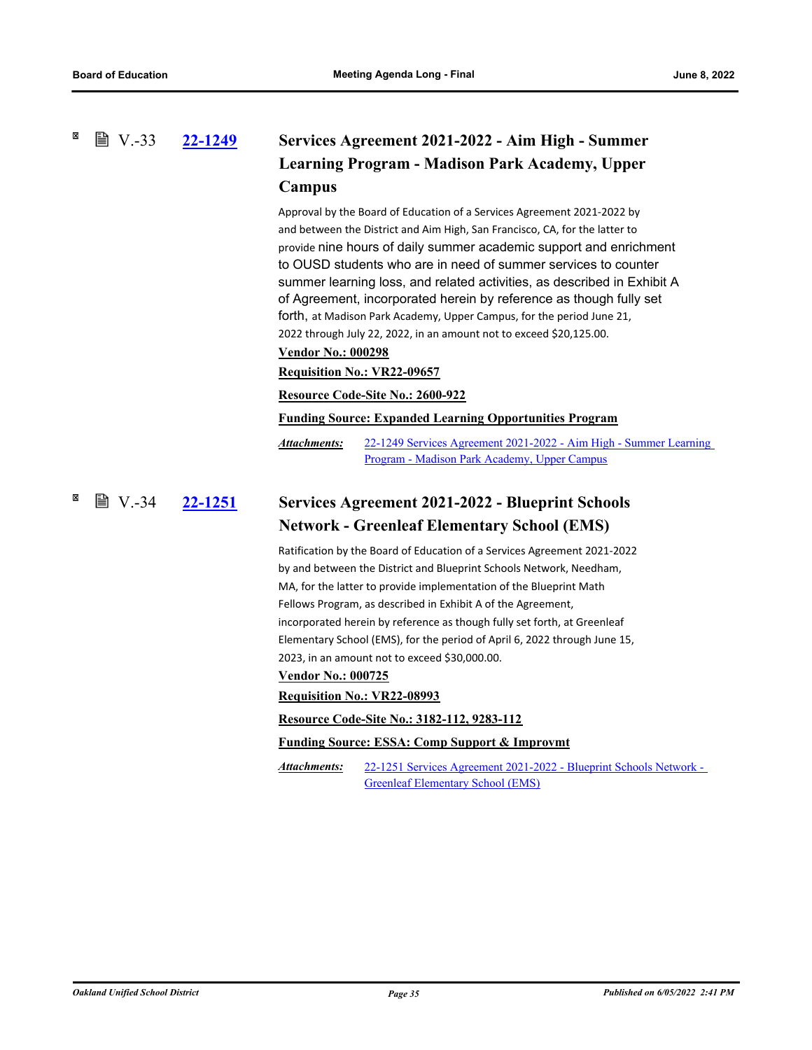### V.-33 22-1249 Services Agreement 2021-2022 - Aim High - Summer Learning Program - Madison Park Academy, Upper Campus

Approval by the Board of Education of a Services Agreement 2021-2022 by and between the District and Aim High, San Francisco, CA, for the latter to provide nine hours of daily summer academic support and enrichment to OUSD students who are in need of summer services to counter summer learning loss, and related activities, as described in Exhibit A of Agreement, incorporated herein by reference as though fully set forth, at Madison Park Academy, Upper Campus, for the period June 21, 2022 through July 22, 2022, in an amount not to exceed $20,125.00.

**Vendor No.: 000298**

**Requisition No.: VR22-09657**

**Resource Code-Site No.: 2600-922**

**Funding Source: Expanded Learning Opportunities Program**

*Attachments:* 22-1249 Services Agreement 2021-2022 - Aim High - Summer Learning Program - Madison Park Academy, Upper Campus

### V.-34 22-1251 Services Agreement 2021-2022 - Blueprint Schools Network - Greenleaf Elementary School (EMS)

Ratification by the Board of Education of a Services Agreement 2021-2022 by and between the District and Blueprint Schools Network, Needham, MA, for the latter to provide implementation of the Blueprint Math Fellows Program, as described in Exhibit A of the Agreement, incorporated herein by reference as though fully set forth, at Greenleaf Elementary School (EMS), for the period of April 6, 2022 through June 15, 2023, in an amount not to exceed $30,000.00.

**Vendor No.: 000725**

**Requisition No.: VR22-08993**

**Resource Code-Site No.: 3182-112, 9283-112**

**Funding Source: ESSA: Comp Support & Improvmt**

*Attachments:* 22-1251 Services Agreement 2021-2022 - Blueprint Schools Network - Greenleaf Elementary School (EMS)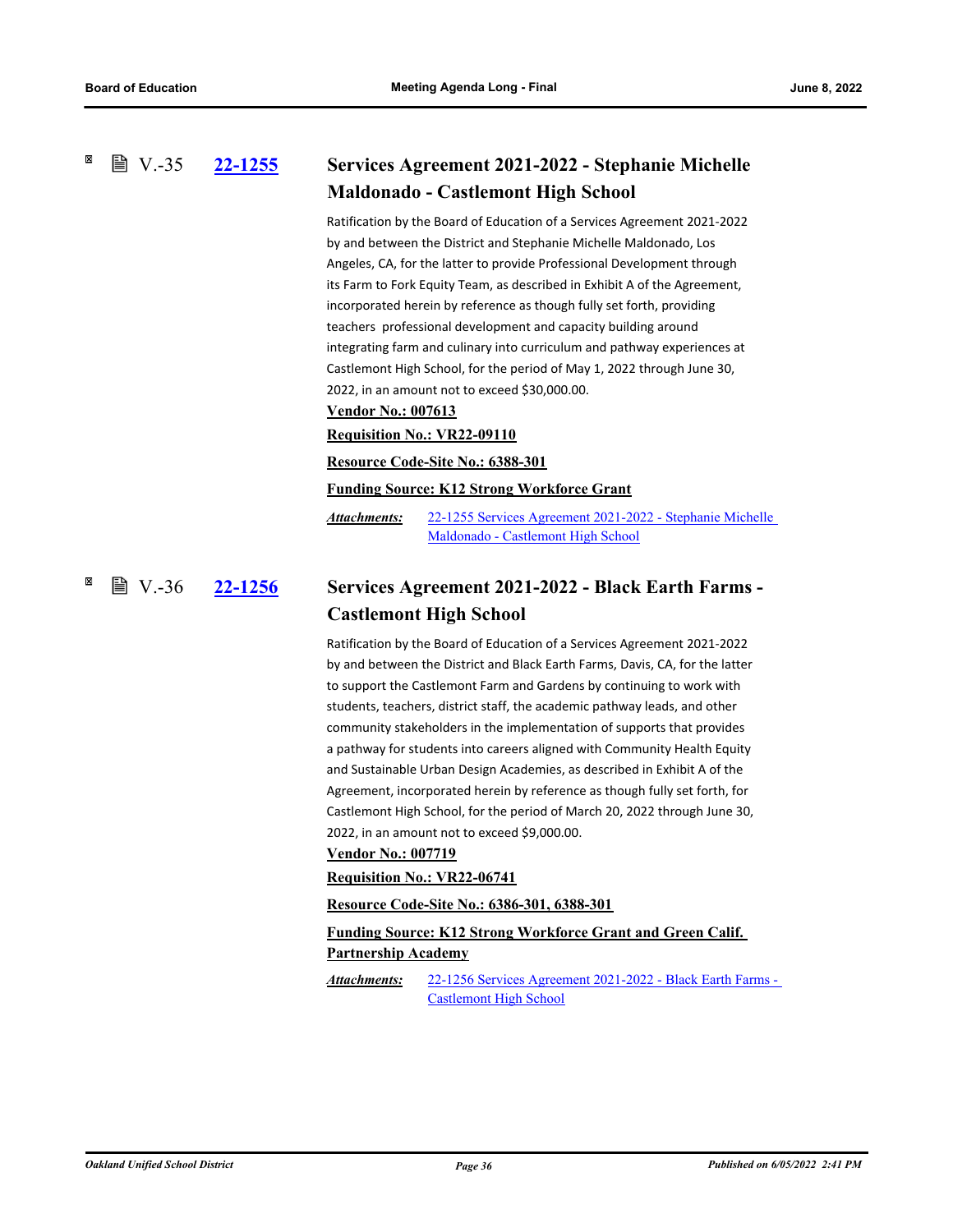## V.-35 22-1255 Services Agreement 2021-2022 - Stephanie Michelle Maldonado - Castlemont High School

Ratification by the Board of Education of a Services Agreement 2021-2022 by and between the District and Stephanie Michelle Maldonado, Los Angeles, CA, for the latter to provide Professional Development through its Farm to Fork Equity Team, as described in Exhibit A of the Agreement, incorporated herein by reference as though fully set forth, providing teachers professional development and capacity building around integrating farm and culinary into curriculum and pathway experiences at Castlemont High School, for the period of May 1, 2022 through June 30, 2022, in an amount not to exceed $30,000.00.

**Vendor No.: 007613**

**Requisition No.: VR22-09110**

**Resource Code-Site No.: 6388-301**

**Funding Source: K12 Strong Workforce Grant**

***Attachments:*** 22-1255 Services Agreement 2021-2022 - Stephanie Michelle Maldonado - Castlemont High School

## V.-36 22-1256 Services Agreement 2021-2022 - Black Earth Farms - Castlemont High School

Ratification by the Board of Education of a Services Agreement 2021-2022 by and between the District and Black Earth Farms, Davis, CA, for the latter to support the Castlemont Farm and Gardens by continuing to work with students, teachers, district staff, the academic pathway leads, and other community stakeholders in the implementation of supports that provides a pathway for students into careers aligned with Community Health Equity and Sustainable Urban Design Academies, as described in Exhibit A of the Agreement, incorporated herein by reference as though fully set forth, for Castlemont High School, for the period of March 20, 2022 through June 30, 2022, in an amount not to exceed $9,000.00.

**Vendor No.: 007719**

**Requisition No.: VR22-06741**

**Resource Code-Site No.: 6386-301, 6388-301**

**Funding Source: K12 Strong Workforce Grant and Green Calif. Partnership Academy**

***Attachments:*** 22-1256 Services Agreement 2021-2022 - Black Earth Farms - Castlemont High School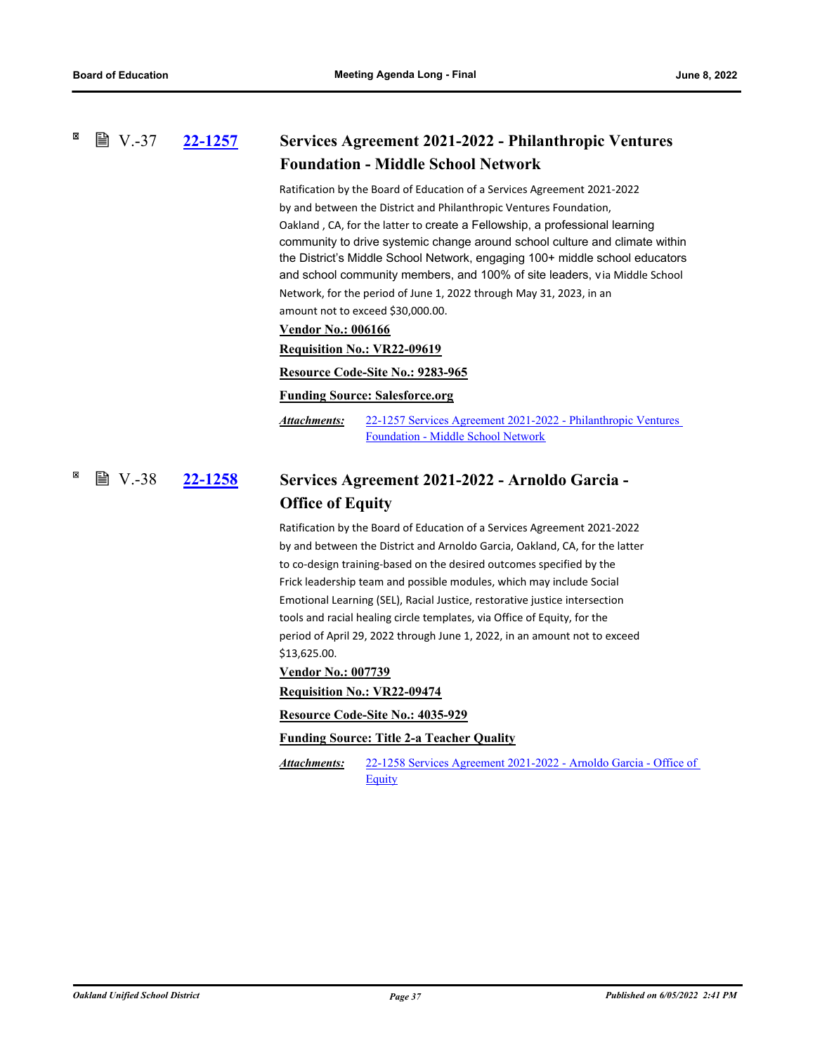### V.-37 22-1257 Services Agreement 2021-2022 - Philanthropic Ventures Foundation - Middle School Network

Ratification by the Board of Education of a Services Agreement 2021-2022 by and between the District and Philanthropic Ventures Foundation, Oakland , CA, for the latter to create a Fellowship, a professional learning community to drive systemic change around school culture and climate within the District's Middle School Network, engaging 100+ middle school educators and school community members, and 100% of site leaders, via Middle School Network, for the period of June 1, 2022 through May 31, 2023, in an amount not to exceed $30,000.00.

**Vendor No.: 006166**

**Requisition No.: VR22-09619**

**Resource Code-Site No.: 9283-965**

**Funding Source: Salesforce.org**

*Attachments:* 22-1257 Services Agreement 2021-2022 - Philanthropic Ventures Foundation - Middle School Network

### V.-38 22-1258 Services Agreement 2021-2022 - Arnoldo Garcia - Office of Equity

Ratification by the Board of Education of a Services Agreement 2021-2022 by and between the District and Arnoldo Garcia, Oakland, CA, for the latter to co-design training-based on the desired outcomes specified by the Frick leadership team and possible modules, which may include Social Emotional Learning (SEL), Racial Justice, restorative justice intersection tools and racial healing circle templates, via Office of Equity, for the period of April 29, 2022 through June 1, 2022, in an amount not to exceed $13,625.00.

**Vendor No.: 007739**

**Requisition No.: VR22-09474**

**Resource Code-Site No.: 4035-929**

**Funding Source: Title 2-a Teacher Quality**

*Attachments:* 22-1258 Services Agreement 2021-2022 - Arnoldo Garcia - Office of Equity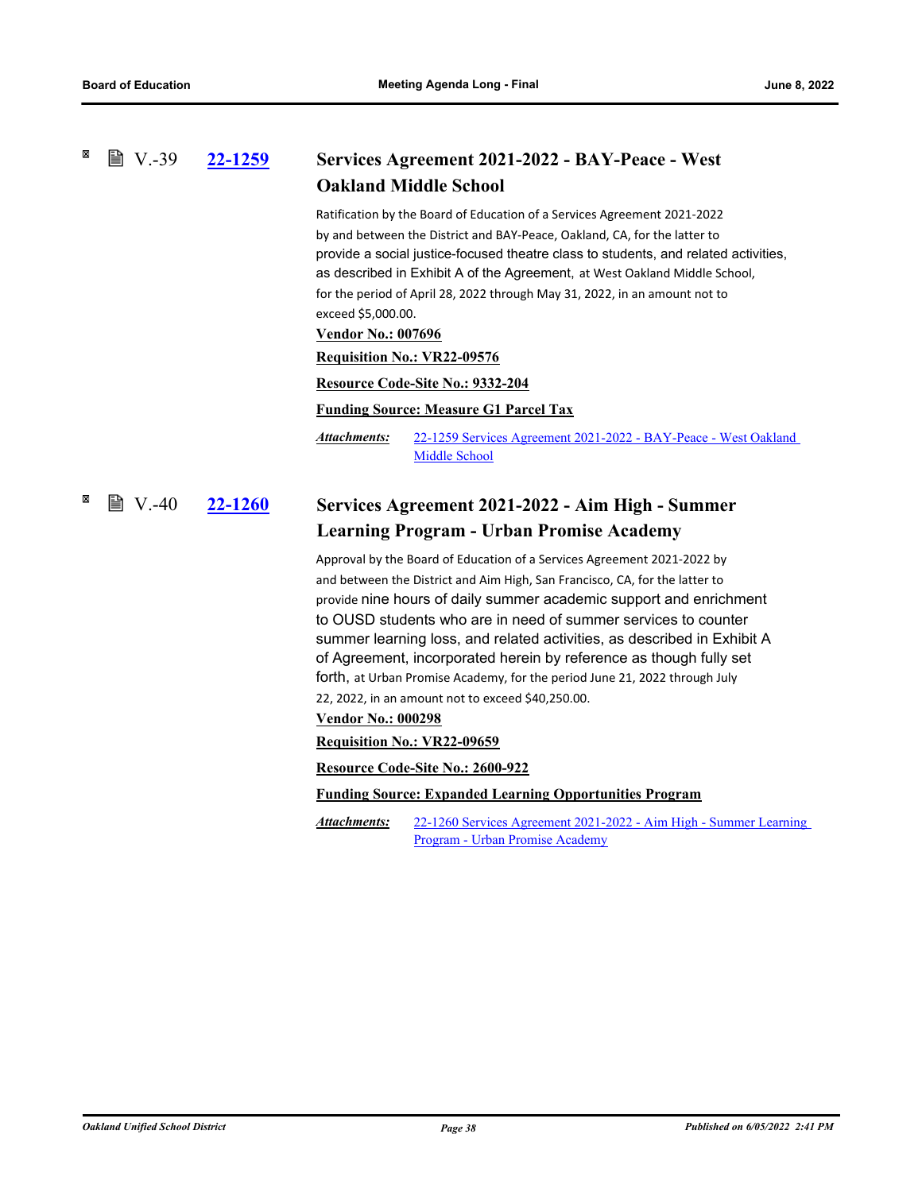V.-39 **22-1259**

## Services Agreement 2021-2022 - BAY-Peace - West Oakland Middle School

Ratification by the Board of Education of a Services Agreement 2021-2022 by and between the District and BAY-Peace, Oakland, CA, for the latter to provide a social justice-focused theatre class to students, and related activities, as described in Exhibit A of the Agreement, at West Oakland Middle School, for the period of April 28, 2022 through May 31, 2022, in an amount not to exceed $5,000.00.

**Vendor No.: 007696**

**Requisition No.: VR22-09576**

**Resource Code-Site No.: 9332-204**

**Funding Source: Measure G1 Parcel Tax**

*Attachments:* 22-1259 Services Agreement 2021-2022 - BAY-Peace - West Oakland Middle School

V.-40 **22-1260**

## Services Agreement 2021-2022 - Aim High - Summer Learning Program - Urban Promise Academy

Approval by the Board of Education of a Services Agreement 2021-2022 by and between the District and Aim High, San Francisco, CA, for the latter to provide nine hours of daily summer academic support and enrichment to OUSD students who are in need of summer services to counter summer learning loss, and related activities, as described in Exhibit A of Agreement, incorporated herein by reference as though fully set forth, at Urban Promise Academy, for the period June 21, 2022 through July 22, 2022, in an amount not to exceed $40,250.00.

**Vendor No.: 000298**

**Requisition No.: VR22-09659**

**Resource Code-Site No.: 2600-922**

**Funding Source: Expanded Learning Opportunities Program**

*Attachments:* 22-1260 Services Agreement 2021-2022 - Aim High - Summer Learning Program - Urban Promise Academy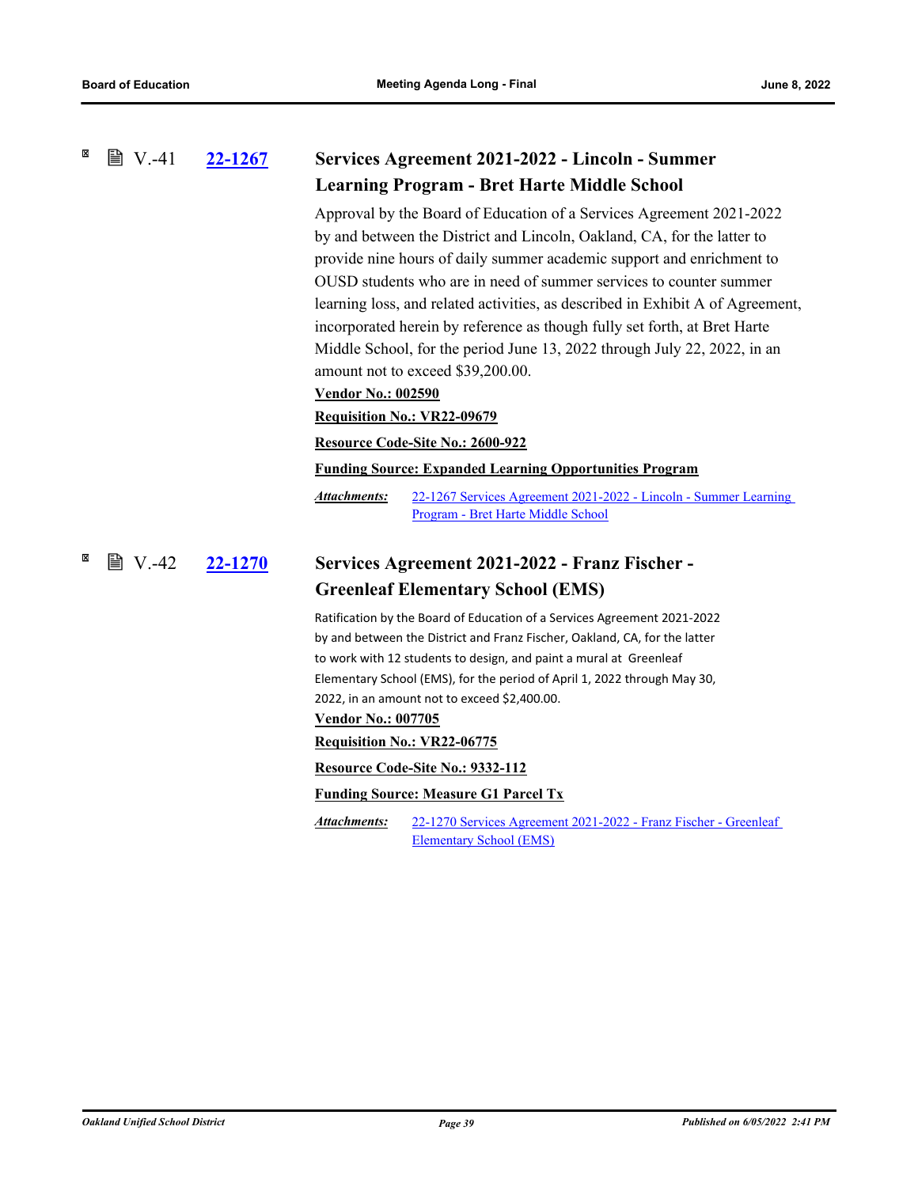V.-41 **22-1267**

### Services Agreement 2021-2022 - Lincoln - Summer Learning Program - Bret Harte Middle School

Approval by the Board of Education of a Services Agreement 2021-2022 by and between the District and Lincoln, Oakland, CA, for the latter to provide nine hours of daily summer academic support and enrichment to OUSD students who are in need of summer services to counter summer learning loss, and related activities, as described in Exhibit A of Agreement, incorporated herein by reference as though fully set forth, at Bret Harte Middle School, for the period June 13, 2022 through July 22, 2022, in an amount not to exceed $39,200.00.

**Vendor No.: 002590**

**Requisition No.: VR22-09679**

**Resource Code-Site No.: 2600-922**

**Funding Source: Expanded Learning Opportunities Program**

*Attachments:* 22-1267 Services Agreement 2021-2022 - Lincoln - Summer Learning Program - Bret Harte Middle School

V.-42 **22-1270**

### Services Agreement 2021-2022 - Franz Fischer - Greenleaf Elementary School (EMS)

Ratification by the Board of Education of a Services Agreement 2021-2022 by and between the District and Franz Fischer, Oakland, CA, for the latter to work with 12 students to design, and paint a mural at Greenleaf Elementary School (EMS), for the period of April 1, 2022 through May 30, 2022, in an amount not to exceed $2,400.00.

**Vendor No.: 007705**

**Requisition No.: VR22-06775**

**Resource Code-Site No.: 9332-112**

**Funding Source: Measure G1 Parcel Tx**

*Attachments:* 22-1270 Services Agreement 2021-2022 - Franz Fischer - Greenleaf Elementary School (EMS)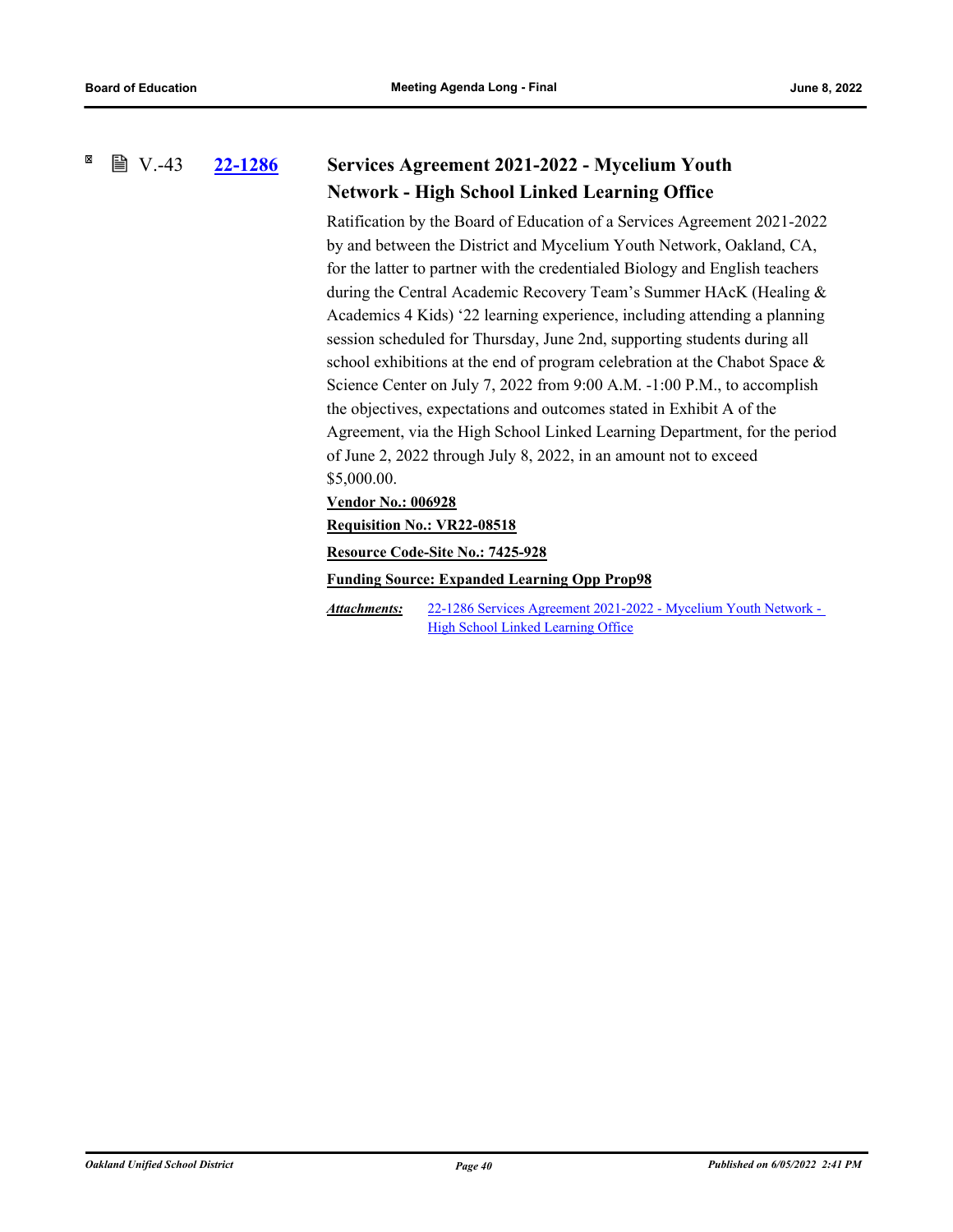V.-43 **22-1286**

### Services Agreement 2021-2022 - Mycelium Youth Network - High School Linked Learning Office

Ratification by the Board of Education of a Services Agreement 2021-2022 by and between the District and Mycelium Youth Network, Oakland, CA, for the latter to partner with the credentialed Biology and English teachers during the Central Academic Recovery Team's Summer HAcK (Healing & Academics 4 Kids) '22 learning experience, including attending a planning session scheduled for Thursday, June 2nd, supporting students during all school exhibitions at the end of program celebration at the Chabot Space & Science Center on July 7, 2022 from 9:00 A.M. -1:00 P.M., to accomplish the objectives, expectations and outcomes stated in Exhibit A of the Agreement, via the High School Linked Learning Department, for the period of June 2, 2022 through July 8, 2022, in an amount not to exceed $5,000.00.

**Vendor No.: 006928**

**Requisition No.: VR22-08518**

**Resource Code-Site No.: 7425-928**

**Funding Source: Expanded Learning Opp Prop98**

***Attachments:*** 22-1286 Services Agreement 2021-2022 - Mycelium Youth Network - High School Linked Learning Office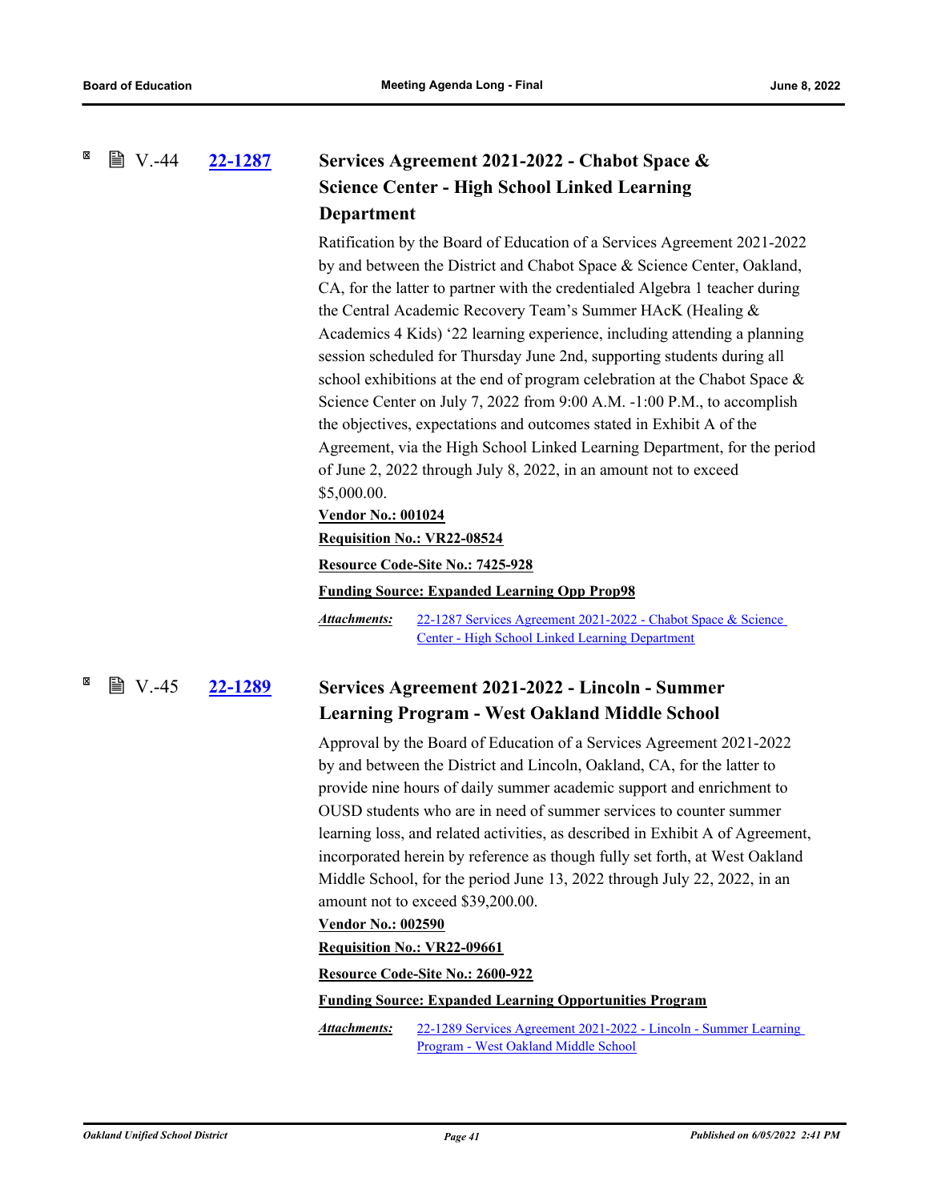### V.-44 22-1287 Services Agreement 2021-2022 - Chabot Space & Science Center - High School Linked Learning Department

Ratification by the Board of Education of a Services Agreement 2021-2022 by and between the District and Chabot Space & Science Center, Oakland, CA, for the latter to partner with the credentialed Algebra 1 teacher during the Central Academic Recovery Team's Summer HAcK (Healing & Academics 4 Kids) '22 learning experience, including attending a planning session scheduled for Thursday June 2nd, supporting students during all school exhibitions at the end of program celebration at the Chabot Space & Science Center on July 7, 2022 from 9:00 A.M. -1:00 P.M., to accomplish the objectives, expectations and outcomes stated in Exhibit A of the Agreement, via the High School Linked Learning Department, for the period of June 2, 2022 through July 8, 2022, in an amount not to exceed $5,000.00.

**Vendor No.: 001024**

**Requisition No.: VR22-08524**

**Resource Code-Site No.: 7425-928**

**Funding Source: Expanded Learning Opp Prop98**

***Attachments:*** 22-1287 Services Agreement 2021-2022 - Chabot Space & Science Center - High School Linked Learning Department

### V.-45 22-1289 Services Agreement 2021-2022 - Lincoln - Summer Learning Program - West Oakland Middle School

Approval by the Board of Education of a Services Agreement 2021-2022 by and between the District and Lincoln, Oakland, CA, for the latter to provide nine hours of daily summer academic support and enrichment to OUSD students who are in need of summer services to counter summer learning loss, and related activities, as described in Exhibit A of Agreement, incorporated herein by reference as though fully set forth, at West Oakland Middle School, for the period June 13, 2022 through July 22, 2022, in an amount not to exceed $39,200.00.

**Vendor No.: 002590**

**Requisition No.: VR22-09661**

**Resource Code-Site No.: 2600-922**

**Funding Source: Expanded Learning Opportunities Program**

***Attachments:*** 22-1289 Services Agreement 2021-2022 - Lincoln - Summer Learning Program - West Oakland Middle School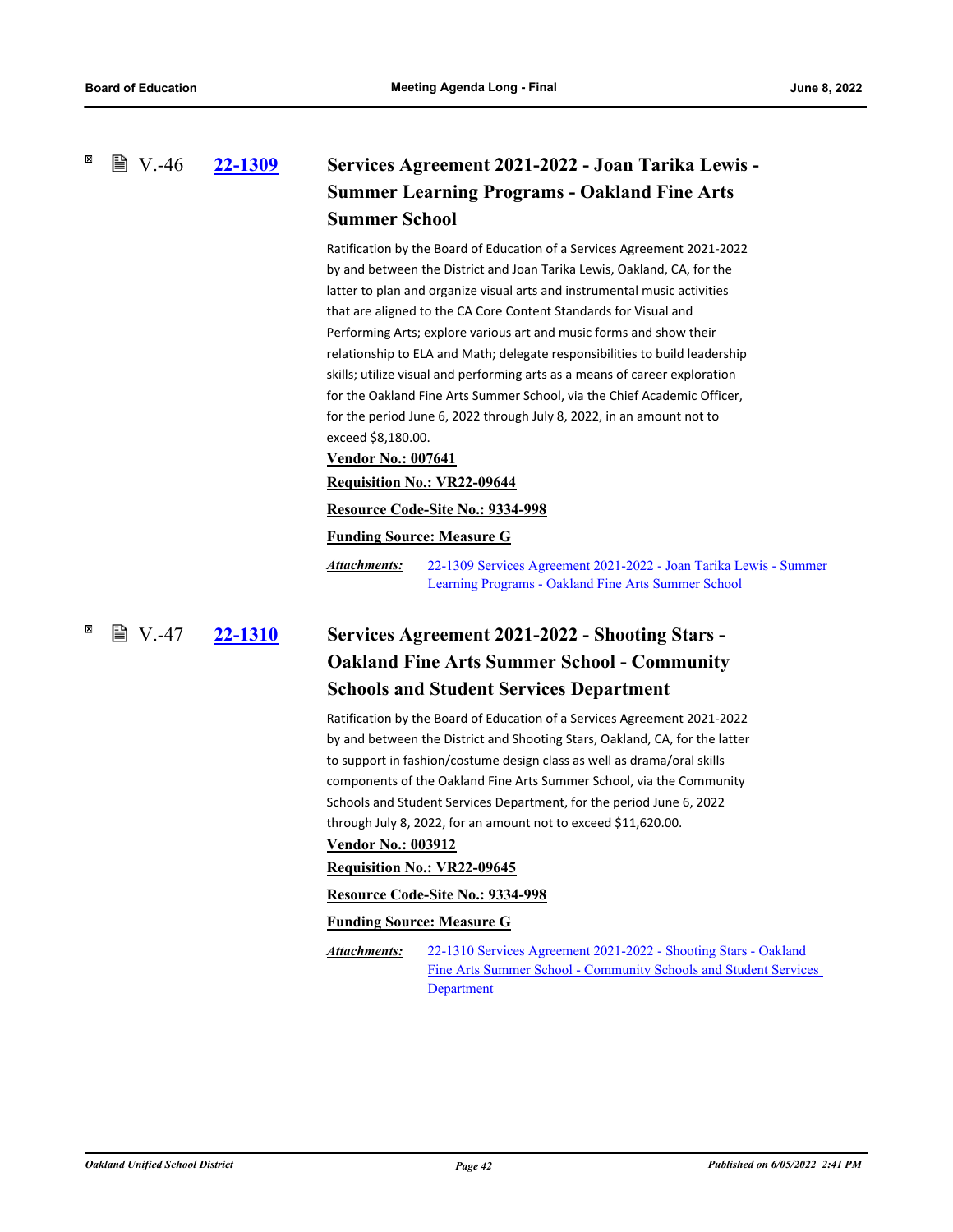### V.-46 22-1309 Services Agreement 2021-2022 - Joan Tarika Lewis - Summer Learning Programs - Oakland Fine Arts Summer School

Ratification by the Board of Education of a Services Agreement 2021-2022 by and between the District and Joan Tarika Lewis, Oakland, CA, for the latter to plan and organize visual arts and instrumental music activities that are aligned to the CA Core Content Standards for Visual and Performing Arts; explore various art and music forms and show their relationship to ELA and Math; delegate responsibilities to build leadership skills; utilize visual and performing arts as a means of career exploration for the Oakland Fine Arts Summer School, via the Chief Academic Officer, for the period June 6, 2022 through July 8, 2022, in an amount not to exceed $8,180.00.

**Vendor No.: 007641**

**Requisition No.: VR22-09644**

**Resource Code-Site No.: 9334-998**

**Funding Source: Measure G**

***Attachments:*** 22-1309 Services Agreement 2021-2022 - Joan Tarika Lewis - Summer Learning Programs - Oakland Fine Arts Summer School

### V.-47 22-1310 Services Agreement 2021-2022 - Shooting Stars - Oakland Fine Arts Summer School - Community Schools and Student Services Department

Ratification by the Board of Education of a Services Agreement 2021-2022 by and between the District and Shooting Stars, Oakland, CA, for the latter to support in fashion/costume design class as well as drama/oral skills components of the Oakland Fine Arts Summer School, via the Community Schools and Student Services Department, for the period June 6, 2022 through July 8, 2022, for an amount not to exceed $11,620.00.

**Vendor No.: 003912**

**Requisition No.: VR22-09645**

**Resource Code-Site No.: 9334-998**

**Funding Source: Measure G**

***Attachments:*** 22-1310 Services Agreement 2021-2022 - Shooting Stars - Oakland Fine Arts Summer School - Community Schools and Student Services Department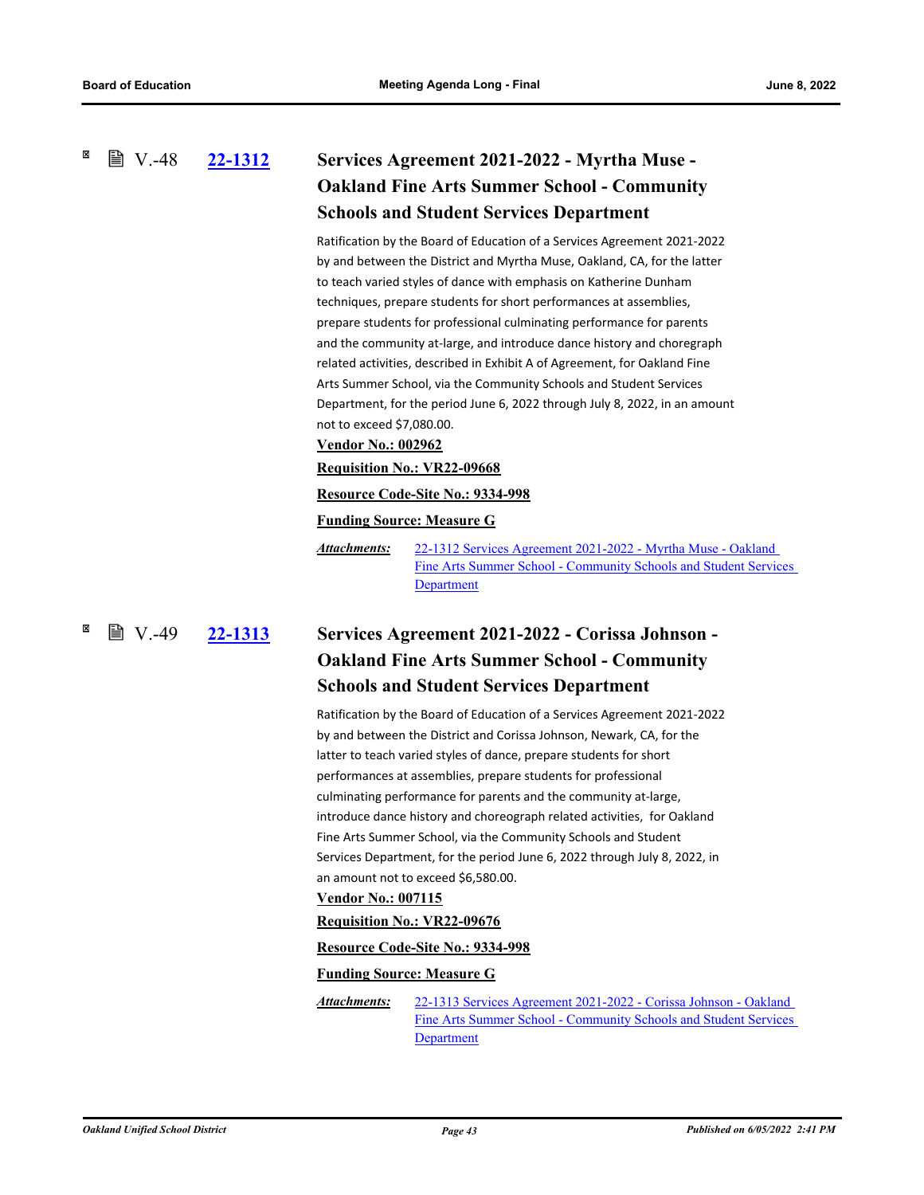### V.-48 22-1312 Services Agreement 2021-2022 - Myrtha Muse - Oakland Fine Arts Summer School - Community Schools and Student Services Department

Ratification by the Board of Education of a Services Agreement 2021-2022 by and between the District and Myrtha Muse, Oakland, CA, for the latter to teach varied styles of dance with emphasis on Katherine Dunham techniques, prepare students for short performances at assemblies, prepare students for professional culminating performance for parents and the community at-large, and introduce dance history and choregraph related activities, described in Exhibit A of Agreement, for Oakland Fine Arts Summer School, via the Community Schools and Student Services Department, for the period June 6, 2022 through July 8, 2022, in an amount not to exceed $7,080.00.

**Vendor No.: 002962**

**Requisition No.: VR22-09668**

**Resource Code-Site No.: 9334-998**

**Funding Source: Measure G**

***Attachments:*** 22-1312 Services Agreement 2021-2022 - Myrtha Muse - Oakland Fine Arts Summer School - Community Schools and Student Services Department

### V.-49 22-1313 Services Agreement 2021-2022 - Corissa Johnson - Oakland Fine Arts Summer School - Community Schools and Student Services Department

Ratification by the Board of Education of a Services Agreement 2021-2022 by and between the District and Corissa Johnson, Newark, CA, for the latter to teach varied styles of dance, prepare students for short performances at assemblies, prepare students for professional culminating performance for parents and the community at-large, introduce dance history and choreograph related activities, for Oakland Fine Arts Summer School, via the Community Schools and Student Services Department, for the period June 6, 2022 through July 8, 2022, in an amount not to exceed $6,580.00.

**Vendor No.: 007115**

**Requisition No.: VR22-09676**

**Resource Code-Site No.: 9334-998**

**Funding Source: Measure G**

***Attachments:*** 22-1313 Services Agreement 2021-2022 - Corissa Johnson - Oakland Fine Arts Summer School - Community Schools and Student Services Department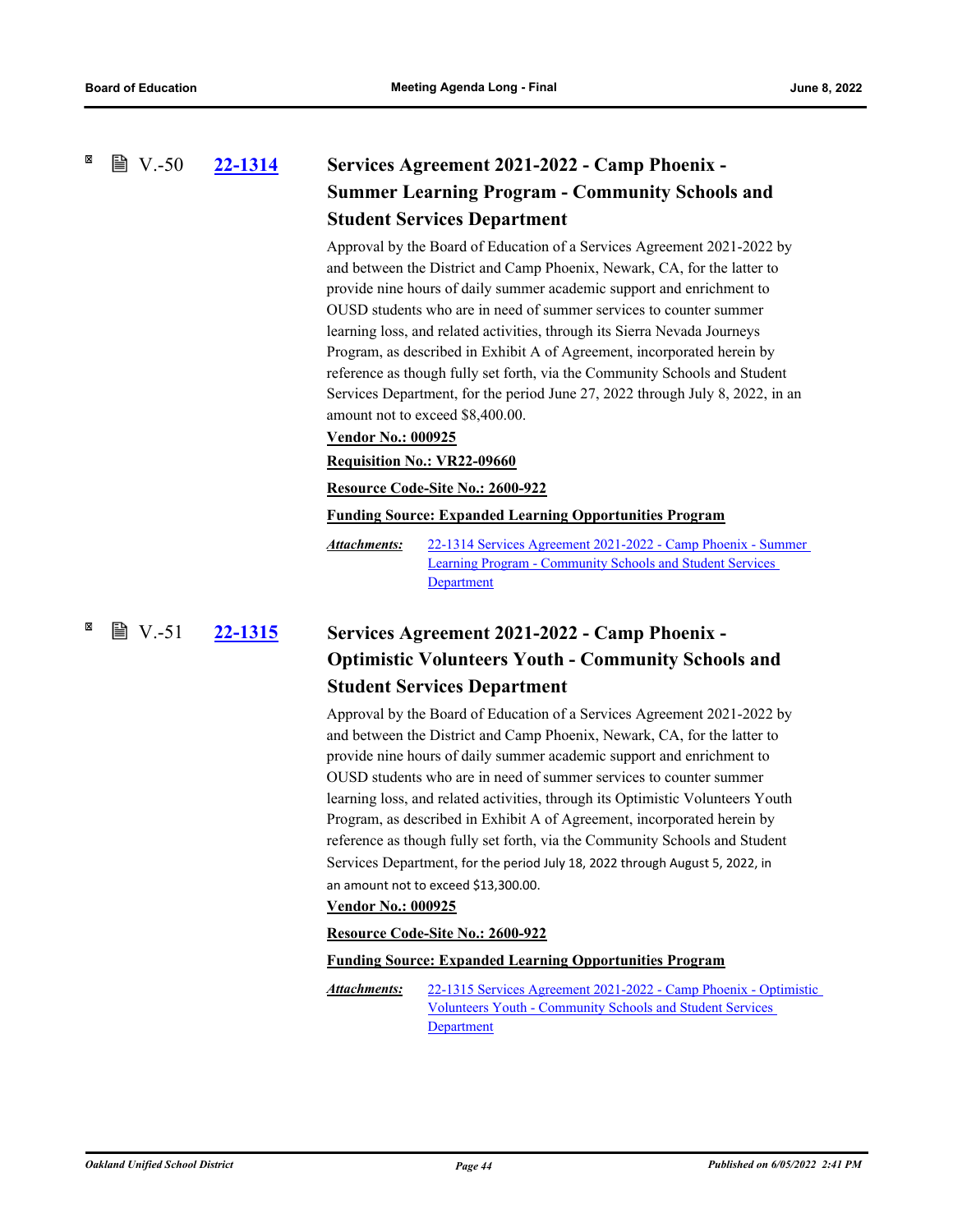### V.-50 22-1314 Services Agreement 2021-2022 - Camp Phoenix - Summer Learning Program - Community Schools and Student Services Department

Approval by the Board of Education of a Services Agreement 2021-2022 by and between the District and Camp Phoenix, Newark, CA, for the latter to provide nine hours of daily summer academic support and enrichment to OUSD students who are in need of summer services to counter summer learning loss, and related activities, through its Sierra Nevada Journeys Program, as described in Exhibit A of Agreement, incorporated herein by reference as though fully set forth, via the Community Schools and Student Services Department, for the period June 27, 2022 through July 8, 2022, in an amount not to exceed $8,400.00.

**Vendor No.: 000925**

**Requisition No.: VR22-09660**

**Resource Code-Site No.: 2600-922**

**Funding Source: Expanded Learning Opportunities Program**

***Attachments:*** 22-1314 Services Agreement 2021-2022 - Camp Phoenix - Summer Learning Program - Community Schools and Student Services Department

### V.-51 22-1315 Services Agreement 2021-2022 - Camp Phoenix - Optimistic Volunteers Youth - Community Schools and Student Services Department

Approval by the Board of Education of a Services Agreement 2021-2022 by and between the District and Camp Phoenix, Newark, CA, for the latter to provide nine hours of daily summer academic support and enrichment to OUSD students who are in need of summer services to counter summer learning loss, and related activities, through its Optimistic Volunteers Youth Program, as described in Exhibit A of Agreement, incorporated herein by reference as though fully set forth, via the Community Schools and Student Services Department, for the period July 18, 2022 through August 5, 2022, in an amount not to exceed $13,300.00.

**Vendor No.: 000925**

**Resource Code-Site No.: 2600-922**

**Funding Source: Expanded Learning Opportunities Program**

***Attachments:*** 22-1315 Services Agreement 2021-2022 - Camp Phoenix - Optimistic Volunteers Youth - Community Schools and Student Services Department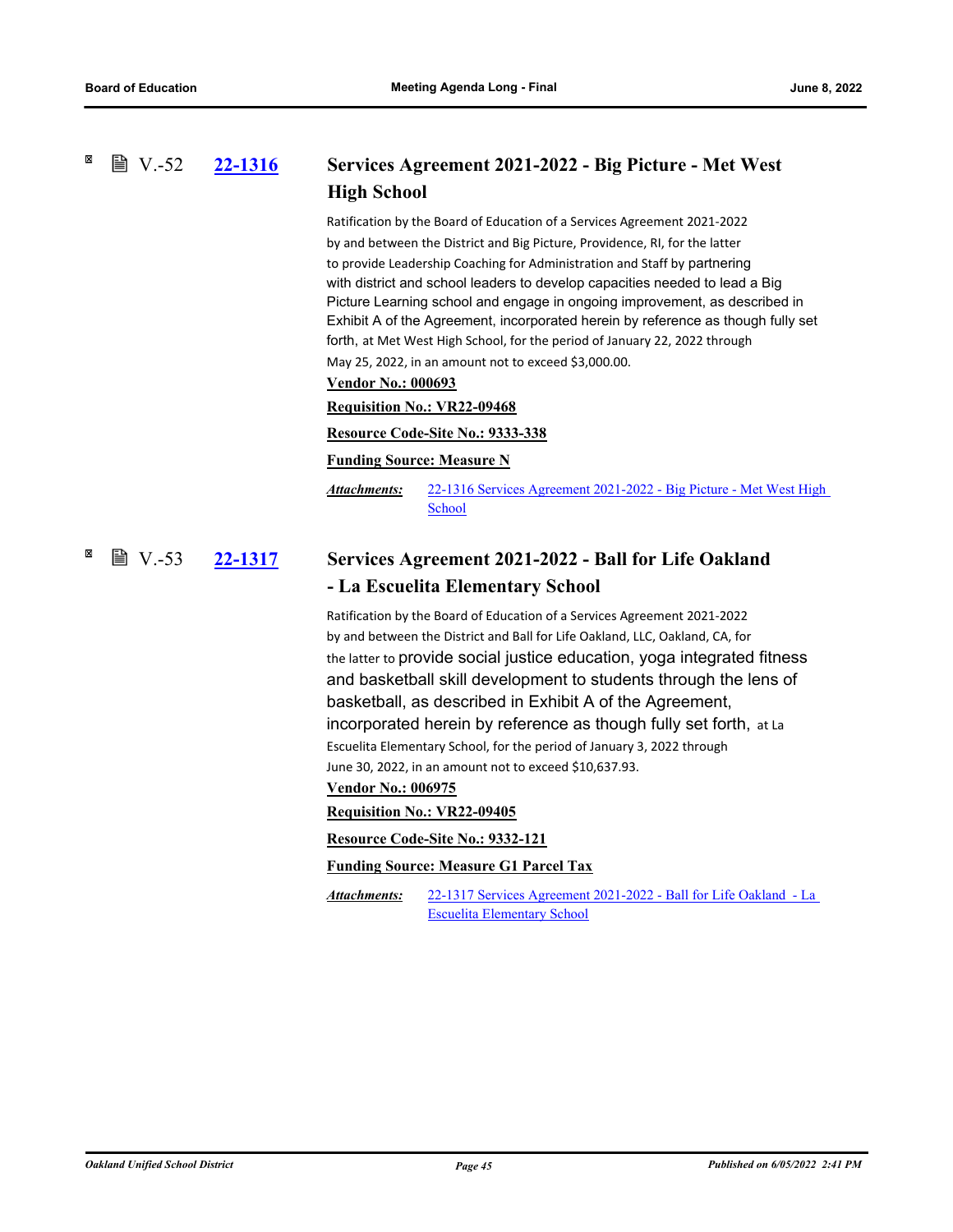V.-52 **22-1316**

## Services Agreement 2021-2022 - Big Picture - Met West High School

Ratification by the Board of Education of a Services Agreement 2021-2022 by and between the District and Big Picture, Providence, RI, for the latter to provide Leadership Coaching for Administration and Staff by partnering with district and school leaders to develop capacities needed to lead a Big Picture Learning school and engage in ongoing improvement, as described in Exhibit A of the Agreement, incorporated herein by reference as though fully set forth, at Met West High School, for the period of January 22, 2022 through May 25, 2022, in an amount not to exceed $3,000.00.

**Vendor No.: 000693**

**Requisition No.: VR22-09468**

**Resource Code-Site No.: 9333-338**

**Funding Source: Measure N**

***Attachments:*** 22-1316 Services Agreement 2021-2022 - Big Picture - Met West High School

V.-53 **22-1317**

## Services Agreement 2021-2022 - Ball for Life Oakland - La Escuelita Elementary School

Ratification by the Board of Education of a Services Agreement 2021-2022 by and between the District and Ball for Life Oakland, LLC, Oakland, CA, for the latter to provide social justice education, yoga integrated fitness and basketball skill development to students through the lens of basketball, as described in Exhibit A of the Agreement, incorporated herein by reference as though fully set forth, at La Escuelita Elementary School, for the period of January 3, 2022 through June 30, 2022, in an amount not to exceed $10,637.93.

**Vendor No.: 006975**

**Requisition No.: VR22-09405**

**Resource Code-Site No.: 9332-121**

**Funding Source: Measure G1 Parcel Tax**

***Attachments:*** 22-1317 Services Agreement 2021-2022 - Ball for Life Oakland - La Escuelita Elementary School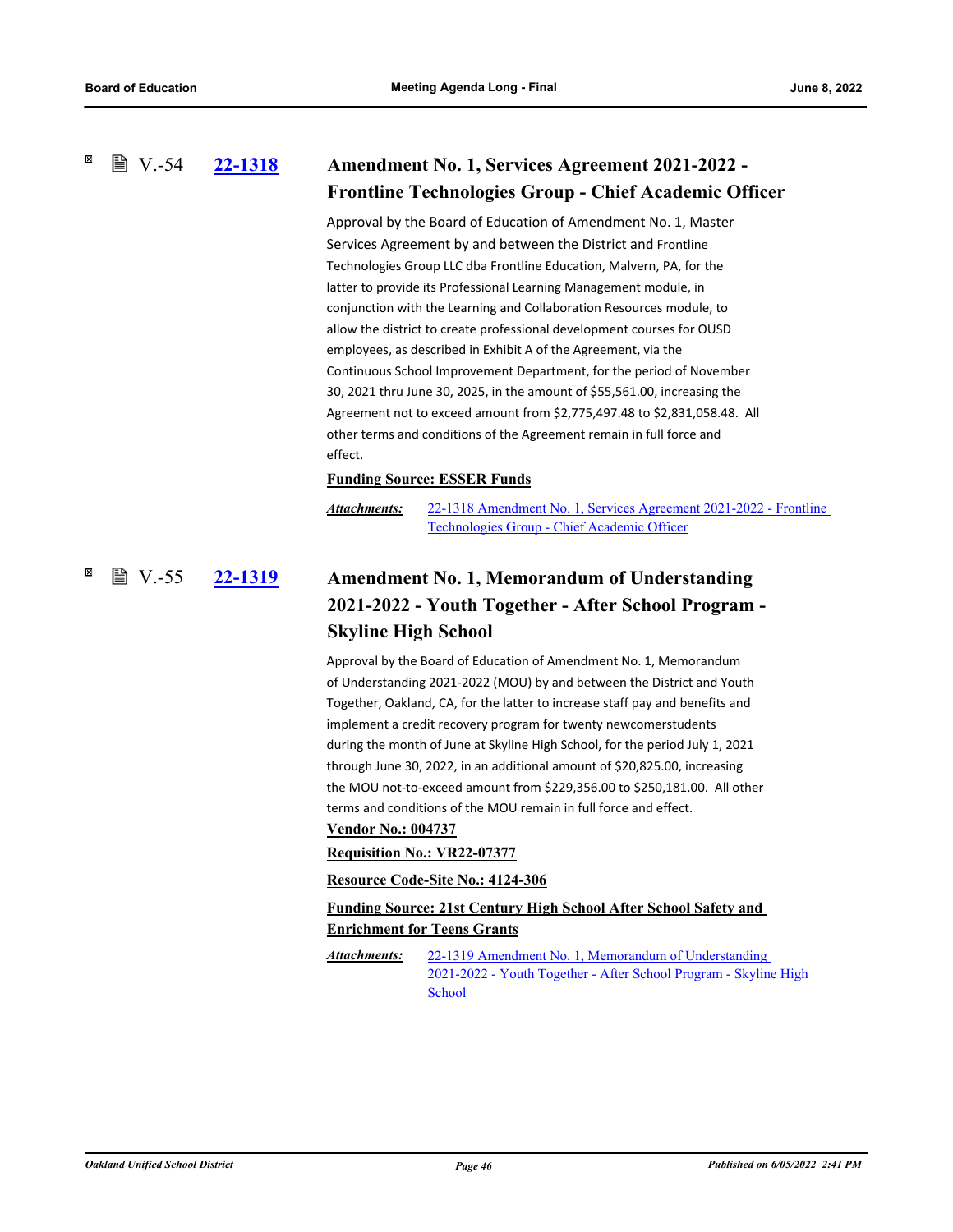V.-54 **[22-1318](#)**

### Amendment No. 1, Services Agreement 2021-2022 - Frontline Technologies Group - Chief Academic Officer

Approval by the Board of Education of Amendment No. 1, Master Services Agreement by and between the District and Frontline Technologies Group LLC dba Frontline Education, Malvern, PA, for the latter to provide its Professional Learning Management module, in conjunction with the Learning and Collaboration Resources module, to allow the district to create professional development courses for OUSD employees, as described in Exhibit A of the Agreement, via the Continuous School Improvement Department, for the period of November 30, 2021 thru June 30, 2025, in the amount of $55,561.00, increasing the Agreement not to exceed amount from $2,775,497.48 to $2,831,058.48. All other terms and conditions of the Agreement remain in full force and effect.

**Funding Source: ESSER Funds**

***Attachments:*** 22-1318 Amendment No. 1, Services Agreement 2021-2022 - Frontline Technologies Group - Chief Academic Officer

V.-55 **[22-1319](#)**

### Amendment No. 1, Memorandum of Understanding 2021-2022 - Youth Together - After School Program - Skyline High School

Approval by the Board of Education of Amendment No. 1, Memorandum of Understanding 2021-2022 (MOU) by and between the District and Youth Together, Oakland, CA, for the latter to increase staff pay and benefits and implement a credit recovery program for twenty newcomerstudents during the month of June at Skyline High School, for the period July 1, 2021 through June 30, 2022, in an additional amount of $20,825.00, increasing the MOU not-to-exceed amount from $229,356.00 to $250,181.00. All other terms and conditions of the MOU remain in full force and effect.

**Vendor No.: 004737**

**Requisition No.: VR22-07377**

**Resource Code-Site No.: 4124-306**

**Funding Source: 21st Century High School After School Safety and Enrichment for Teens Grants**

***Attachments:*** 22-1319 Amendment No. 1, Memorandum of Understanding 2021-2022 - Youth Together - After School Program - Skyline High School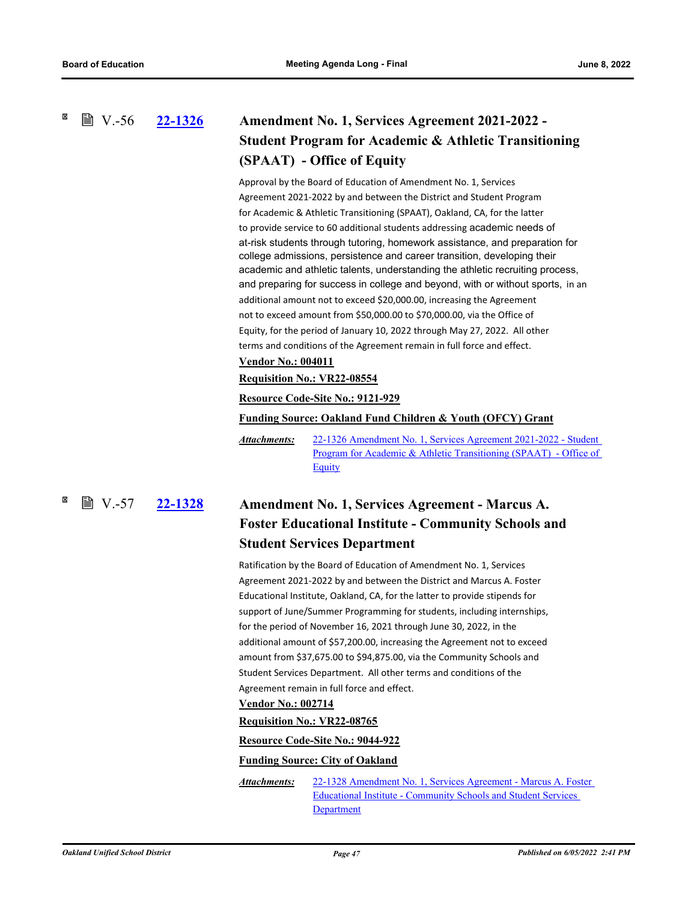### V.-56 [22-1326](22-1326) Amendment No. 1, Services Agreement 2021-2022 - Student Program for Academic & Athletic Transitioning (SPAAT) - Office of Equity

Approval by the Board of Education of Amendment No. 1, Services Agreement 2021-2022 by and between the District and Student Program for Academic & Athletic Transitioning (SPAAT), Oakland, CA, for the latter to provide service to 60 additional students addressing academic needs of at-risk students through tutoring, homework assistance, and preparation for college admissions, persistence and career transition, developing their academic and athletic talents, understanding the athletic recruiting process, and preparing for success in college and beyond, with or without sports, in an additional amount not to exceed $20,000.00, increasing the Agreement not to exceed amount from $50,000.00 to $70,000.00, via the Office of Equity, for the period of January 10, 2022 through May 27, 2022. All other terms and conditions of the Agreement remain in full force and effect.

**Vendor No.: 004011**

**Requisition No.: VR22-08554**

**Resource Code-Site No.: 9121-929**

**Funding Source: Oakland Fund Children & Youth (OFCY) Grant**

*Attachments:* 22-1326 Amendment No. 1, Services Agreement 2021-2022 - Student Program for Academic & Athletic Transitioning (SPAAT) - Office of Equity

### V.-57 [22-1328](22-1328) Amendment No. 1, Services Agreement - Marcus A. Foster Educational Institute - Community Schools and Student Services Department

Ratification by the Board of Education of Amendment No. 1, Services Agreement 2021-2022 by and between the District and Marcus A. Foster Educational Institute, Oakland, CA, for the latter to provide stipends for support of June/Summer Programming for students, including internships, for the period of November 16, 2021 through June 30, 2022, in the additional amount of $57,200.00, increasing the Agreement not to exceed amount from $37,675.00 to $94,875.00, via the Community Schools and Student Services Department. All other terms and conditions of the Agreement remain in full force and effect.

**Vendor No.: 002714**

**Requisition No.: VR22-08765**

**Resource Code-Site No.: 9044-922**

**Funding Source: City of Oakland**

*Attachments:* 22-1328 Amendment No. 1, Services Agreement - Marcus A. Foster Educational Institute - Community Schools and Student Services Department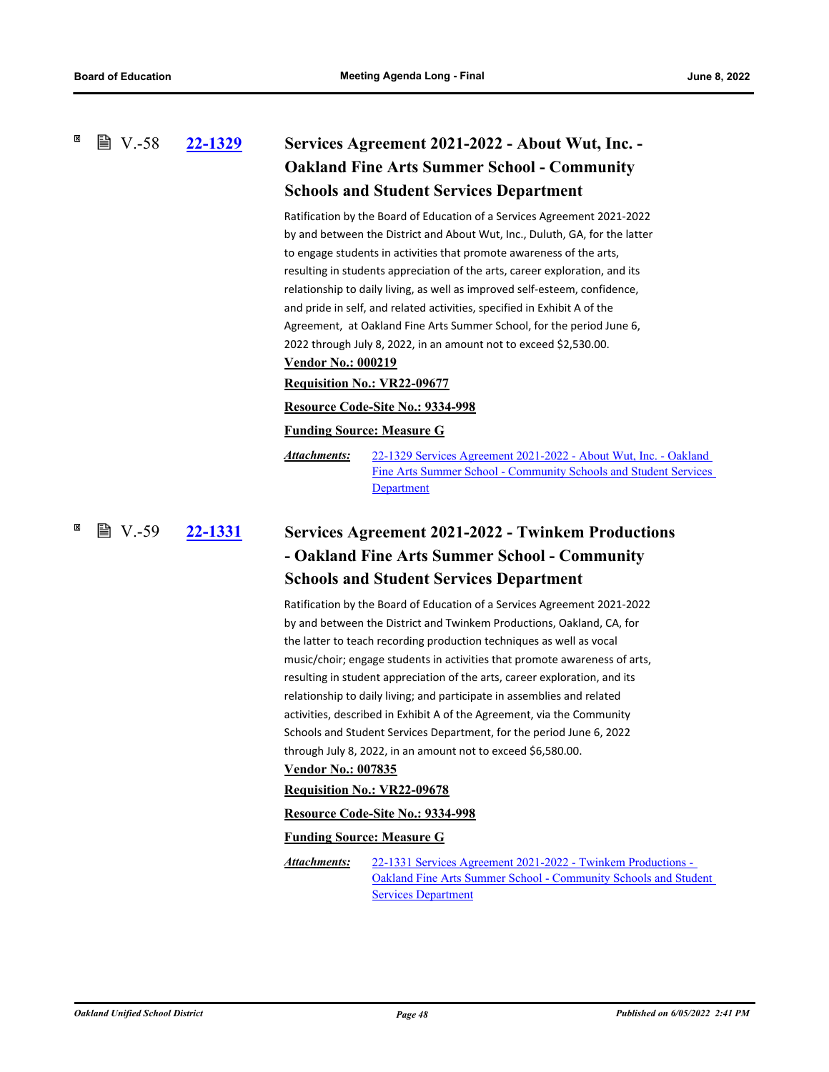## V.-58 22-1329 Services Agreement 2021-2022 - About Wut, Inc. - Oakland Fine Arts Summer School - Community Schools and Student Services Department

Ratification by the Board of Education of a Services Agreement 2021-2022 by and between the District and About Wut, Inc., Duluth, GA, for the latter to engage students in activities that promote awareness of the arts, resulting in students appreciation of the arts, career exploration, and its relationship to daily living, as well as improved self-esteem, confidence, and pride in self, and related activities, specified in Exhibit A of the Agreement, at Oakland Fine Arts Summer School, for the period June 6, 2022 through July 8, 2022, in an amount not to exceed $2,530.00.

**Vendor No.: 000219**

**Requisition No.: VR22-09677**

**Resource Code-Site No.: 9334-998**

**Funding Source: Measure G**

***Attachments:*** 22-1329 Services Agreement 2021-2022 - About Wut, Inc. - Oakland Fine Arts Summer School - Community Schools and Student Services Department

## V.-59 22-1331 Services Agreement 2021-2022 - Twinkem Productions - Oakland Fine Arts Summer School - Community Schools and Student Services Department

Ratification by the Board of Education of a Services Agreement 2021-2022 by and between the District and Twinkem Productions, Oakland, CA, for the latter to teach recording production techniques as well as vocal music/choir; engage students in activities that promote awareness of arts, resulting in student appreciation of the arts, career exploration, and its relationship to daily living; and participate in assemblies and related activities, described in Exhibit A of the Agreement, via the Community Schools and Student Services Department, for the period June 6, 2022 through July 8, 2022, in an amount not to exceed $6,580.00.

**Vendor No.: 007835**

**Requisition No.: VR22-09678**

**Resource Code-Site No.: 9334-998**

**Funding Source: Measure G**

***Attachments:*** 22-1331 Services Agreement 2021-2022 - Twinkem Productions - Oakland Fine Arts Summer School - Community Schools and Student Services Department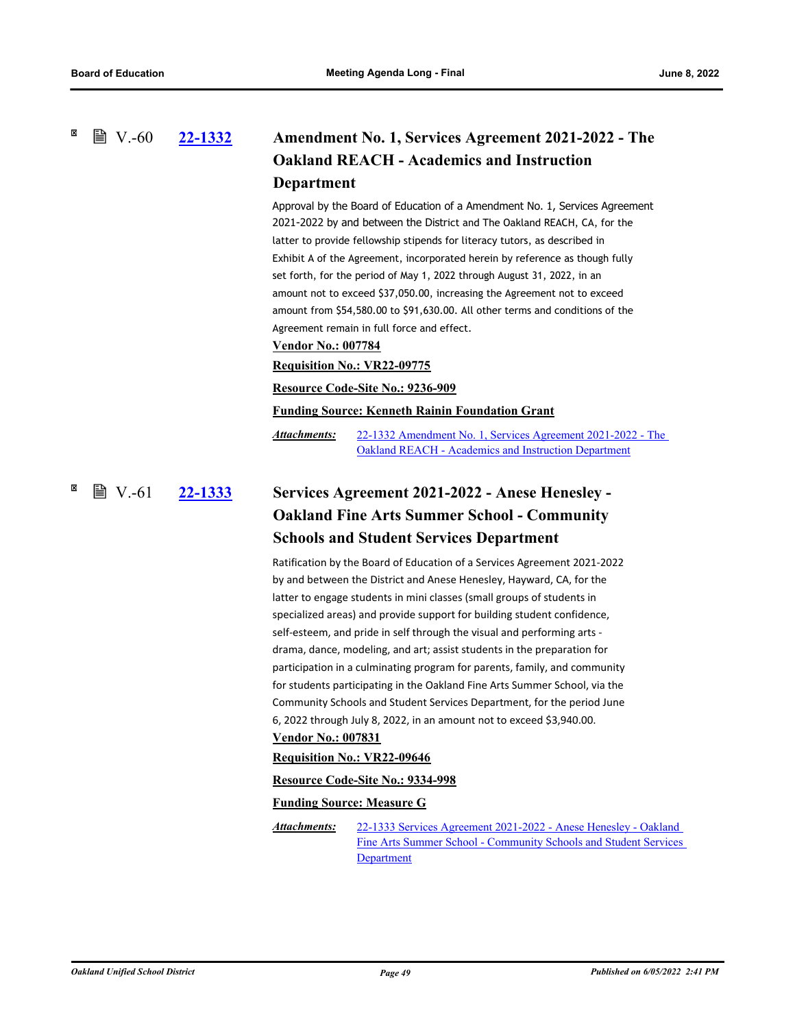### V.-60 **22-1332** Amendment No. 1, Services Agreement 2021-2022 - The Oakland REACH - Academics and Instruction Department

Approval by the Board of Education of a Amendment No. 1, Services Agreement 2021-2022 by and between the District and The Oakland REACH, CA, for the latter to provide fellowship stipends for literacy tutors, as described in Exhibit A of the Agreement, incorporated herein by reference as though fully set forth, for the period of May 1, 2022 through August 31, 2022, in an amount not to exceed $37,050.00, increasing the Agreement not to exceed amount from $54,580.00 to $91,630.00. All other terms and conditions of the Agreement remain in full force and effect.

**Vendor No.: 007784**

**Requisition No.: VR22-09775**

**Resource Code-Site No.: 9236-909**

**Funding Source: Kenneth Rainin Foundation Grant**

*Attachments:* 22-1332 Amendment No. 1, Services Agreement 2021-2022 - The Oakland REACH - Academics and Instruction Department

### V.-61 **22-1333** Services Agreement 2021-2022 - Anese Henesley - Oakland Fine Arts Summer School - Community Schools and Student Services Department

Ratification by the Board of Education of a Services Agreement 2021-2022 by and between the District and Anese Henesley, Hayward, CA, for the latter to engage students in mini classes (small groups of students in specialized areas) and provide support for building student confidence, self-esteem, and pride in self through the visual and performing arts - drama, dance, modeling, and art; assist students in the preparation for participation in a culminating program for parents, family, and community for students participating in the Oakland Fine Arts Summer School, via the Community Schools and Student Services Department, for the period June 6, 2022 through July 8, 2022, in an amount not to exceed $3,940.00.

**Vendor No.: 007831**

**Requisition No.: VR22-09646**

**Resource Code-Site No.: 9334-998**

**Funding Source: Measure G**

*Attachments:* 22-1333 Services Agreement 2021-2022 - Anese Henesley - Oakland Fine Arts Summer School - Community Schools and Student Services Department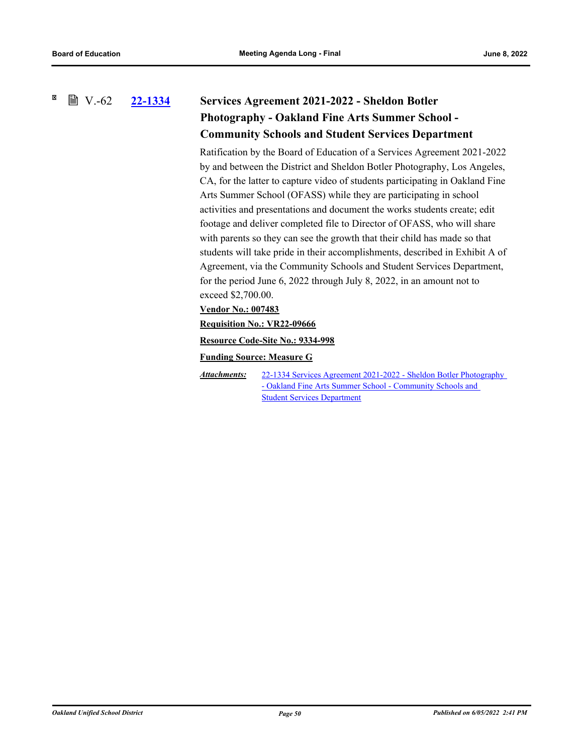### V.-62 [22-1334](#) Services Agreement 2021-2022 - Sheldon Botler Photography - Oakland Fine Arts Summer School - Community Schools and Student Services Department

Ratification by the Board of Education of a Services Agreement 2021-2022 by and between the District and Sheldon Botler Photography, Los Angeles, CA, for the latter to capture video of students participating in Oakland Fine Arts Summer School (OFASS) while they are participating in school activities and presentations and document the works students create; edit footage and deliver completed file to Director of OFASS, who will share with parents so they can see the growth that their child has made so that students will take pride in their accomplishments, described in Exhibit A of Agreement, via the Community Schools and Student Services Department, for the period June 6, 2022 through July 8, 2022, in an amount not to exceed $2,700.00.

**Vendor No.: 007483**

**Requisition No.: VR22-09666**

**Resource Code-Site No.: 9334-998**

**Funding Source: Measure G**

***Attachments:*** 22-1334 Services Agreement 2021-2022 - Sheldon Botler Photography - Oakland Fine Arts Summer School - Community Schools and Student Services Department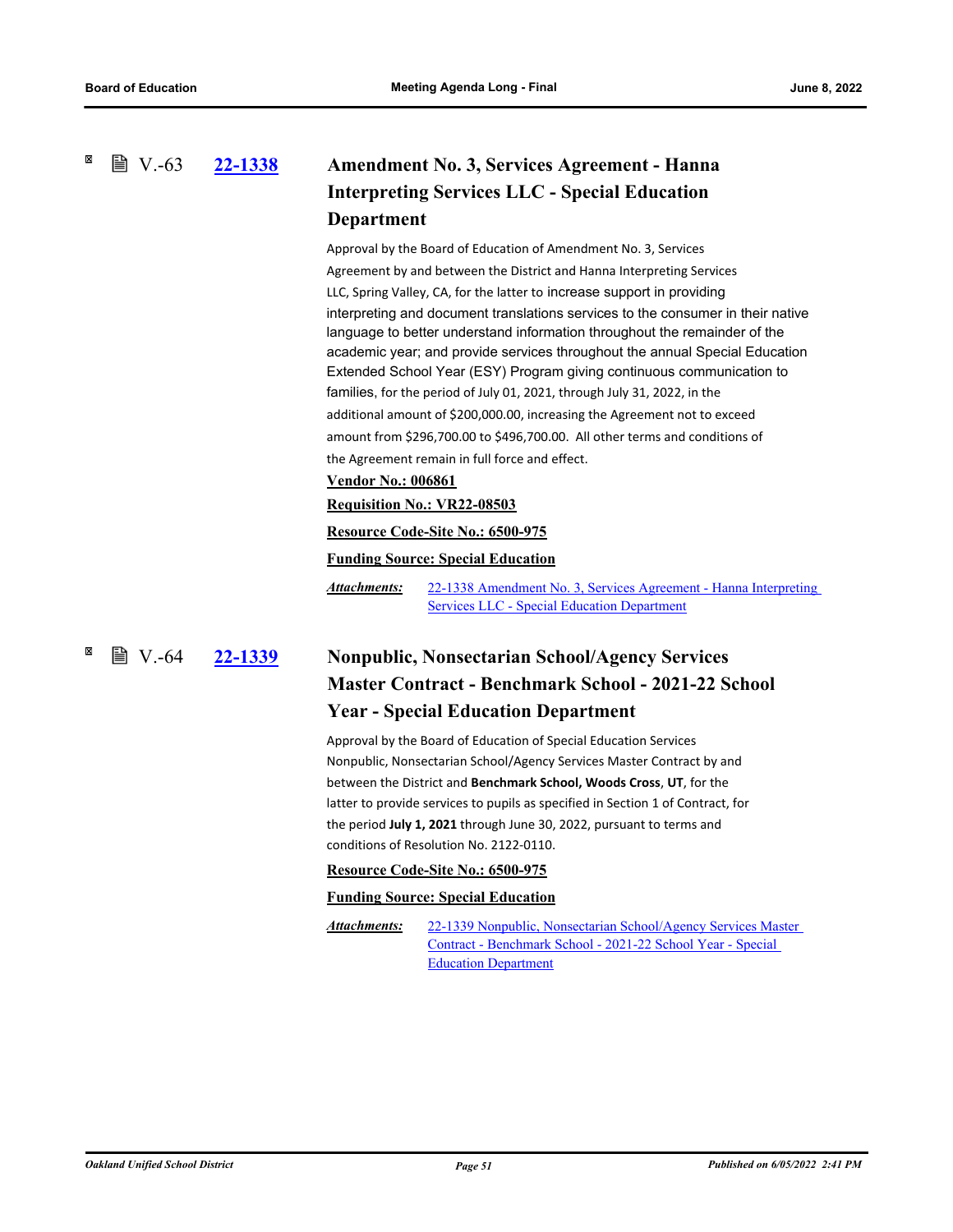V.-63 **22-1338**

## Amendment No. 3, Services Agreement - Hanna Interpreting Services LLC - Special Education Department

Approval by the Board of Education of Amendment No. 3, Services Agreement by and between the District and Hanna Interpreting Services LLC, Spring Valley, CA, for the latter to increase support in providing interpreting and document translations services to the consumer in their native language to better understand information throughout the remainder of the academic year; and provide services throughout the annual Special Education Extended School Year (ESY) Program giving continuous communication to families, for the period of July 01, 2021, through July 31, 2022, in the additional amount of $200,000.00, increasing the Agreement not to exceed amount from $296,700.00 to $496,700.00. All other terms and conditions of the Agreement remain in full force and effect.

**Vendor No.: 006861**

**Requisition No.: VR22-08503**

**Resource Code-Site No.: 6500-975**

**Funding Source: Special Education**

***Attachments:*** 22-1338 Amendment No. 3, Services Agreement - Hanna Interpreting Services LLC - Special Education Department

V.-64 **22-1339**

## Nonpublic, Nonsectarian School/Agency Services Master Contract - Benchmark School - 2021-22 School Year - Special Education Department

Approval by the Board of Education of Special Education Services Nonpublic, Nonsectarian School/Agency Services Master Contract by and between the District and **Benchmark School, Woods Cross**, **UT**, for the latter to provide services to pupils as specified in Section 1 of Contract, for the period **July 1, 2021** through June 30, 2022, pursuant to terms and conditions of Resolution No. 2122-0110.

**Resource Code-Site No.: 6500-975**

**Funding Source: Special Education**

***Attachments:*** 22-1339 Nonpublic, Nonsectarian School/Agency Services Master Contract - Benchmark School - 2021-22 School Year - Special Education Department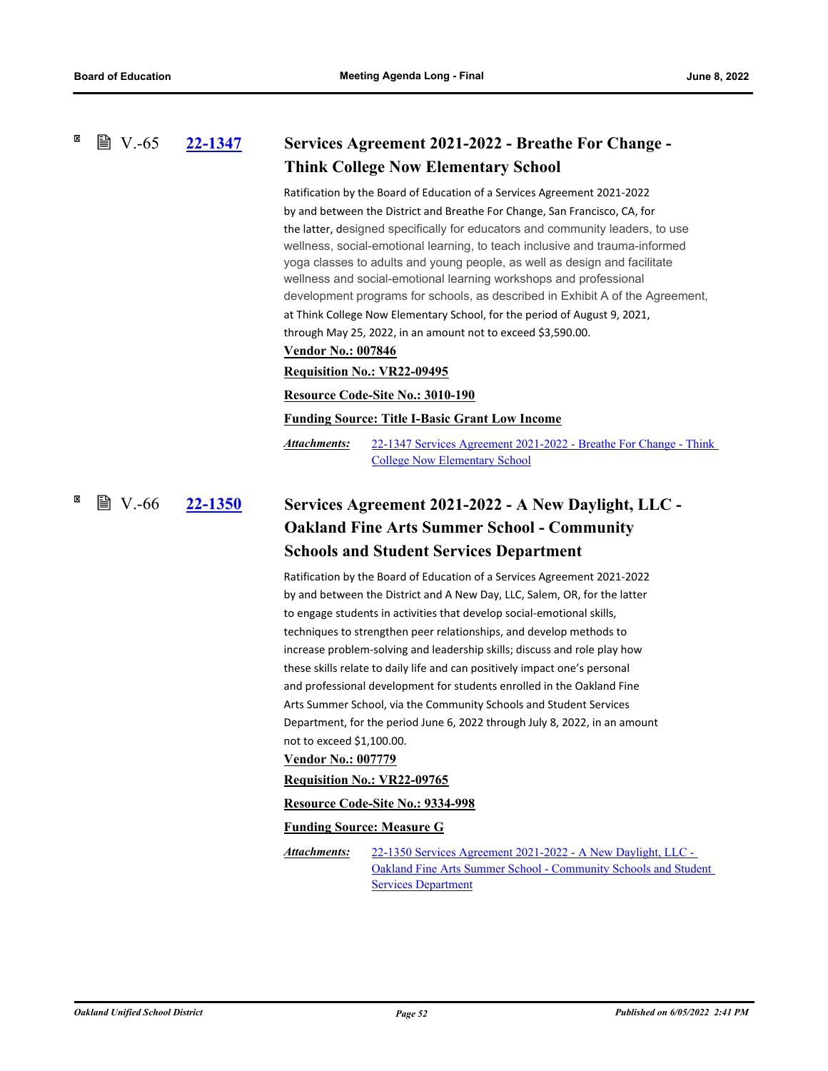## V.-65 22-1347 Services Agreement 2021-2022 - Breathe For Change - Think College Now Elementary School

Ratification by the Board of Education of a Services Agreement 2021-2022 by and between the District and Breathe For Change, San Francisco, CA, for the latter, designed specifically for educators and community leaders, to use wellness, social-emotional learning, to teach inclusive and trauma-informed yoga classes to adults and young people, as well as design and facilitate wellness and social-emotional learning workshops and professional development programs for schools, as described in Exhibit A of the Agreement, at Think College Now Elementary School, for the period of August 9, 2021, through May 25, 2022, in an amount not to exceed $3,590.00.

**Vendor No.: 007846**

**Requisition No.: VR22-09495**

**Resource Code-Site No.: 3010-190**

**Funding Source: Title I-Basic Grant Low Income**

*Attachments:* 22-1347 Services Agreement 2021-2022 - Breathe For Change - Think College Now Elementary School

## V.-66 22-1350 Services Agreement 2021-2022 - A New Daylight, LLC - Oakland Fine Arts Summer School - Community Schools and Student Services Department

Ratification by the Board of Education of a Services Agreement 2021-2022 by and between the District and A New Day, LLC, Salem, OR, for the latter to engage students in activities that develop social-emotional skills, techniques to strengthen peer relationships, and develop methods to increase problem-solving and leadership skills; discuss and role play how these skills relate to daily life and can positively impact one's personal and professional development for students enrolled in the Oakland Fine Arts Summer School, via the Community Schools and Student Services Department, for the period June 6, 2022 through July 8, 2022, in an amount not to exceed $1,100.00.

**Vendor No.: 007779**

**Requisition No.: VR22-09765**

**Resource Code-Site No.: 9334-998**

**Funding Source: Measure G**

*Attachments:* 22-1350 Services Agreement 2021-2022 - A New Daylight, LLC - Oakland Fine Arts Summer School - Community Schools and Student Services Department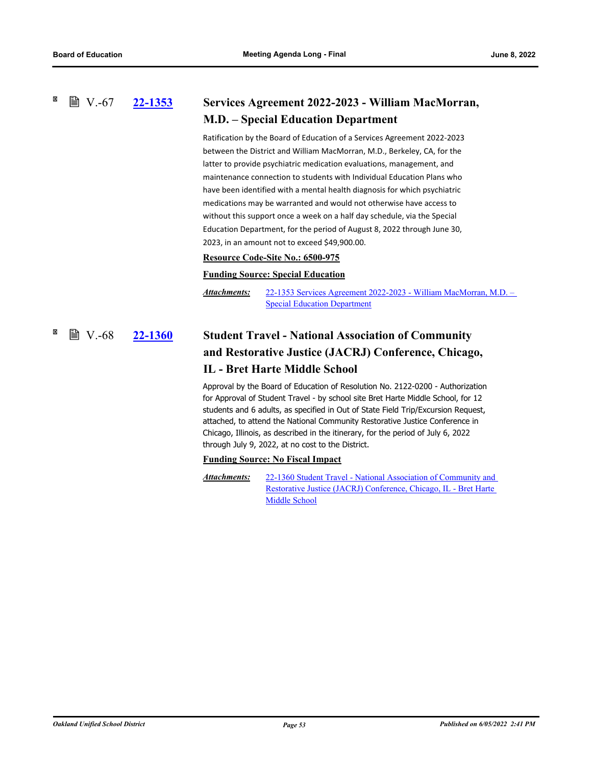### V.-67 22-1353 Services Agreement 2022-2023 - William MacMorran, M.D. – Special Education Department

Ratification by the Board of Education of a Services Agreement 2022-2023 between the District and William MacMorran, M.D., Berkeley, CA, for the latter to provide psychiatric medication evaluations, management, and maintenance connection to students with Individual Education Plans who have been identified with a mental health diagnosis for which psychiatric medications may be warranted and would not otherwise have access to without this support once a week on a half day schedule, via the Special Education Department, for the period of August 8, 2022 through June 30, 2023, in an amount not to exceed $49,900.00.

**Resource Code-Site No.: 6500-975**

**Funding Source: Special Education**

*Attachments:* 22-1353 Services Agreement 2022-2023 - William MacMorran, M.D. – Special Education Department

### V.-68 22-1360 Student Travel - National Association of Community and Restorative Justice (JACRJ) Conference, Chicago, IL - Bret Harte Middle School

Approval by the Board of Education of Resolution No. 2122-0200 - Authorization for Approval of Student Travel - by school site Bret Harte Middle School, for 12 students and 6 adults, as specified in Out of State Field Trip/Excursion Request, attached, to attend the National Community Restorative Justice Conference in Chicago, Illinois, as described in the itinerary, for the period of July 6, 2022 through July 9, 2022, at no cost to the District.

**Funding Source: No Fiscal Impact**

*Attachments:* 22-1360 Student Travel - National Association of Community and Restorative Justice (JACRJ) Conference, Chicago, IL - Bret Harte Middle School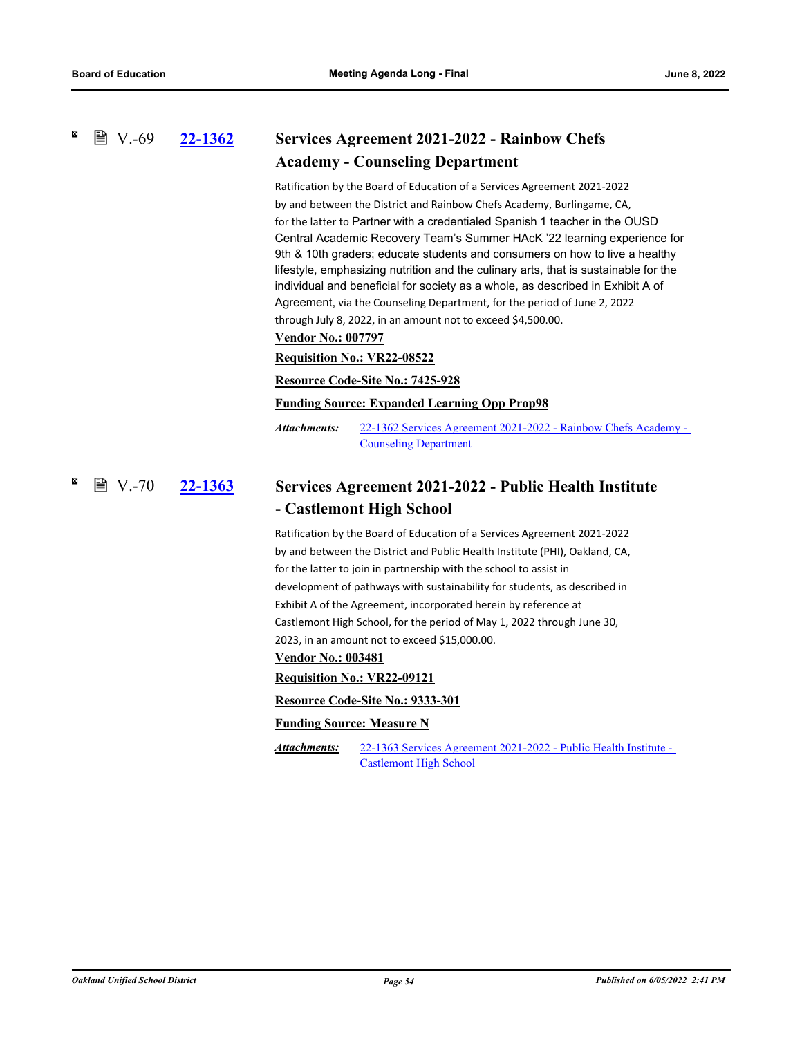## V.-69 [22-1362](#) Services Agreement 2021-2022 - Rainbow Chefs Academy - Counseling Department

Ratification by the Board of Education of a Services Agreement 2021-2022 by and between the District and Rainbow Chefs Academy, Burlingame, CA, for the latter to Partner with a credentialed Spanish 1 teacher in the OUSD Central Academic Recovery Team's Summer HAcK '22 learning experience for 9th & 10th graders; educate students and consumers on how to live a healthy lifestyle, emphasizing nutrition and the culinary arts, that is sustainable for the individual and beneficial for society as a whole, as described in Exhibit A of Agreement, via the Counseling Department, for the period of June 2, 2022 through July 8, 2022, in an amount not to exceed $4,500.00.

**Vendor No.: 007797**

**Requisition No.: VR22-08522**

**Resource Code-Site No.: 7425-928**

**Funding Source: Expanded Learning Opp Prop98**

***Attachments:*** [22-1362 Services Agreement 2021-2022 - Rainbow Chefs Academy - Counseling Department](#)

## V.-70 [22-1363](#) Services Agreement 2021-2022 - Public Health Institute - Castlemont High School

Ratification by the Board of Education of a Services Agreement 2021-2022 by and between the District and Public Health Institute (PHI), Oakland, CA, for the latter to join in partnership with the school to assist in development of pathways with sustainability for students, as described in Exhibit A of the Agreement, incorporated herein by reference at Castlemont High School, for the period of May 1, 2022 through June 30, 2023, in an amount not to exceed $15,000.00.

**Vendor No.: 003481**

**Requisition No.: VR22-09121**

**Resource Code-Site No.: 9333-301**

**Funding Source: Measure N**

***Attachments:*** [22-1363 Services Agreement 2021-2022 - Public Health Institute - Castlemont High School](#)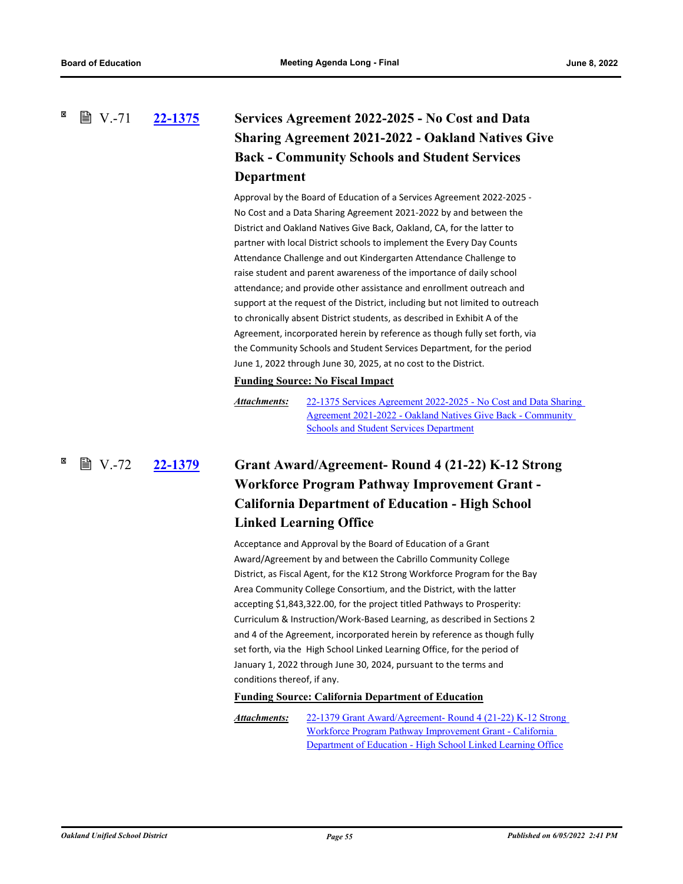## V.-71 **22-1375** Services Agreement 2022-2025 - No Cost and Data Sharing Agreement 2021-2022 - Oakland Natives Give Back - Community Schools and Student Services Department

Approval by the Board of Education of a Services Agreement 2022-2025 - No Cost and a Data Sharing Agreement 2021-2022 by and between the District and Oakland Natives Give Back, Oakland, CA, for the latter to partner with local District schools to implement the Every Day Counts Attendance Challenge and out Kindergarten Attendance Challenge to raise student and parent awareness of the importance of daily school attendance; and provide other assistance and enrollment outreach and support at the request of the District, including but not limited to outreach to chronically absent District students, as described in Exhibit A of the Agreement, incorporated herein by reference as though fully set forth, via the Community Schools and Student Services Department, for the period June 1, 2022 through June 30, 2025, at no cost to the District.

**Funding Source: No Fiscal Impact**

*Attachments:* 22-1375 Services Agreement 2022-2025 - No Cost and Data Sharing Agreement 2021-2022 - Oakland Natives Give Back - Community Schools and Student Services Department

## V.-72 **22-1379** Grant Award/Agreement- Round 4 (21-22) K-12 Strong Workforce Program Pathway Improvement Grant - California Department of Education - High School Linked Learning Office

Acceptance and Approval by the Board of Education of a Grant Award/Agreement by and between the Cabrillo Community College District, as Fiscal Agent, for the K12 Strong Workforce Program for the Bay Area Community College Consortium, and the District, with the latter accepting $1,843,322.00, for the project titled Pathways to Prosperity: Curriculum & Instruction/Work-Based Learning, as described in Sections 2 and 4 of the Agreement, incorporated herein by reference as though fully set forth, via the High School Linked Learning Office, for the period of January 1, 2022 through June 30, 2024, pursuant to the terms and conditions thereof, if any.

**Funding Source: California Department of Education**

*Attachments:* 22-1379 Grant Award/Agreement- Round 4 (21-22) K-12 Strong Workforce Program Pathway Improvement Grant - California Department of Education - High School Linked Learning Office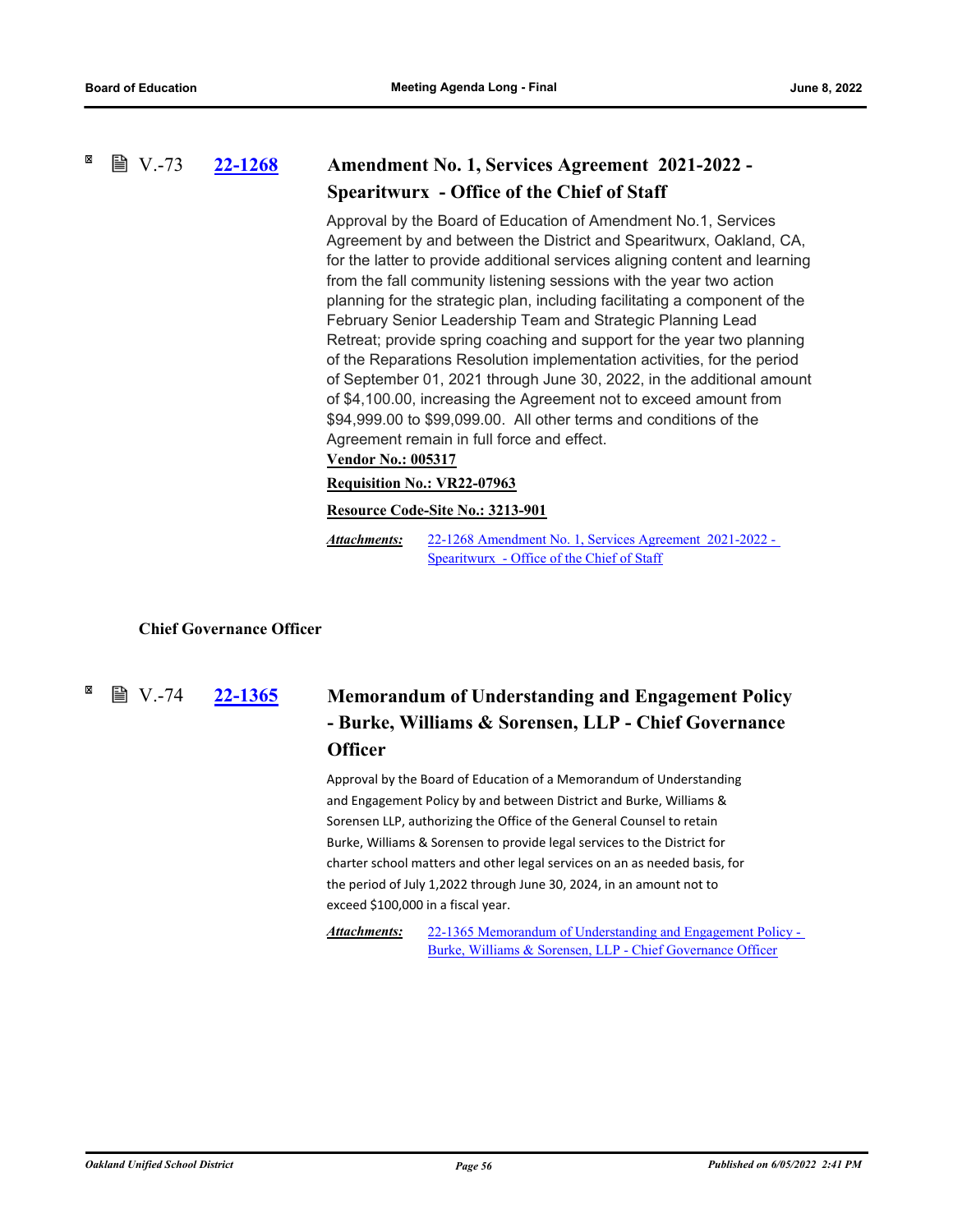### V.-73 [22-1268](#) Amendment No. 1, Services Agreement 2021-2022 - Spearitwurx - Office of the Chief of Staff

Approval by the Board of Education of Amendment No.1, Services Agreement by and between the District and Spearitwurx, Oakland, CA, for the latter to provide additional services aligning content and learning from the fall community listening sessions with the year two action planning for the strategic plan, including facilitating a component of the February Senior Leadership Team and Strategic Planning Lead Retreat; provide spring coaching and support for the year two planning of the Reparations Resolution implementation activities, for the period of September 01, 2021 through June 30, 2022, in the additional amount of $4,100.00, increasing the Agreement not to exceed amount from $94,999.00 to $99,099.00. All other terms and conditions of the Agreement remain in full force and effect.

**Vendor No.: 005317**

**Requisition No.: VR22-07963**

**Resource Code-Site No.: 3213-901**

***Attachments:*** 22-1268 Amendment No. 1, Services Agreement 2021-2022 - Spearitwurx - Office of the Chief of Staff

## Chief Governance Officer

### V.-74 [22-1365](#) Memorandum of Understanding and Engagement Policy - Burke, Williams & Sorensen, LLP - Chief Governance Officer

Approval by the Board of Education of a Memorandum of Understanding and Engagement Policy by and between District and Burke, Williams & Sorensen LLP, authorizing the Office of the General Counsel to retain Burke, Williams & Sorensen to provide legal services to the District for charter school matters and other legal services on an as needed basis, for the period of July 1,2022 through June 30, 2024, in an amount not to exceed $100,000 in a fiscal year.

***Attachments:*** 22-1365 Memorandum of Understanding and Engagement Policy - Burke, Williams & Sorensen, LLP - Chief Governance Officer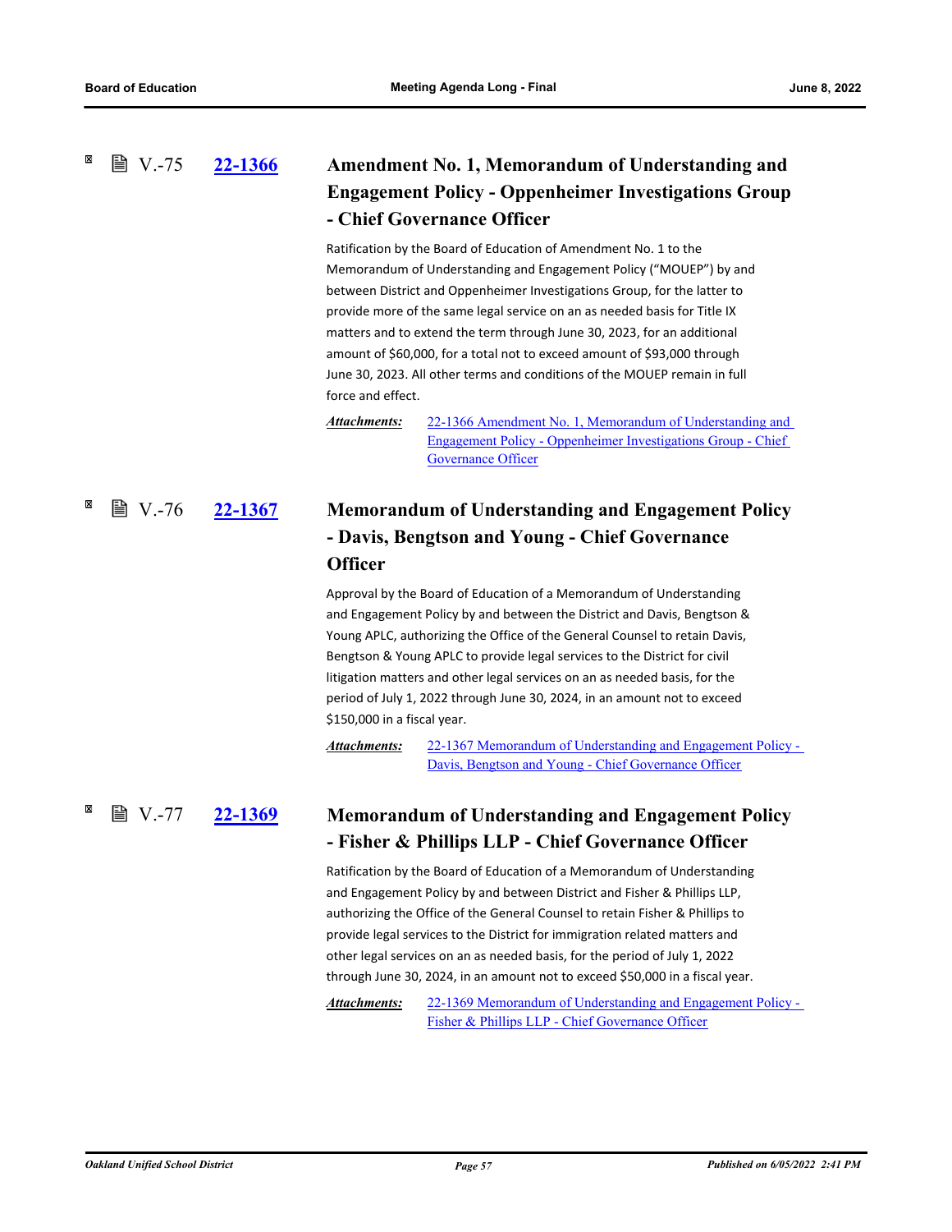### V.-75 [22-1366] Amendment No. 1, Memorandum of Understanding and Engagement Policy - Oppenheimer Investigations Group - Chief Governance Officer

Ratification by the Board of Education of Amendment No. 1 to the Memorandum of Understanding and Engagement Policy ("MOUEP") by and between District and Oppenheimer Investigations Group, for the latter to provide more of the same legal service on an as needed basis for Title IX matters and to extend the term through June 30, 2023, for an additional amount of $60,000, for a total not to exceed amount of $93,000 through June 30, 2023. All other terms and conditions of the MOUEP remain in full force and effect.

***Attachments:*** 22-1366 Amendment No. 1, Memorandum of Understanding and Engagement Policy - Oppenheimer Investigations Group - Chief Governance Officer

### V.-76 [22-1367] Memorandum of Understanding and Engagement Policy - Davis, Bengtson and Young - Chief Governance Officer

Approval by the Board of Education of a Memorandum of Understanding and Engagement Policy by and between the District and Davis, Bengtson & Young APLC, authorizing the Office of the General Counsel to retain Davis, Bengtson & Young APLC to provide legal services to the District for civil litigation matters and other legal services on an as needed basis, for the period of July 1, 2022 through June 30, 2024, in an amount not to exceed $150,000 in a fiscal year.

***Attachments:*** 22-1367 Memorandum of Understanding and Engagement Policy - Davis, Bengtson and Young - Chief Governance Officer

### V.-77 [22-1369] Memorandum of Understanding and Engagement Policy - Fisher & Phillips LLP - Chief Governance Officer

Ratification by the Board of Education of a Memorandum of Understanding and Engagement Policy by and between District and Fisher & Phillips LLP, authorizing the Office of the General Counsel to retain Fisher & Phillips to provide legal services to the District for immigration related matters and other legal services on an as needed basis, for the period of July 1, 2022 through June 30, 2024, in an amount not to exceed $50,000 in a fiscal year.

***Attachments:*** 22-1369 Memorandum of Understanding and Engagement Policy - Fisher & Phillips LLP - Chief Governance Officer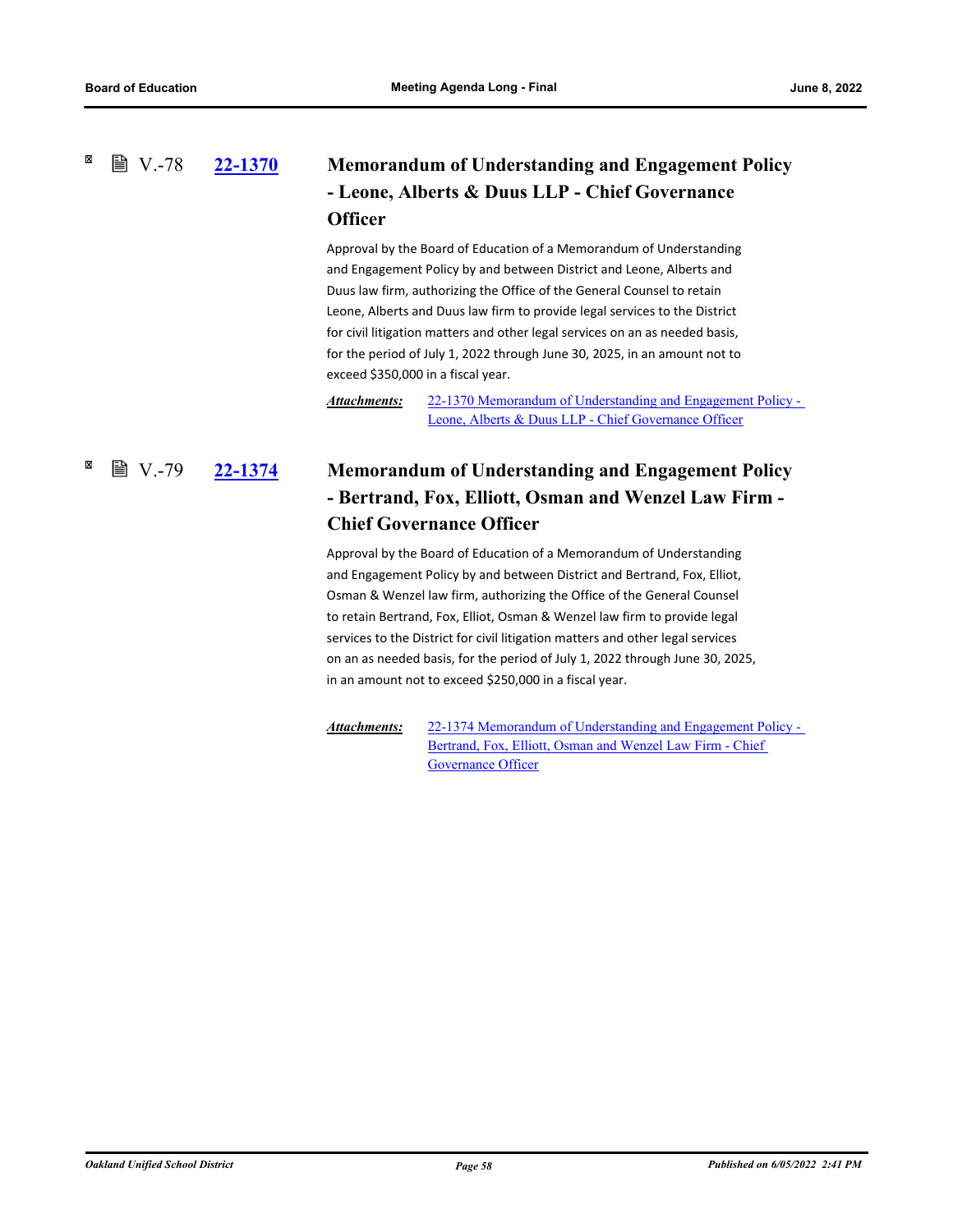### V.-78 22-1370 Memorandum of Understanding and Engagement Policy - Leone, Alberts & Duus LLP - Chief Governance Officer

Approval by the Board of Education of a Memorandum of Understanding and Engagement Policy by and between District and Leone, Alberts and Duus law firm, authorizing the Office of the General Counsel to retain Leone, Alberts and Duus law firm to provide legal services to the District for civil litigation matters and other legal services on an as needed basis, for the period of July 1, 2022 through June 30, 2025, in an amount not to exceed $350,000 in a fiscal year.

***Attachments:*** 22-1370 Memorandum of Understanding and Engagement Policy - Leone, Alberts & Duus LLP - Chief Governance Officer

### V.-79 22-1374 Memorandum of Understanding and Engagement Policy - Bertrand, Fox, Elliott, Osman and Wenzel Law Firm - Chief Governance Officer

Approval by the Board of Education of a Memorandum of Understanding and Engagement Policy by and between District and Bertrand, Fox, Elliot, Osman & Wenzel law firm, authorizing the Office of the General Counsel to retain Bertrand, Fox, Elliot, Osman & Wenzel law firm to provide legal services to the District for civil litigation matters and other legal services on an as needed basis, for the period of July 1, 2022 through June 30, 2025, in an amount not to exceed $250,000 in a fiscal year.

***Attachments:*** 22-1374 Memorandum of Understanding and Engagement Policy - Bertrand, Fox, Elliott, Osman and Wenzel Law Firm - Chief Governance Officer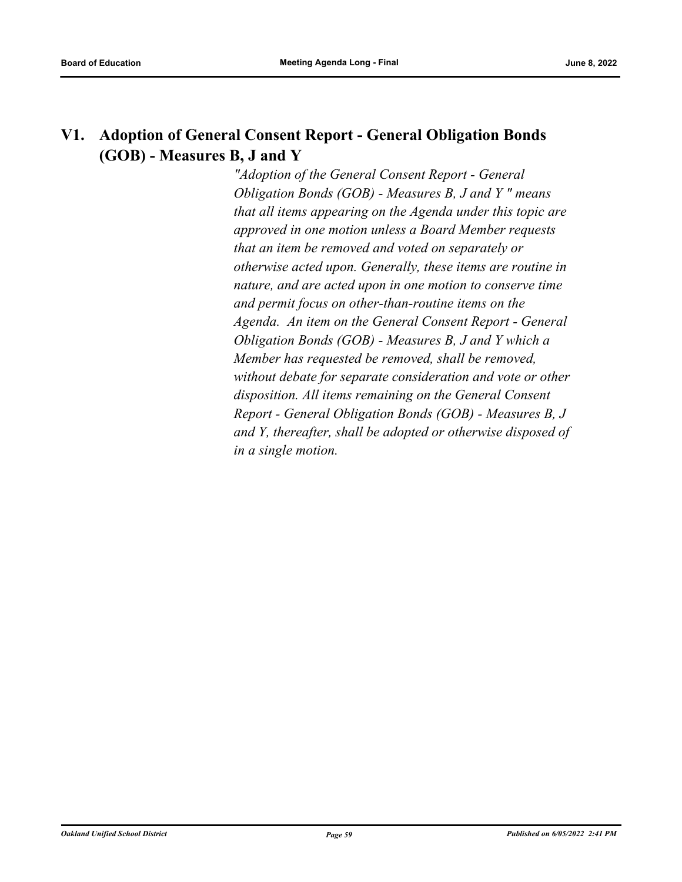## V1. Adoption of General Consent Report - General Obligation Bonds (GOB) - Measures B, J and Y

*"Adoption of the General Consent Report - General Obligation Bonds (GOB) - Measures B, J and Y " means that all items appearing on the Agenda under this topic are approved in one motion unless a Board Member requests that an item be removed and voted on separately or otherwise acted upon. Generally, these items are routine in nature, and are acted upon in one motion to conserve time and permit focus on other-than-routine items on the Agenda. An item on the General Consent Report - General Obligation Bonds (GOB) - Measures B, J and Y which a Member has requested be removed, shall be removed, without debate for separate consideration and vote or other disposition. All items remaining on the General Consent Report - General Obligation Bonds (GOB) - Measures B, J and Y, thereafter, shall be adopted or otherwise disposed of in a single motion.*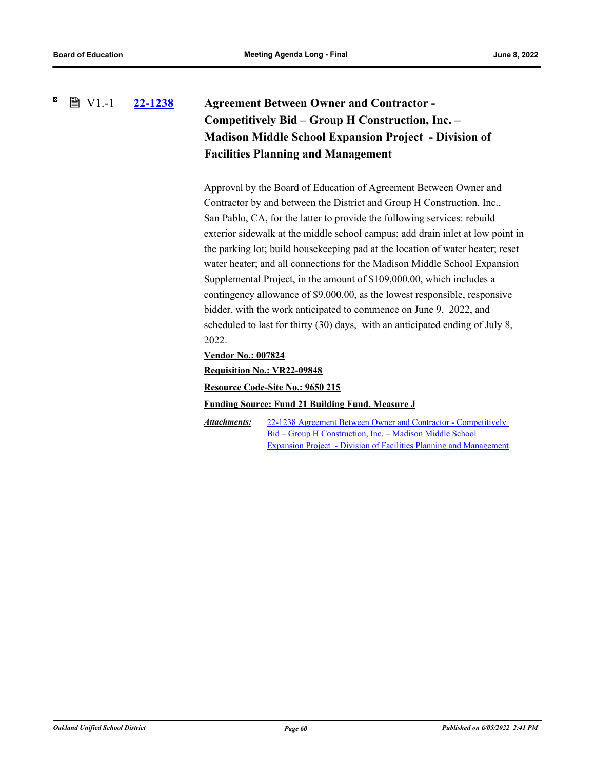V1.-1 **22-1238** **Agreement Between Owner and Contractor - Competitively Bid – Group H Construction, Inc. – Madison Middle School Expansion Project - Division of Facilities Planning and Management**

Approval by the Board of Education of Agreement Between Owner and Contractor by and between the District and Group H Construction, Inc., San Pablo, CA, for the latter to provide the following services: rebuild exterior sidewalk at the middle school campus; add drain inlet at low point in the parking lot; build housekeeping pad at the location of water heater; reset water heater; and all connections for the Madison Middle School Expansion Supplemental Project, in the amount of $109,000.00, which includes a contingency allowance of $9,000.00, as the lowest responsible, responsive bidder, with the work anticipated to commence on June 9, 2022, and scheduled to last for thirty (30) days, with an anticipated ending of July 8, 2022.

**Vendor No.: 007824**

**Requisition No.: VR22-09848**

**Resource Code-Site No.: 9650 215**

**Funding Source: Fund 21 Building Fund, Measure J**

***Attachments:*** 22-1238 Agreement Between Owner and Contractor - Competitively Bid – Group H Construction, Inc. – Madison Middle School Expansion Project - Division of Facilities Planning and Management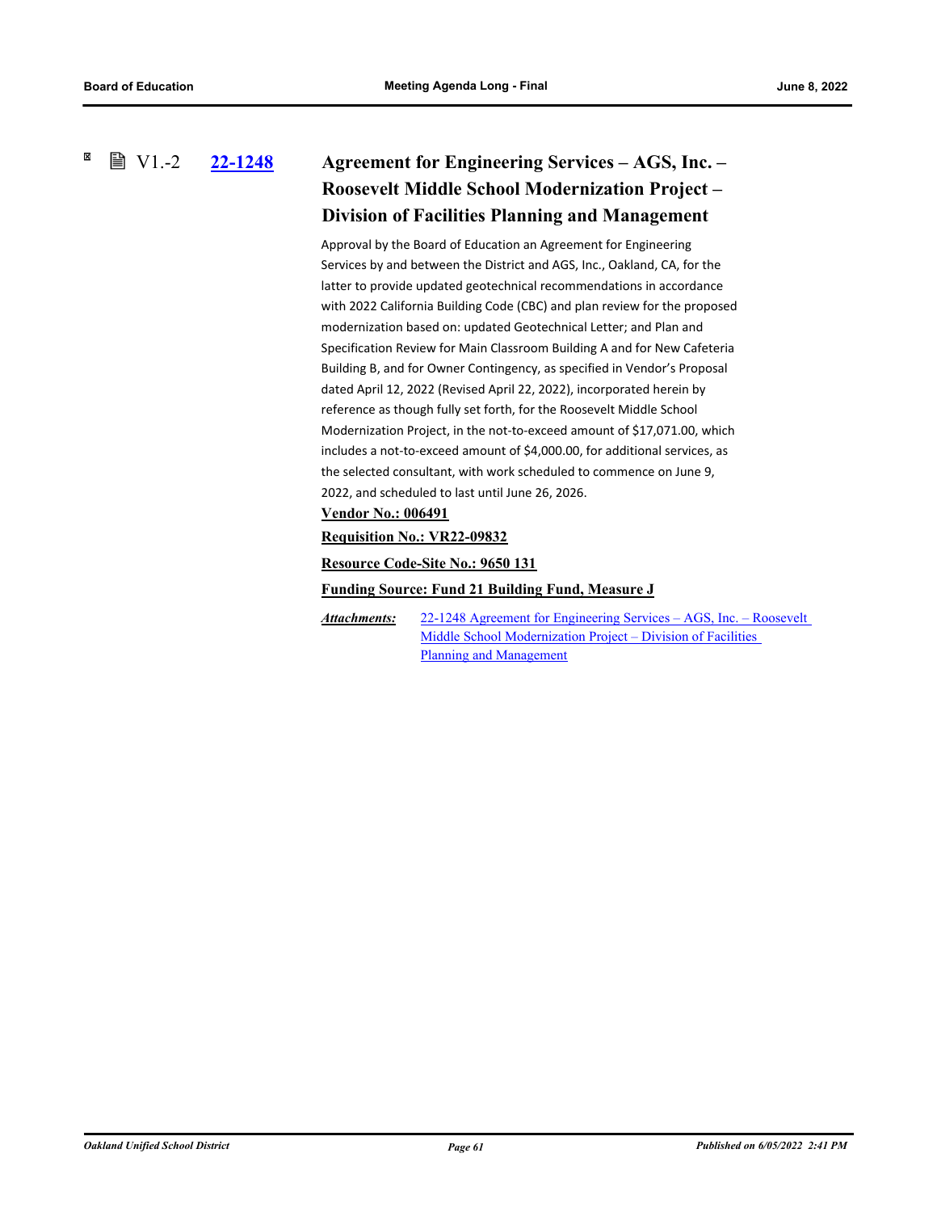### V1.-2 22-1248 Agreement for Engineering Services – AGS, Inc. – Roosevelt Middle School Modernization Project – Division of Facilities Planning and Management

Approval by the Board of Education an Agreement for Engineering Services by and between the District and AGS, Inc., Oakland, CA, for the latter to provide updated geotechnical recommendations in accordance with 2022 California Building Code (CBC) and plan review for the proposed modernization based on: updated Geotechnical Letter; and Plan and Specification Review for Main Classroom Building A and for New Cafeteria Building B, and for Owner Contingency, as specified in Vendor's Proposal dated April 12, 2022 (Revised April 22, 2022), incorporated herein by reference as though fully set forth, for the Roosevelt Middle School Modernization Project, in the not-to-exceed amount of $17,071.00, which includes a not-to-exceed amount of $4,000.00, for additional services, as the selected consultant, with work scheduled to commence on June 9, 2022, and scheduled to last until June 26, 2026.

**Vendor No.: 006491**

**Requisition No.: VR22-09832**

**Resource Code-Site No.: 9650 131**

**Funding Source: Fund 21 Building Fund, Measure J**

***Attachments:*** 22-1248 Agreement for Engineering Services – AGS, Inc. – Roosevelt Middle School Modernization Project – Division of Facilities Planning and Management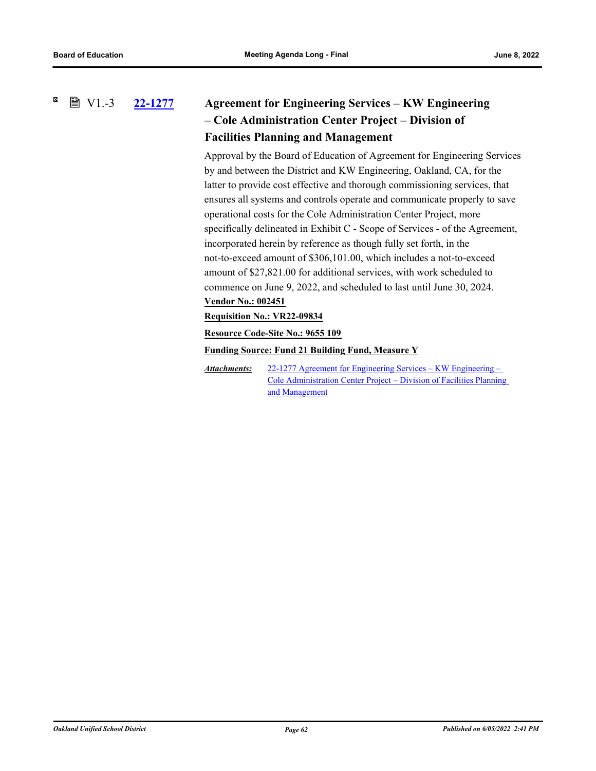V1.-3 **22-1277** 

### Agreement for Engineering Services – KW Engineering – Cole Administration Center Project – Division of Facilities Planning and Management

Approval by the Board of Education of Agreement for Engineering Services by and between the District and KW Engineering, Oakland, CA, for the latter to provide cost effective and thorough commissioning services, that ensures all systems and controls operate and communicate properly to save operational costs for the Cole Administration Center Project, more specifically delineated in Exhibit C - Scope of Services - of the Agreement, incorporated herein by reference as though fully set forth, in the not-to-exceed amount of $306,101.00, which includes a not-to-exceed amount of $27,821.00 for additional services, with work scheduled to commence on June 9, 2022, and scheduled to last until June 30, 2024.

**Vendor No.: 002451**

**Requisition No.: VR22-09834**

**Resource Code-Site No.: 9655 109**

**Funding Source: Fund 21 Building Fund, Measure Y**

***Attachments:*** 22-1277 Agreement for Engineering Services – KW Engineering – Cole Administration Center Project – Division of Facilities Planning and Management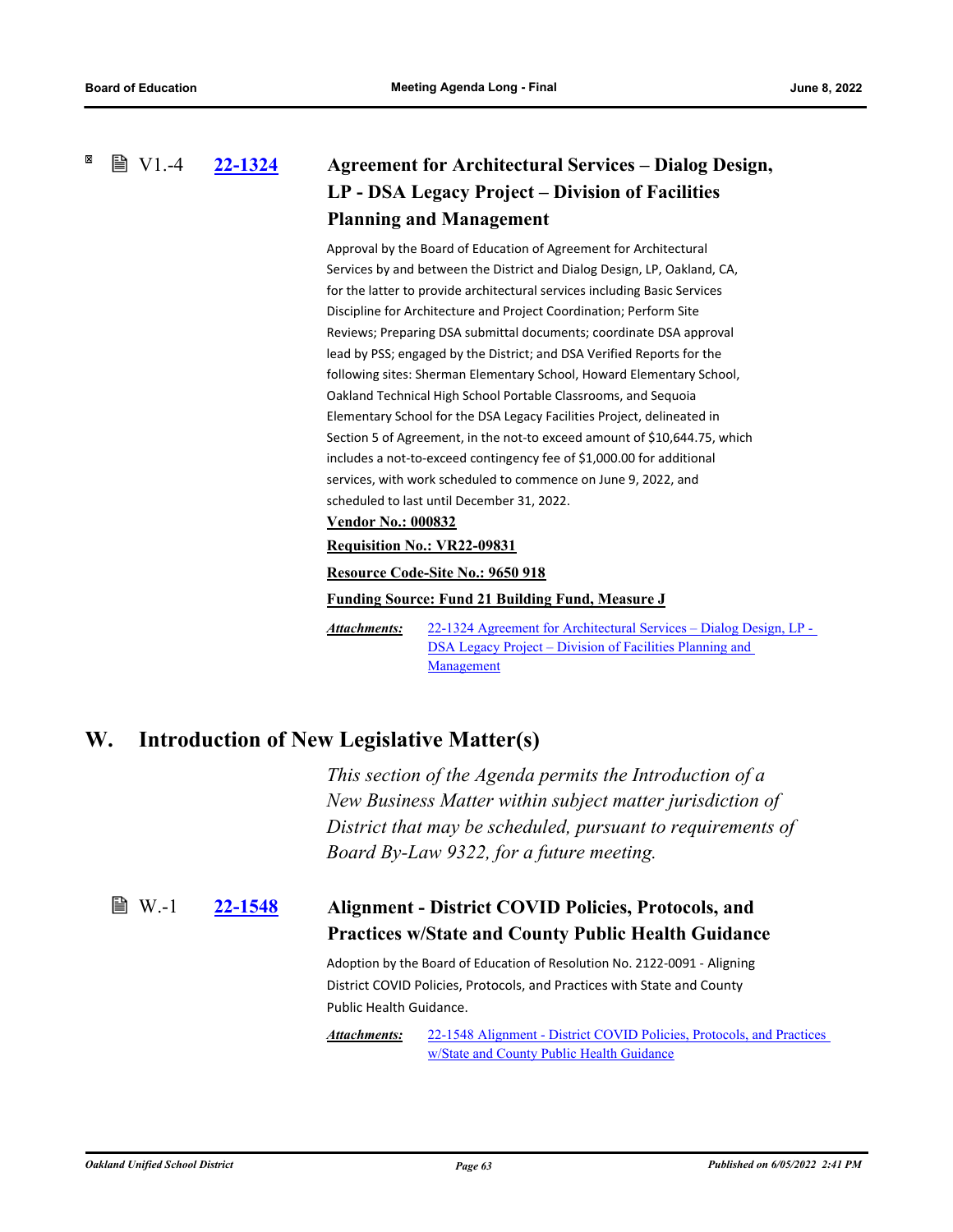### V1.-4 22-1324 Agreement for Architectural Services – Dialog Design, LP - DSA Legacy Project – Division of Facilities Planning and Management

Approval by the Board of Education of Agreement for Architectural Services by and between the District and Dialog Design, LP, Oakland, CA, for the latter to provide architectural services including Basic Services Discipline for Architecture and Project Coordination; Perform Site Reviews; Preparing DSA submittal documents; coordinate DSA approval lead by PSS; engaged by the District; and DSA Verified Reports for the following sites: Sherman Elementary School, Howard Elementary School, Oakland Technical High School Portable Classrooms, and Sequoia Elementary School for the DSA Legacy Facilities Project, delineated in Section 5 of Agreement, in the not-to exceed amount of $10,644.75, which includes a not-to-exceed contingency fee of $1,000.00 for additional services, with work scheduled to commence on June 9, 2022, and scheduled to last until December 31, 2022.

**Vendor No.: 000832**

**Requisition No.: VR22-09831**

**Resource Code-Site No.: 9650 918**

**Funding Source: Fund 21 Building Fund, Measure J**

***Attachments:*** 22-1324 Agreement for Architectural Services – Dialog Design, LP - DSA Legacy Project – Division of Facilities Planning and Management

## W. Introduction of New Legislative Matter(s)

*This section of the Agenda permits the Introduction of a New Business Matter within subject matter jurisdiction of District that may be scheduled, pursuant to requirements of Board By-Law 9322, for a future meeting.*

### W.-1 22-1548 Alignment - District COVID Policies, Protocols, and Practices w/State and County Public Health Guidance

Adoption by the Board of Education of Resolution No. 2122-0091 - Aligning District COVID Policies, Protocols, and Practices with State and County Public Health Guidance.

***Attachments:*** 22-1548 Alignment - District COVID Policies, Protocols, and Practices w/State and County Public Health Guidance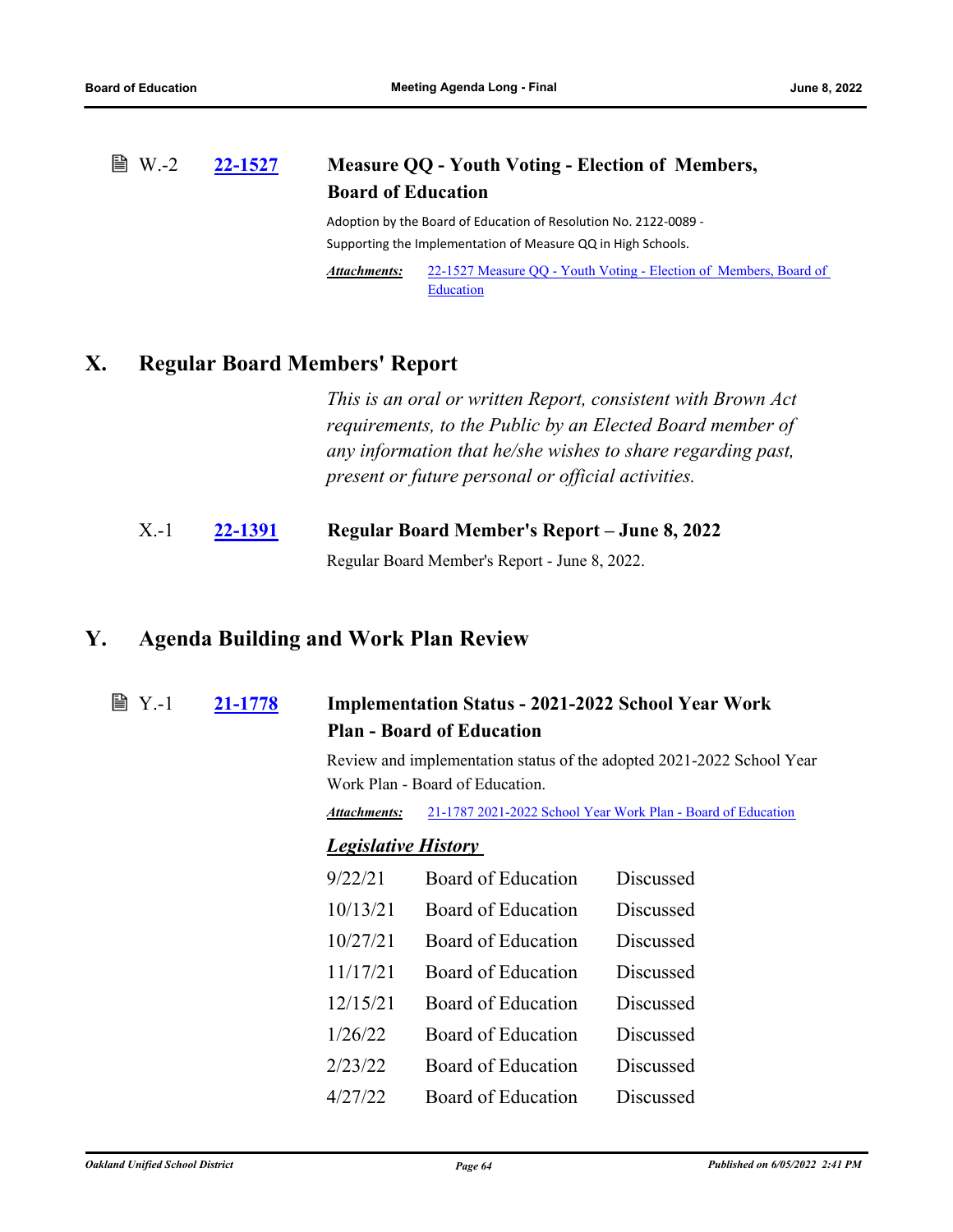W.-2 **22-1527** **Measure QQ - Youth Voting - Election of Members, Board of Education**

Adoption by the Board of Education of Resolution No. 2122-0089 - Supporting the Implementation of Measure QQ in High Schools.

***Attachments:*** 22-1527 Measure QQ - Youth Voting - Election of Members, Board of Education

## X. Regular Board Members' Report

*This is an oral or written Report, consistent with Brown Act requirements, to the Public by an Elected Board member of any information that he/she wishes to share regarding past, present or future personal or official activities.*

X.-1 **22-1391** **Regular Board Member's Report – June 8, 2022**

Regular Board Member's Report - June 8, 2022.

## Y. Agenda Building and Work Plan Review

Y.-1 **21-1778** **Implementation Status - 2021-2022 School Year Work Plan - Board of Education**

Review and implementation status of the adopted 2021-2022 School Year Work Plan - Board of Education.

***Attachments:*** 21-1787 2021-2022 School Year Work Plan - Board of Education

***Legislative History***

| Date | Body | Action |
|---|---|---|
| 9/22/21 | Board of Education | Discussed |
| 10/13/21 | Board of Education | Discussed |
| 10/27/21 | Board of Education | Discussed |
| 11/17/21 | Board of Education | Discussed |
| 12/15/21 | Board of Education | Discussed |
| 1/26/22 | Board of Education | Discussed |
| 2/23/22 | Board of Education | Discussed |
| 4/27/22 | Board of Education | Discussed |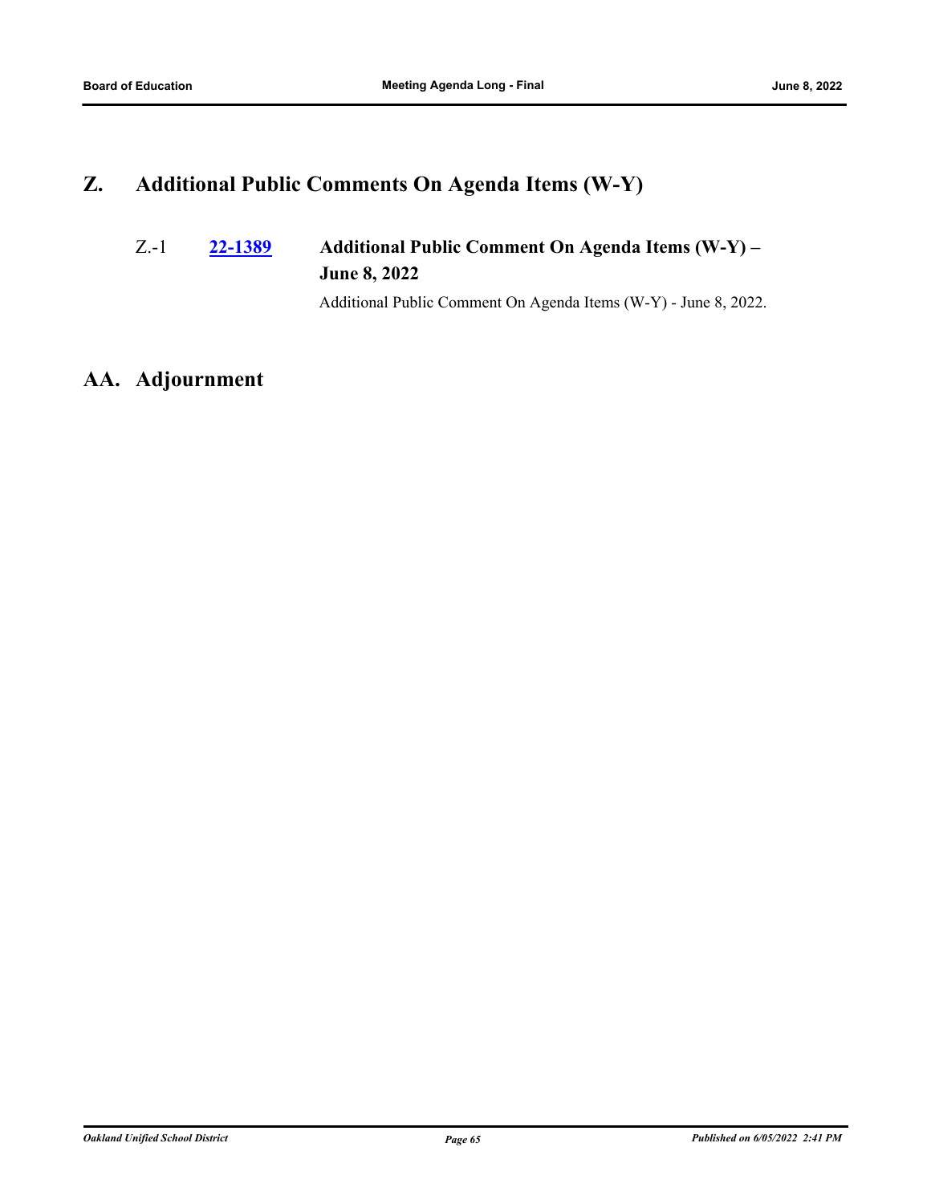## Z. Additional Public Comments On Agenda Items (W-Y)

Z.-1 **22-1389** **Additional Public Comment On Agenda Items (W-Y) – June 8, 2022**

Additional Public Comment On Agenda Items (W-Y) - June 8, 2022.

## AA. Adjournment